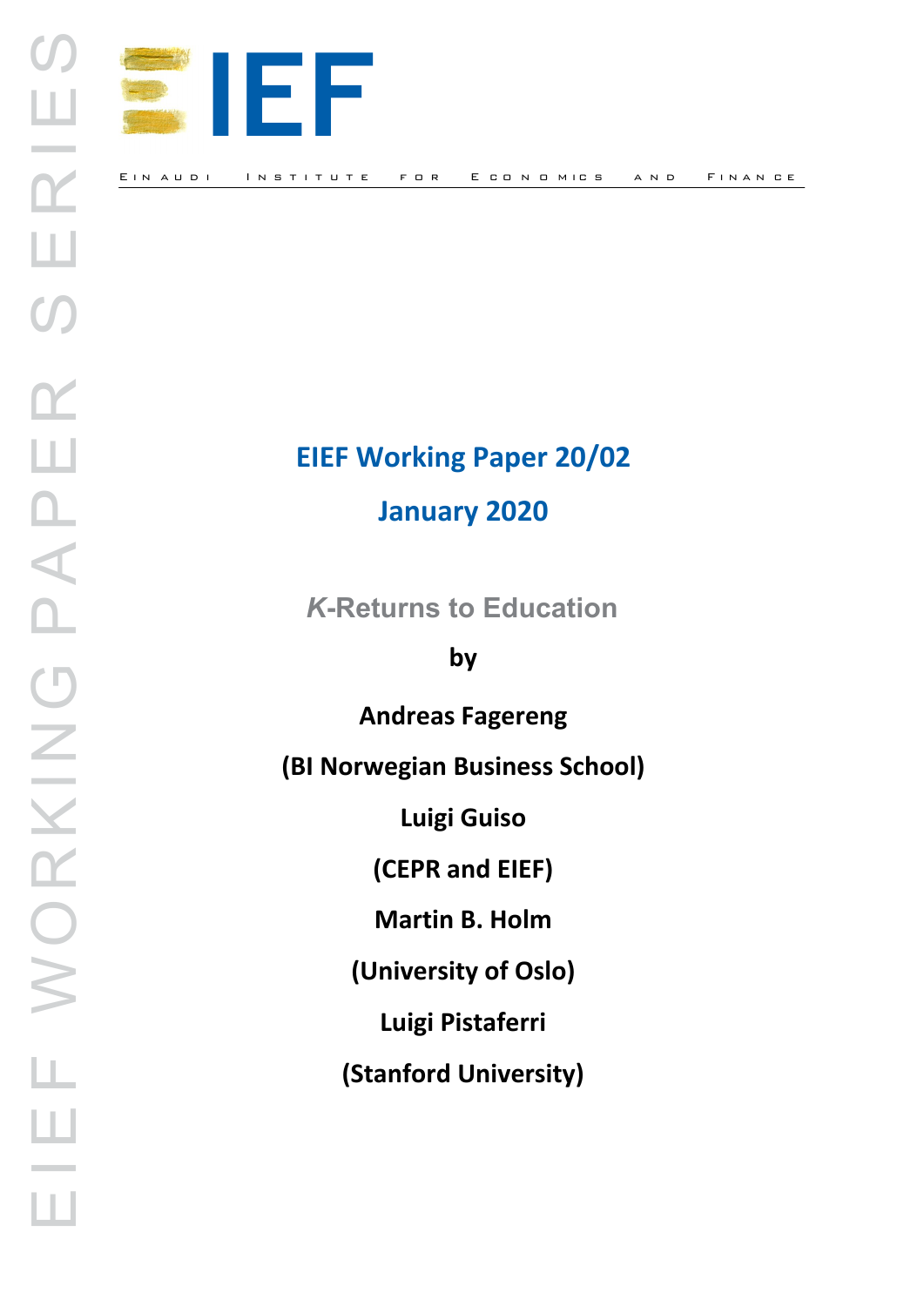EIEF WORKING PAPER SERIES

# IEF

Einaudi Institute for Economics and Finance

**EIEF Working Paper 20/02**

**January 2020**

## *K*-Returns to Education

**by**

**Andreas Fagereng**

**(BI Norwegian Business School)**

**Luigi Guiso**

**(CEPR and EIEF)**

**Martin B. Holm**

**(University of Oslo)**

**Luigi Pistaferri**

**(Stanford University)**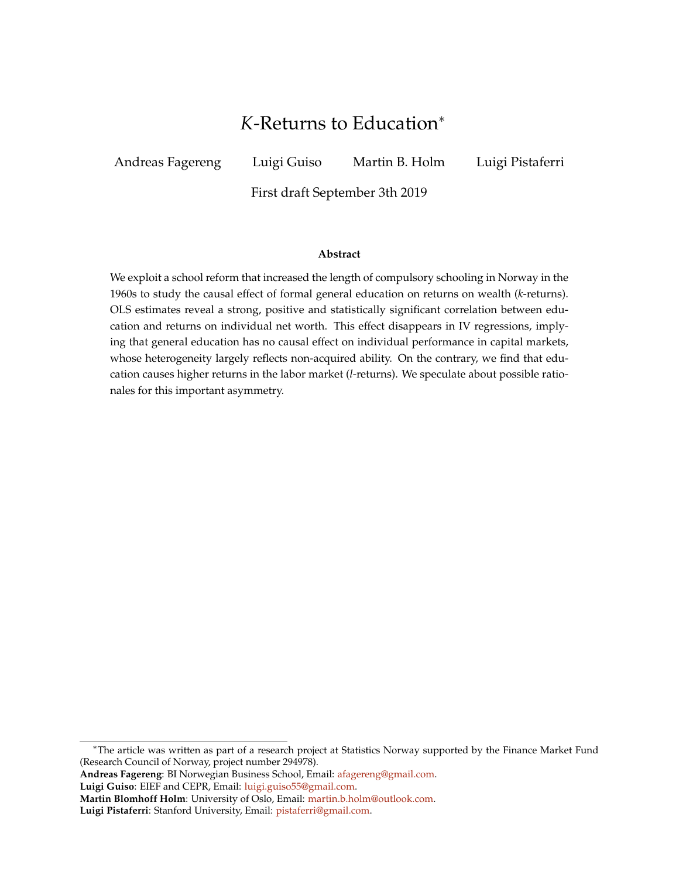# *K*-Returns to Education*

Andreas Fagereng    Luigi Guiso    Martin B. Holm    Luigi Pistaferri

First draft September 3th 2019

**Abstract**

We exploit a school reform that increased the length of compulsory schooling in Norway in the 1960s to study the causal effect of formal general education on returns on wealth (*k*-returns). OLS estimates reveal a strong, positive and statistically significant correlation between education and returns on individual net worth. This effect disappears in IV regressions, implying that general education has no causal effect on individual performance in capital markets, whose heterogeneity largely reflects non-acquired ability. On the contrary, we find that education causes higher returns in the labor market (*l*-returns). We speculate about possible rationales for this important asymmetry.

---

*The article was written as part of a research project at Statistics Norway supported by the Finance Market Fund (Research Council of Norway, project number 294978).

**Andreas Fagereng**: BI Norwegian Business School, Email: afagereng@gmail.com.

**Luigi Guiso**: EIEF and CEPR, Email: luigi.guiso55@gmail.com.

**Martin Blomhoff Holm**: University of Oslo, Email: martin.b.holm@outlook.com.

**Luigi Pistaferri**: Stanford University, Email: pistaferri@gmail.com.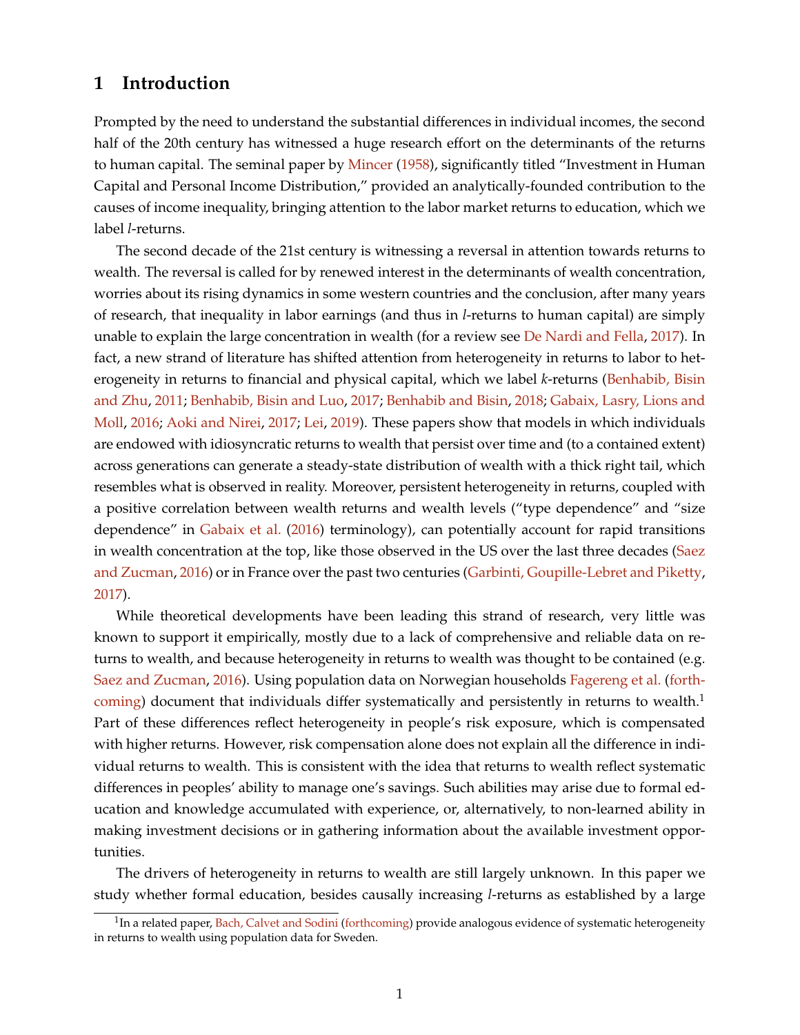# 1 Introduction

Prompted by the need to understand the substantial differences in individual incomes, the second half of the 20th century has witnessed a huge research effort on the determinants of the returns to human capital. The seminal paper by Mincer (1958), significantly titled "Investment in Human Capital and Personal Income Distribution," provided an analytically-founded contribution to the causes of income inequality, bringing attention to the labor market returns to education, which we label *l*-returns.

The second decade of the 21st century is witnessing a reversal in attention towards returns to wealth. The reversal is called for by renewed interest in the determinants of wealth concentration, worries about its rising dynamics in some western countries and the conclusion, after many years of research, that inequality in labor earnings (and thus in *l*-returns to human capital) are simply unable to explain the large concentration in wealth (for a review see De Nardi and Fella, 2017). In fact, a new strand of literature has shifted attention from heterogeneity in returns to labor to heterogeneity in returns to financial and physical capital, which we label *k*-returns (Benhabib, Bisin and Zhu, 2011; Benhabib, Bisin and Luo, 2017; Benhabib and Bisin, 2018; Gabaix, Lasry, Lions and Moll, 2016; Aoki and Nirei, 2017; Lei, 2019). These papers show that models in which individuals are endowed with idiosyncratic returns to wealth that persist over time and (to a contained extent) across generations can generate a steady-state distribution of wealth with a thick right tail, which resembles what is observed in reality. Moreover, persistent heterogeneity in returns, coupled with a positive correlation between wealth returns and wealth levels ("type dependence" and "size dependence" in Gabaix et al. (2016) terminology), can potentially account for rapid transitions in wealth concentration at the top, like those observed in the US over the last three decades (Saez and Zucman, 2016) or in France over the past two centuries (Garbinti, Goupille-Lebret and Piketty, 2017).

While theoretical developments have been leading this strand of research, very little was known to support it empirically, mostly due to a lack of comprehensive and reliable data on returns to wealth, and because heterogeneity in returns to wealth was thought to be contained (e.g. Saez and Zucman, 2016). Using population data on Norwegian households Fagereng et al. (forthcoming) document that individuals differ systematically and persistently in returns to wealth.[1] Part of these differences reflect heterogeneity in people's risk exposure, which is compensated with higher returns. However, risk compensation alone does not explain all the difference in individual returns to wealth. This is consistent with the idea that returns to wealth reflect systematic differences in peoples' ability to manage one's savings. Such abilities may arise due to formal education and knowledge accumulated with experience, or, alternatively, to non-learned ability in making investment decisions or in gathering information about the available investment opportunities.

The drivers of heterogeneity in returns to wealth are still largely unknown. In this paper we study whether formal education, besides causally increasing *l*-returns as established by a large

[1] In a related paper, Bach, Calvet and Sodini (forthcoming) provide analogous evidence of systematic heterogeneity in returns to wealth using population data for Sweden.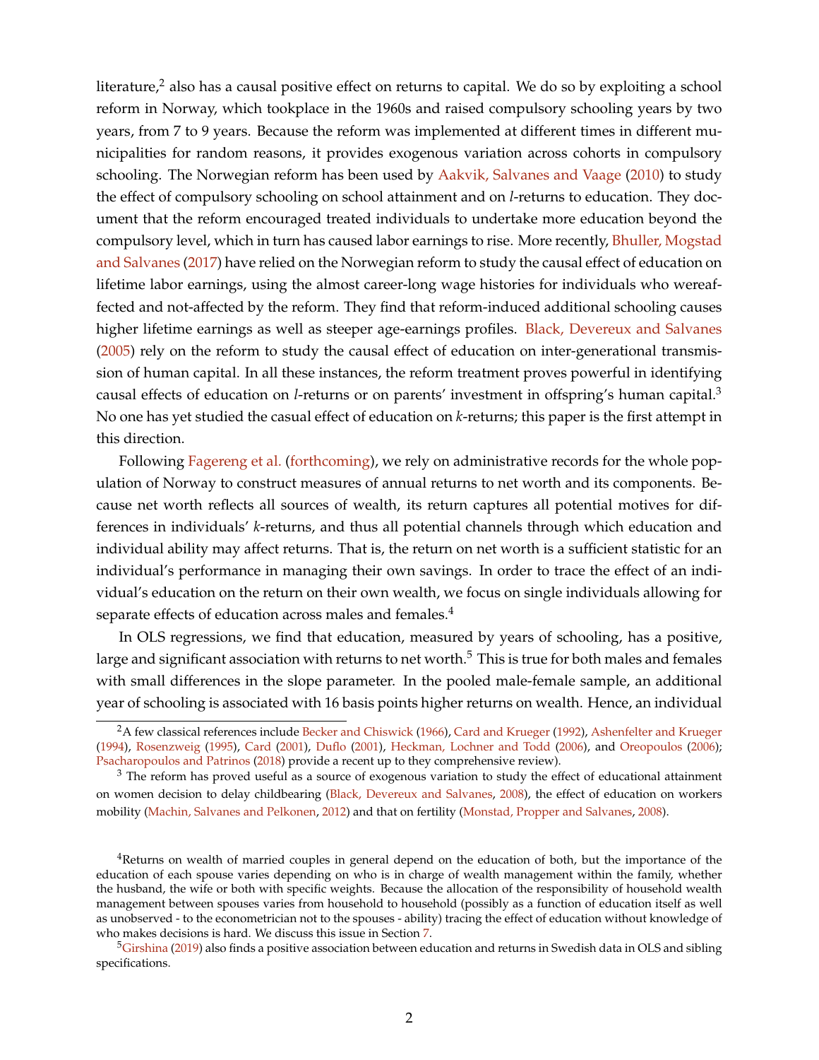literature,[2] also has a causal positive effect on returns to capital. We do so by exploiting a school reform in Norway, which tookplace in the 1960s and raised compulsory schooling years by two years, from 7 to 9 years. Because the reform was implemented at different times in different municipalities for random reasons, it provides exogenous variation across cohorts in compulsory schooling. The Norwegian reform has been used by Aakvik, Salvanes and Vaage (2010) to study the effect of compulsory schooling on school attainment and on *l*-returns to education. They document that the reform encouraged treated individuals to undertake more education beyond the compulsory level, which in turn has caused labor earnings to rise. More recently, Bhuller, Mogstad and Salvanes (2017) have relied on the Norwegian reform to study the causal effect of education on lifetime labor earnings, using the almost career-long wage histories for individuals who wereaffected and not-affected by the reform. They find that reform-induced additional schooling causes higher lifetime earnings as well as steeper age-earnings profiles. Black, Devereux and Salvanes (2005) rely on the reform to study the causal effect of education on inter-generational transmission of human capital. In all these instances, the reform treatment proves powerful in identifying causal effects of education on *l*-returns or on parents' investment in offspring's human capital.[3] No one has yet studied the casual effect of education on *k*-returns; this paper is the first attempt in this direction.

Following Fagereng et al. (forthcoming), we rely on administrative records for the whole population of Norway to construct measures of annual returns to net worth and its components. Because net worth reflects all sources of wealth, its return captures all potential motives for differences in individuals' *k*-returns, and thus all potential channels through which education and individual ability may affect returns. That is, the return on net worth is a sufficient statistic for an individual's performance in managing their own savings. In order to trace the effect of an individual's education on the return on their own wealth, we focus on single individuals allowing for separate effects of education across males and females.[4]

In OLS regressions, we find that education, measured by years of schooling, has a positive, large and significant association with returns to net worth.[5] This is true for both males and females with small differences in the slope parameter. In the pooled male-female sample, an additional year of schooling is associated with 16 basis points higher returns on wealth. Hence, an individual

---

[2] A few classical references include Becker and Chiswick (1966), Card and Krueger (1992), Ashenfelter and Krueger (1994), Rosenzweig (1995), Card (2001), Duflo (2001), Heckman, Lochner and Todd (2006), and Oreopoulos (2006); Psacharopoulos and Patrinos (2018) provide a recent up to they comprehensive review).

[3] The reform has proved useful as a source of exogenous variation to study the effect of educational attainment on women decision to delay childbearing (Black, Devereux and Salvanes, 2008), the effect of education on workers mobility (Machin, Salvanes and Pelkonen, 2012) and that on fertility (Monstad, Propper and Salvanes, 2008).

[4] Returns on wealth of married couples in general depend on the education of both, but the importance of the education of each spouse varies depending on who is in charge of wealth management within the family, whether the husband, the wife or both with specific weights. Because the allocation of the responsibility of household wealth management between spouses varies from household to household (possibly as a function of education itself as well as unobserved - to the econometrician not to the spouses - ability) tracing the effect of education without knowledge of who makes decisions is hard. We discuss this issue in Section 7.

[5] Girshina (2019) also finds a positive association between education and returns in Swedish data in OLS and sibling specifications.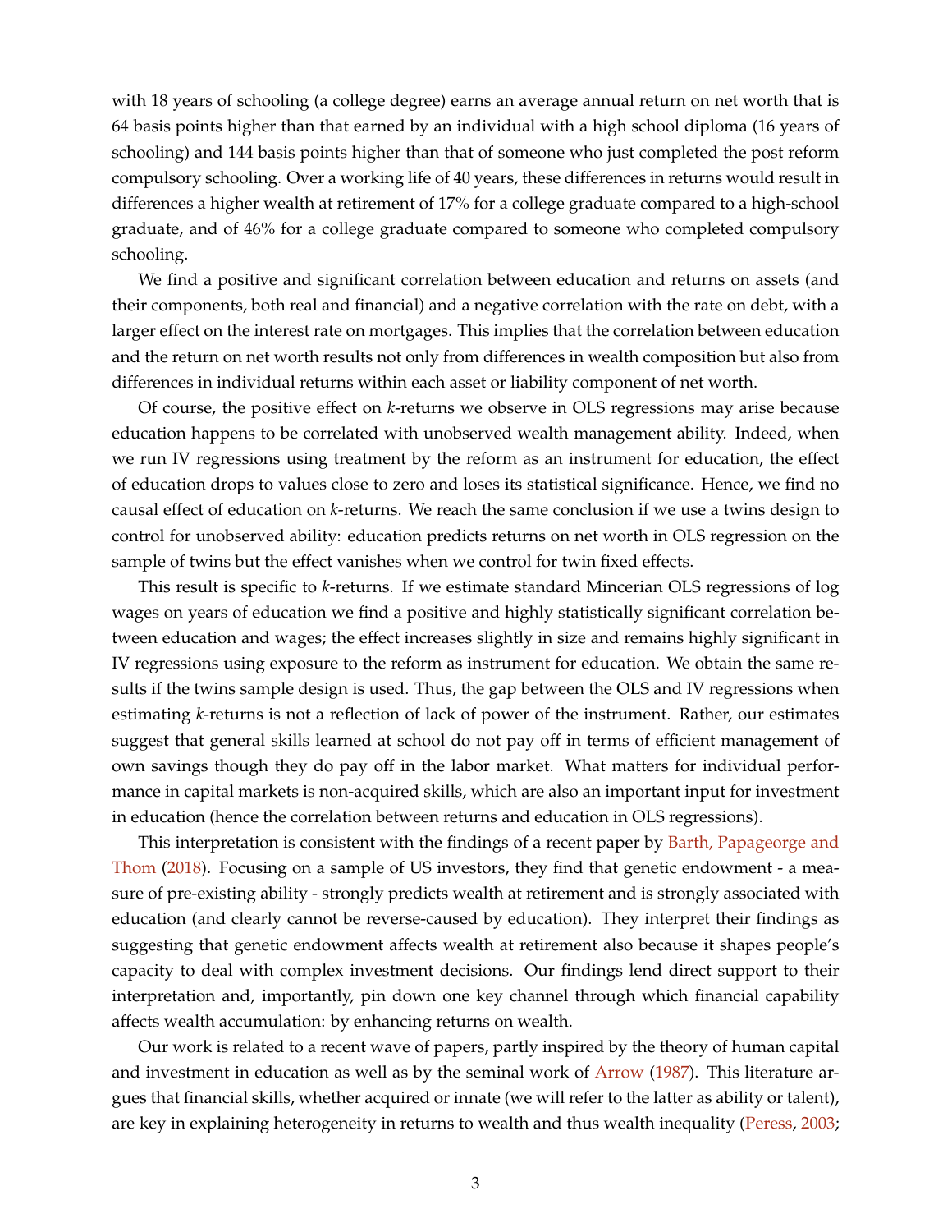with 18 years of schooling (a college degree) earns an average annual return on net worth that is 64 basis points higher than that earned by an individual with a high school diploma (16 years of schooling) and 144 basis points higher than that of someone who just completed the post reform compulsory schooling. Over a working life of 40 years, these differences in returns would result in differences a higher wealth at retirement of 17% for a college graduate compared to a high-school graduate, and of 46% for a college graduate compared to someone who completed compulsory schooling.

We find a positive and significant correlation between education and returns on assets (and their components, both real and financial) and a negative correlation with the rate on debt, with a larger effect on the interest rate on mortgages. This implies that the correlation between education and the return on net worth results not only from differences in wealth composition but also from differences in individual returns within each asset or liability component of net worth.

Of course, the positive effect on *k*-returns we observe in OLS regressions may arise because education happens to be correlated with unobserved wealth management ability. Indeed, when we run IV regressions using treatment by the reform as an instrument for education, the effect of education drops to values close to zero and loses its statistical significance. Hence, we find no causal effect of education on *k*-returns. We reach the same conclusion if we use a twins design to control for unobserved ability: education predicts returns on net worth in OLS regression on the sample of twins but the effect vanishes when we control for twin fixed effects.

This result is specific to *k*-returns. If we estimate standard Mincerian OLS regressions of log wages on years of education we find a positive and highly statistically significant correlation between education and wages; the effect increases slightly in size and remains highly significant in IV regressions using exposure to the reform as instrument for education. We obtain the same results if the twins sample design is used. Thus, the gap between the OLS and IV regressions when estimating *k*-returns is not a reflection of lack of power of the instrument. Rather, our estimates suggest that general skills learned at school do not pay off in terms of efficient management of own savings though they do pay off in the labor market. What matters for individual performance in capital markets is non-acquired skills, which are also an important input for investment in education (hence the correlation between returns and education in OLS regressions).

This interpretation is consistent with the findings of a recent paper by Barth, Papageorge and Thom (2018). Focusing on a sample of US investors, they find that genetic endowment - a measure of pre-existing ability - strongly predicts wealth at retirement and is strongly associated with education (and clearly cannot be reverse-caused by education). They interpret their findings as suggesting that genetic endowment affects wealth at retirement also because it shapes people's capacity to deal with complex investment decisions. Our findings lend direct support to their interpretation and, importantly, pin down one key channel through which financial capability affects wealth accumulation: by enhancing returns on wealth.

Our work is related to a recent wave of papers, partly inspired by the theory of human capital and investment in education as well as by the seminal work of Arrow (1987). This literature argues that financial skills, whether acquired or innate (we will refer to the latter as ability or talent), are key in explaining heterogeneity in returns to wealth and thus wealth inequality (Peress, 2003;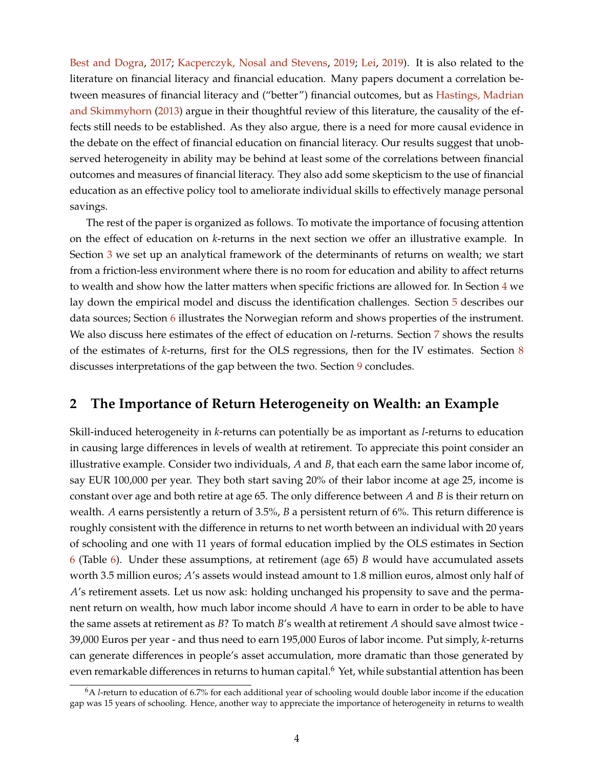Best and Dogra, 2017; Kacperczyk, Nosal and Stevens, 2019; Lei, 2019). It is also related to the literature on financial literacy and financial education. Many papers document a correlation between measures of financial literacy and ("better") financial outcomes, but as Hastings, Madrian and Skimmyhorn (2013) argue in their thoughtful review of this literature, the causality of the effects still needs to be established. As they also argue, there is a need for more causal evidence in the debate on the effect of financial education on financial literacy. Our results suggest that unobserved heterogeneity in ability may be behind at least some of the correlations between financial outcomes and measures of financial literacy. They also add some skepticism to the use of financial education as an effective policy tool to ameliorate individual skills to effectively manage personal savings.

The rest of the paper is organized as follows. To motivate the importance of focusing attention on the effect of education on *k*-returns in the next section we offer an illustrative example. In Section 3 we set up an analytical framework of the determinants of returns on wealth; we start from a friction-less environment where there is no room for education and ability to affect returns to wealth and show how the latter matters when specific frictions are allowed for. In Section 4 we lay down the empirical model and discuss the identification challenges. Section 5 describes our data sources; Section 6 illustrates the Norwegian reform and shows properties of the instrument. We also discuss here estimates of the effect of education on *l*-returns. Section 7 shows the results of the estimates of *k*-returns, first for the OLS regressions, then for the IV estimates. Section 8 discusses interpretations of the gap between the two. Section 9 concludes.

## 2 The Importance of Return Heterogeneity on Wealth: an Example

Skill-induced heterogeneity in *k*-returns can potentially be as important as *l*-returns to education in causing large differences in levels of wealth at retirement. To appreciate this point consider an illustrative example. Consider two individuals, *A* and *B*, that each earn the same labor income of, say EUR 100,000 per year. They both start saving 20% of their labor income at age 25, income is constant over age and both retire at age 65. The only difference between *A* and *B* is their return on wealth. *A* earns persistently a return of 3.5%, *B* a persistent return of 6%. This return difference is roughly consistent with the difference in returns to net worth between an individual with 20 years of schooling and one with 11 years of formal education implied by the OLS estimates in Section 6 (Table 6). Under these assumptions, at retirement (age 65) *B* would have accumulated assets worth 3.5 million euros; *A*'s assets would instead amount to 1.8 million euros, almost only half of *A*'s retirement assets. Let us now ask: holding unchanged his propensity to save and the permanent return on wealth, how much labor income should *A* have to earn in order to be able to have the same assets at retirement as *B*? To match *B*'s wealth at retirement *A* should save almost twice - 39,000 Euros per year - and thus need to earn 195,000 Euros of labor income. Put simply, *k*-returns can generate differences in people's asset accumulation, more dramatic than those generated by even remarkable differences in returns to human capital.[6] Yet, while substantial attention has been

[6] A *l*-return to education of 6.7% for each additional year of schooling would double labor income if the education gap was 15 years of schooling. Hence, another way to appreciate the importance of heterogeneity in returns to wealth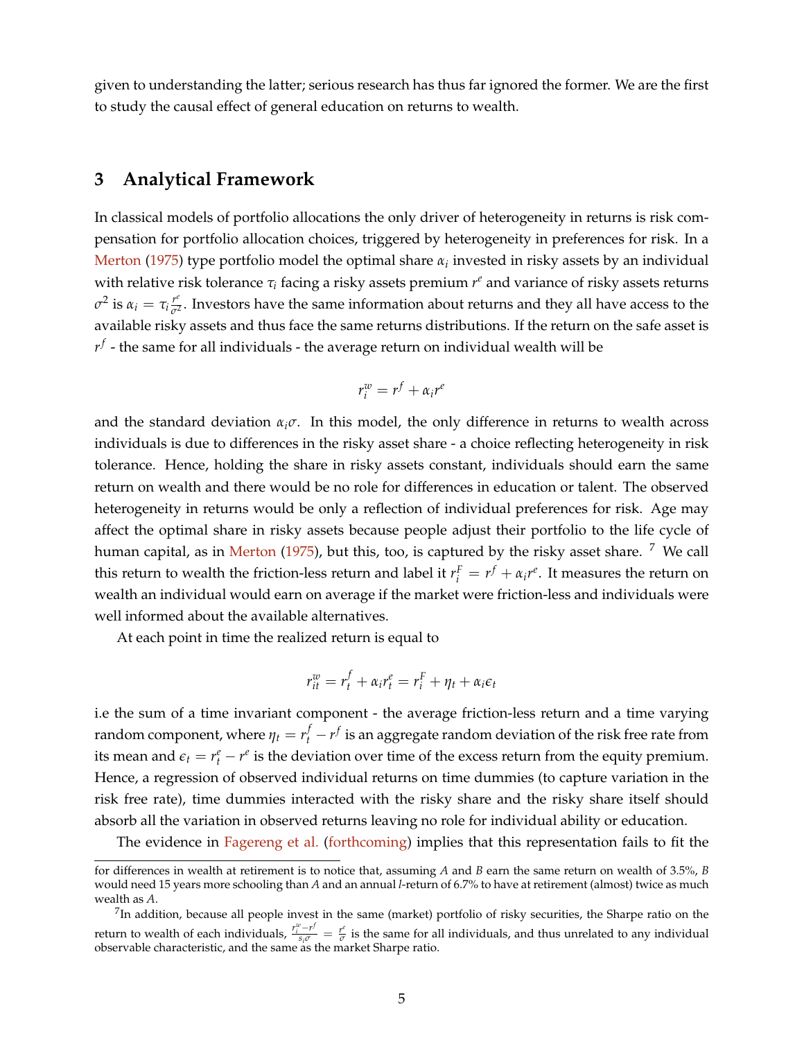given to understanding the latter; serious research has thus far ignored the former. We are the first to study the causal effect of general education on returns to wealth.

## 3 Analytical Framework

In classical models of portfolio allocations the only driver of heterogeneity in returns is risk compensation for portfolio allocation choices, triggered by heterogeneity in preferences for risk. In a Merton (1975) type portfolio model the optimal share $\alpha_i$ invested in risky assets by an individual with relative risk tolerance $\tau_i$ facing a risky assets premium $r^e$ and variance of risky assets returns $\sigma^2$ is $\alpha_i = \tau_i \frac{r^e}{\sigma^2}$. Investors have the same information about returns and they all have access to the available risky assets and thus face the same returns distributions. If the return on the safe asset is $r^f$ - the same for all individuals - the average return on individual wealth will be

$$r_i^w = r^f + \alpha_i r^e$$

and the standard deviation $\alpha_i \sigma$. In this model, the only difference in returns to wealth across individuals is due to differences in the risky asset share - a choice reflecting heterogeneity in risk tolerance. Hence, holding the share in risky assets constant, individuals should earn the same return on wealth and there would be no role for differences in education or talent. The observed heterogeneity in returns would be only a reflection of individual preferences for risk. Age may affect the optimal share in risky assets because people adjust their portfolio to the life cycle of human capital, as in Merton (1975), but this, too, is captured by the risky asset share. [7] We call this return to wealth the friction-less return and label it $r_i^F = r^f + \alpha_i r^e$. It measures the return on wealth an individual would earn on average if the market were friction-less and individuals were well informed about the available alternatives.

At each point in time the realized return is equal to

$$r_{it}^w = r_t^f + \alpha_i r_t^e = r_i^F + \eta_t + \alpha_i \epsilon_t$$

i.e the sum of a time invariant component - the average friction-less return and a time varying random component, where $\eta_t = r_t^f - r^f$ is an aggregate random deviation of the risk free rate from its mean and $\epsilon_t = r_t^e - r^e$ is the deviation over time of the excess return from the equity premium. Hence, a regression of observed individual returns on time dummies (to capture variation in the risk free rate), time dummies interacted with the risky share and the risky share itself should absorb all the variation in observed returns leaving no role for individual ability or education.

The evidence in Fagereng et al. (forthcoming) implies that this representation fails to fit the

---

for differences in wealth at retirement is to notice that, assuming $A$ and $B$ earn the same return on wealth of 3.5%, $B$ would need 15 years more schooling than $A$ and an annual $l$-return of 6.7% to have at retirement (almost) twice as much wealth as $A$.

[7] In addition, because all people invest in the same (market) portfolio of risky securities, the Sharpe ratio on the return to wealth of each individuals, $\frac{r_i^w - r^f}{s_i \sigma} = \frac{r^e}{\sigma}$ is the same for all individuals, and thus unrelated to any individual observable characteristic, and the same as the market Sharpe ratio.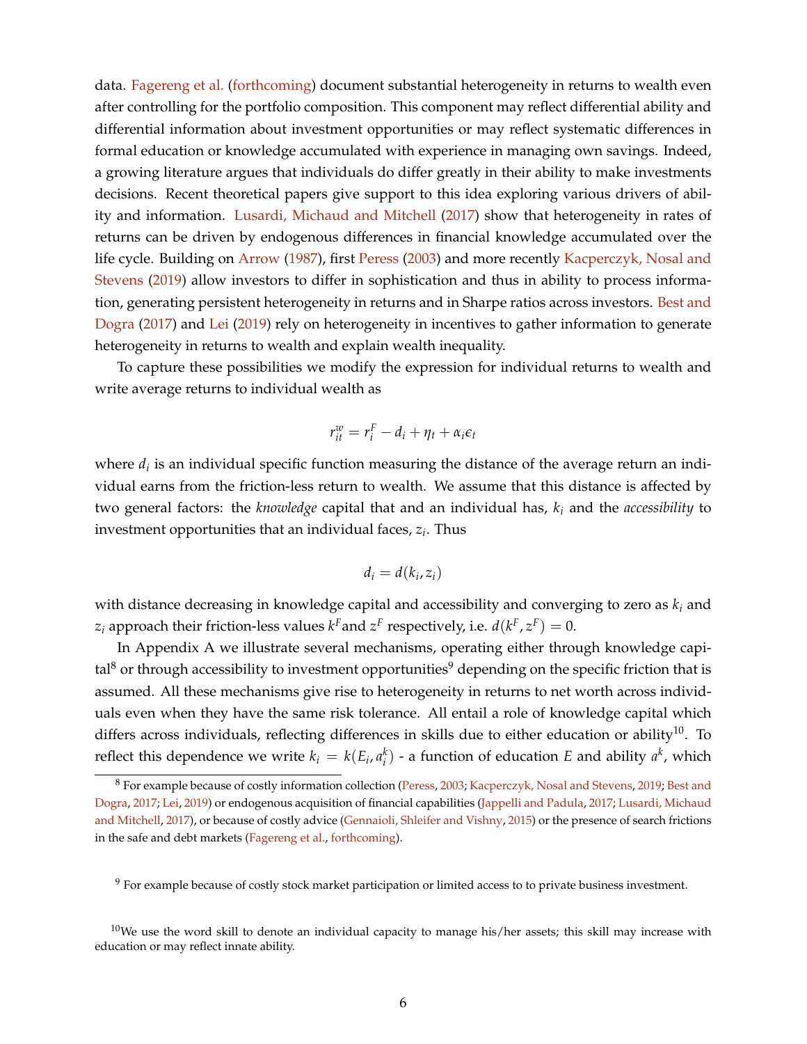data. Fagereng et al. (forthcoming) document substantial heterogeneity in returns to wealth even after controlling for the portfolio composition. This component may reflect differential ability and differential information about investment opportunities or may reflect systematic differences in formal education or knowledge accumulated with experience in managing own savings. Indeed, a growing literature argues that individuals do differ greatly in their ability to make investments decisions. Recent theoretical papers give support to this idea exploring various drivers of ability and information. Lusardi, Michaud and Mitchell (2017) show that heterogeneity in rates of returns can be driven by endogenous differences in financial knowledge accumulated over the life cycle. Building on Arrow (1987), first Peress (2003) and more recently Kacperczyk, Nosal and Stevens (2019) allow investors to differ in sophistication and thus in ability to process information, generating persistent heterogeneity in returns and in Sharpe ratios across investors. Best and Dogra (2017) and Lei (2019) rely on heterogeneity in incentives to gather information to generate heterogeneity in returns to wealth and explain wealth inequality.

To capture these possibilities we modify the expression for individual returns to wealth and write average returns to individual wealth as

$$r^w_{it} = r^F_i - d_i + \eta_t + \alpha_i \epsilon_t$$

where $d_i$ is an individual specific function measuring the distance of the average return an individual earns from the friction-less return to wealth. We assume that this distance is affected by two general factors: the *knowledge* capital that and an individual has, $k_i$ and the *accessibility* to investment opportunities that an individual faces, $z_i$. Thus

$$d_i = d(k_i, z_i)$$

with distance decreasing in knowledge capital and accessibility and converging to zero as $k_i$ and $z_i$ approach their friction-less values $k^F$and $z^F$ respectively, i.e. $d(k^F, z^F) = 0$.

In Appendix A we illustrate several mechanisms, operating either through knowledge capital[8] or through accessibility to investment opportunities[9] depending on the specific friction that is assumed. All these mechanisms give rise to heterogeneity in returns to net worth across individuals even when they have the same risk tolerance. All entail a role of knowledge capital which differs across individuals, reflecting differences in skills due to either education or ability[10]. To reflect this dependence we write $k_i = k(E_i, a^k_i)$ - a function of education $E$ and ability $a^k$, which

[8] For example because of costly information collection (Peress, 2003; Kacperczyk, Nosal and Stevens, 2019; Best and Dogra, 2017; Lei, 2019) or endogenous acquisition of financial capabilities (Jappelli and Padula, 2017; Lusardi, Michaud and Mitchell, 2017), or because of costly advice (Gennaioli, Shleifer and Vishny, 2015) or the presence of search frictions in the safe and debt markets (Fagereng et al., forthcoming).

[9] For example because of costly stock market participation or limited access to to private business investment.

[10] We use the word skill to denote an individual capacity to manage his/her assets; this skill may increase with education or may reflect innate ability.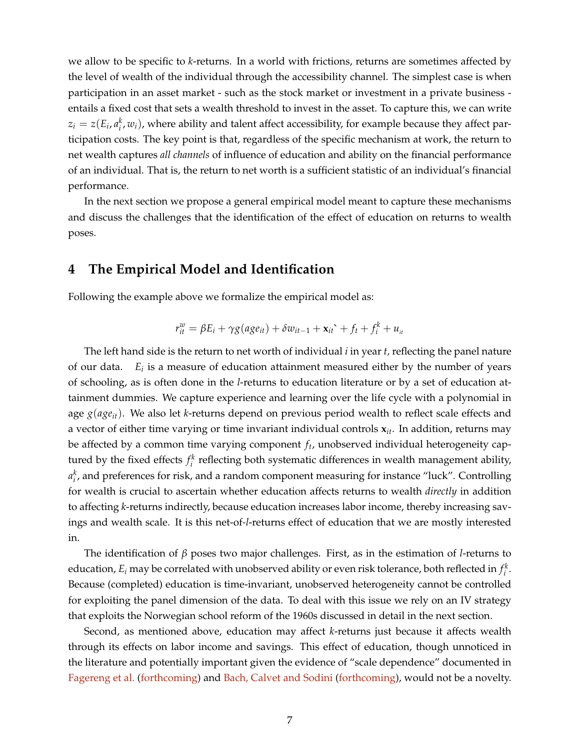we allow to be specific to *k*-returns. In a world with frictions, returns are sometimes affected by the level of wealth of the individual through the accessibility channel. The simplest case is when participation in an asset market - such as the stock market or investment in a private business - entails a fixed cost that sets a wealth threshold to invest in the asset. To capture this, we can write $z_i = z(E_i, a_i^k, w_i)$, where ability and talent affect accessibility, for example because they affect participation costs. The key point is that, regardless of the specific mechanism at work, the return to net wealth captures *all channels* of influence of education and ability on the financial performance of an individual. That is, the return to net worth is a sufficient statistic of an individual's financial performance.

In the next section we propose a general empirical model meant to capture these mechanisms and discuss the challenges that the identification of the effect of education on returns to wealth poses.

## 4 The Empirical Model and Identification

Following the example above we formalize the empirical model as:

$$r_{it}^w = \beta E_i + \gamma g(age_{it}) + \delta w_{it-1} + \mathbf{x}_{it}` + f_t + f_i^k + u_{it}$$

The left hand side is the return to net worth of individual *i* in year *t*, reflecting the panel nature of our data. $E_i$ is a measure of education attainment measured either by the number of years of schooling, as is often done in the *l*-returns to education literature or by a set of education attainment dummies. We capture experience and learning over the life cycle with a polynomial in age $g(age_{it})$. We also let *k*-returns depend on previous period wealth to reflect scale effects and a vector of either time varying or time invariant individual controls $\mathbf{x}_{it}$. In addition, returns may be affected by a common time varying component $f_t$, unobserved individual heterogeneity captured by the fixed effects $f_i^k$ reflecting both systematic differences in wealth management ability, $a_i^k$, and preferences for risk, and a random component measuring for instance "luck". Controlling for wealth is crucial to ascertain whether education affects returns to wealth *directly* in addition to affecting *k*-returns indirectly, because education increases labor income, thereby increasing savings and wealth scale. It is this net-of-*l*-returns effect of education that we are mostly interested in.

The identification of $\beta$ poses two major challenges. First, as in the estimation of *l*-returns to education, $E_i$ may be correlated with unobserved ability or even risk tolerance, both reflected in $f_i^k$. Because (completed) education is time-invariant, unobserved heterogeneity cannot be controlled for exploiting the panel dimension of the data. To deal with this issue we rely on an IV strategy that exploits the Norwegian school reform of the 1960s discussed in detail in the next section.

Second, as mentioned above, education may affect *k*-returns just because it affects wealth through its effects on labor income and savings. This effect of education, though unnoticed in the literature and potentially important given the evidence of "scale dependence" documented in Fagereng et al. (forthcoming) and Bach, Calvet and Sodini (forthcoming), would not be a novelty.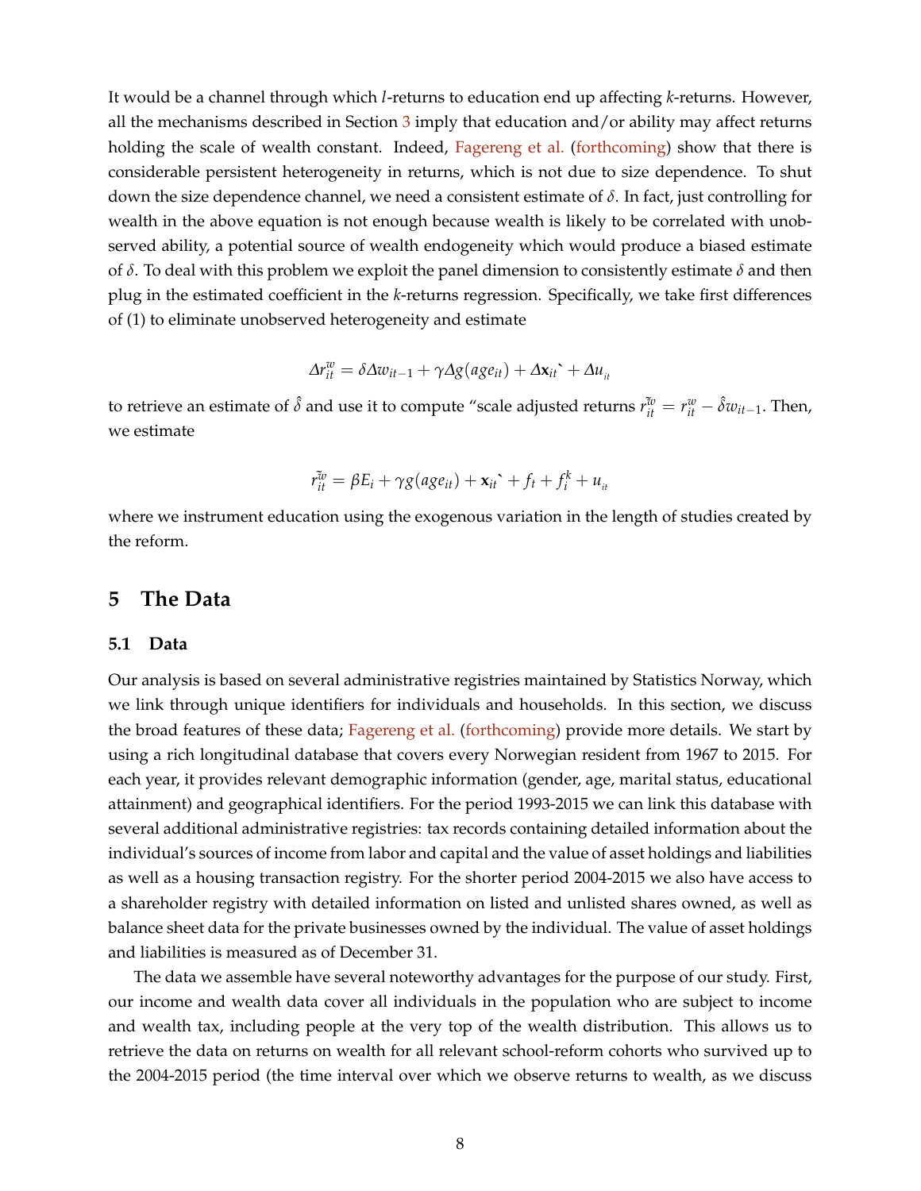It would be a channel through which *l*-returns to education end up affecting *k*-returns. However, all the mechanisms described in Section 3 imply that education and/or ability may affect returns holding the scale of wealth constant. Indeed, Fagereng et al. (forthcoming) show that there is considerable persistent heterogeneity in returns, which is not due to size dependence. To shut down the size dependence channel, we need a consistent estimate of $\delta$. In fact, just controlling for wealth in the above equation is not enough because wealth is likely to be correlated with unobserved ability, a potential source of wealth endogeneity which would produce a biased estimate of $\delta$. To deal with this problem we exploit the panel dimension to consistently estimate $\delta$ and then plug in the estimated coefficient in the *k*-returns regression. Specifically, we take first differences of (1) to eliminate unobserved heterogeneity and estimate

$$\Delta r_{it}^{w} = \delta \Delta w_{it-1} + \gamma \Delta g(age_{it}) + \Delta \mathbf{x}_{it}` + \Delta u_{it}$$

to retrieve an estimate of $\hat{\delta}$ and use it to compute "scale adjusted returns $r_{it}^{\tilde{w}} = r_{it}^{w} - \hat{\delta} w_{it-1}$. Then, we estimate

$$r_{it}^{\tilde{w}} = \beta E_i + \gamma g(age_{it}) + \mathbf{x}_{it}` + f_t + f_i^k + u_{it}$$

where we instrument education using the exogenous variation in the length of studies created by the reform.

## 5 The Data

### 5.1 Data

Our analysis is based on several administrative registries maintained by Statistics Norway, which we link through unique identifiers for individuals and households. In this section, we discuss the broad features of these data; Fagereng et al. (forthcoming) provide more details. We start by using a rich longitudinal database that covers every Norwegian resident from 1967 to 2015. For each year, it provides relevant demographic information (gender, age, marital status, educational attainment) and geographical identifiers. For the period 1993-2015 we can link this database with several additional administrative registries: tax records containing detailed information about the individual's sources of income from labor and capital and the value of asset holdings and liabilities as well as a housing transaction registry. For the shorter period 2004-2015 we also have access to a shareholder registry with detailed information on listed and unlisted shares owned, as well as balance sheet data for the private businesses owned by the individual. The value of asset holdings and liabilities is measured as of December 31.

The data we assemble have several noteworthy advantages for the purpose of our study. First, our income and wealth data cover all individuals in the population who are subject to income and wealth tax, including people at the very top of the wealth distribution. This allows us to retrieve the data on returns on wealth for all relevant school-reform cohorts who survived up to the 2004-2015 period (the time interval over which we observe returns to wealth, as we discuss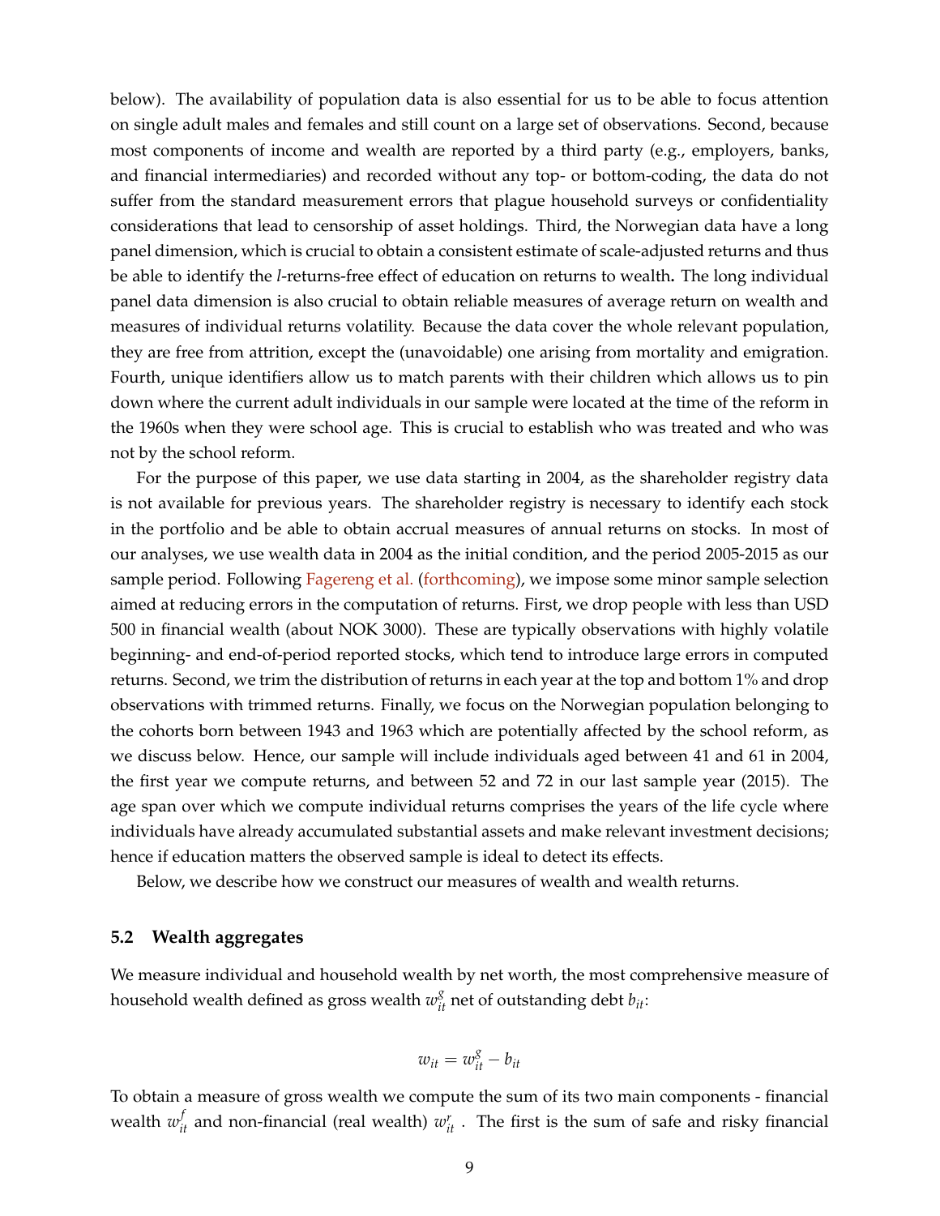below). The availability of population data is also essential for us to be able to focus attention on single adult males and females and still count on a large set of observations. Second, because most components of income and wealth are reported by a third party (e.g., employers, banks, and financial intermediaries) and recorded without any top- or bottom-coding, the data do not suffer from the standard measurement errors that plague household surveys or confidentiality considerations that lead to censorship of asset holdings. Third, the Norwegian data have a long panel dimension, which is crucial to obtain a consistent estimate of scale-adjusted returns and thus be able to identify the *l*-returns-free effect of education on returns to wealth**.** The long individual panel data dimension is also crucial to obtain reliable measures of average return on wealth and measures of individual returns volatility. Because the data cover the whole relevant population, they are free from attrition, except the (unavoidable) one arising from mortality and emigration. Fourth, unique identifiers allow us to match parents with their children which allows us to pin down where the current adult individuals in our sample were located at the time of the reform in the 1960s when they were school age. This is crucial to establish who was treated and who was not by the school reform.

For the purpose of this paper, we use data starting in 2004, as the shareholder registry data is not available for previous years. The shareholder registry is necessary to identify each stock in the portfolio and be able to obtain accrual measures of annual returns on stocks. In most of our analyses, we use wealth data in 2004 as the initial condition, and the period 2005-2015 as our sample period. Following Fagereng et al. (forthcoming), we impose some minor sample selection aimed at reducing errors in the computation of returns. First, we drop people with less than USD 500 in financial wealth (about NOK 3000). These are typically observations with highly volatile beginning- and end-of-period reported stocks, which tend to introduce large errors in computed returns. Second, we trim the distribution of returns in each year at the top and bottom 1% and drop observations with trimmed returns. Finally, we focus on the Norwegian population belonging to the cohorts born between 1943 and 1963 which are potentially affected by the school reform, as we discuss below. Hence, our sample will include individuals aged between 41 and 61 in 2004, the first year we compute returns, and between 52 and 72 in our last sample year (2015). The age span over which we compute individual returns comprises the years of the life cycle where individuals have already accumulated substantial assets and make relevant investment decisions; hence if education matters the observed sample is ideal to detect its effects.

Below, we describe how we construct our measures of wealth and wealth returns.

## 5.2 Wealth aggregates

We measure individual and household wealth by net worth, the most comprehensive measure of household wealth defined as gross wealth $w_{it}^{g}$ net of outstanding debt $b_{it}$:

$$w_{it} = w_{it}^{g} - b_{it}$$

To obtain a measure of gross wealth we compute the sum of its two main components - financial wealth $w_{it}^{f}$ and non-financial (real wealth) $w_{it}^{r}$ . The first is the sum of safe and risky financial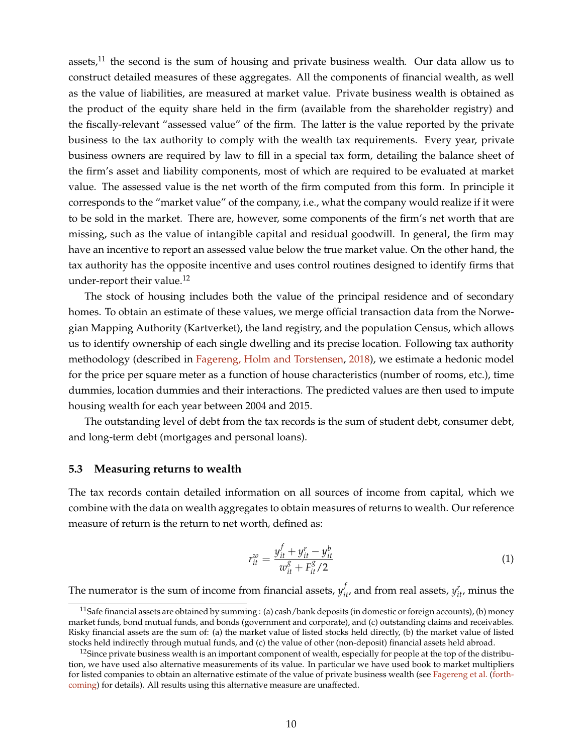assets,[11] the second is the sum of housing and private business wealth. Our data allow us to construct detailed measures of these aggregates. All the components of financial wealth, as well as the value of liabilities, are measured at market value. Private business wealth is obtained as the product of the equity share held in the firm (available from the shareholder registry) and the fiscally-relevant "assessed value" of the firm. The latter is the value reported by the private business to the tax authority to comply with the wealth tax requirements. Every year, private business owners are required by law to fill in a special tax form, detailing the balance sheet of the firm's asset and liability components, most of which are required to be evaluated at market value. The assessed value is the net worth of the firm computed from this form. In principle it corresponds to the "market value" of the company, i.e., what the company would realize if it were to be sold in the market. There are, however, some components of the firm's net worth that are missing, such as the value of intangible capital and residual goodwill. In general, the firm may have an incentive to report an assessed value below the true market value. On the other hand, the tax authority has the opposite incentive and uses control routines designed to identify firms that under-report their value.[12]

The stock of housing includes both the value of the principal residence and of secondary homes. To obtain an estimate of these values, we merge official transaction data from the Norwegian Mapping Authority (Kartverket), the land registry, and the population Census, which allows us to identify ownership of each single dwelling and its precise location. Following tax authority methodology (described in Fagereng, Holm and Torstensen, 2018), we estimate a hedonic model for the price per square meter as a function of house characteristics (number of rooms, etc.), time dummies, location dummies and their interactions. The predicted values are then used to impute housing wealth for each year between 2004 and 2015.

The outstanding level of debt from the tax records is the sum of student debt, consumer debt, and long-term debt (mortgages and personal loans).

### 5.3 Measuring returns to wealth

The tax records contain detailed information on all sources of income from capital, which we combine with the data on wealth aggregates to obtain measures of returns to wealth. Our reference measure of return is the return to net worth, defined as:

$$r_{it}^{w} = \frac{y_{it}^{f} + y_{it}^{r} - y_{it}^{b}}{w_{it}^{g} + F_{it}^{g}/2} \tag{1}$$

The numerator is the sum of income from financial assets, $y_{it}^{f}$, and from real assets, $y_{it}^{r}$, minus the

[11] Safe financial assets are obtained by summing : (a) cash/bank deposits (in domestic or foreign accounts), (b) money market funds, bond mutual funds, and bonds (government and corporate), and (c) outstanding claims and receivables. Risky financial assets are the sum of: (a) the market value of listed stocks held directly, (b) the market value of listed stocks held indirectly through mutual funds, and (c) the value of other (non-deposit) financial assets held abroad.

[12] Since private business wealth is an important component of wealth, especially for people at the top of the distribution, we have used also alternative measurements of its value. In particular we have used book to market multipliers for listed companies to obtain an alternative estimate of the value of private business wealth (see Fagereng et al. (forthcoming) for details). All results using this alternative measure are unaffected.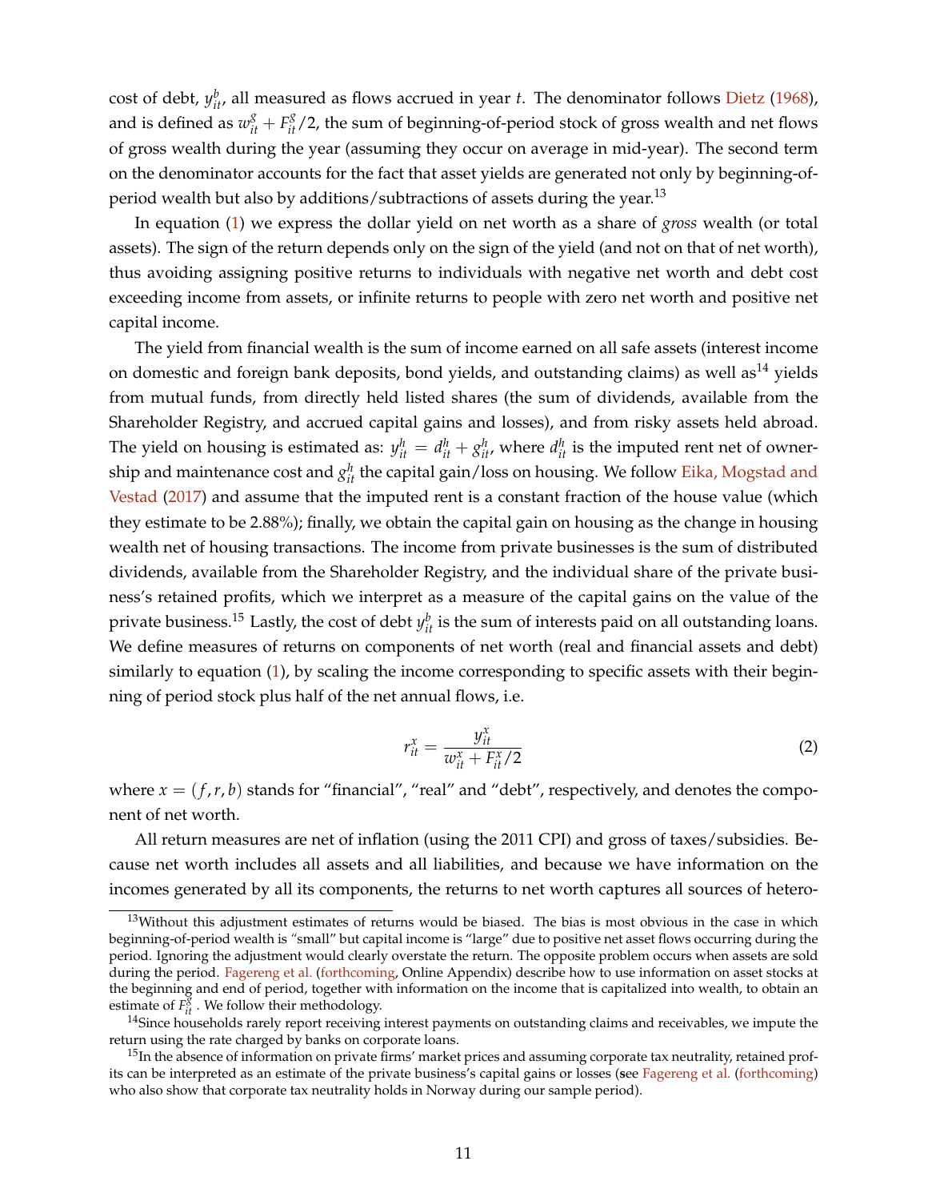cost of debt, $y_{it}^b$, all measured as flows accrued in year $t$. The denominator follows Dietz (1968), and is defined as $w_{it}^g + F_{it}^g/2$, the sum of beginning-of-period stock of gross wealth and net flows of gross wealth during the year (assuming they occur on average in mid-year). The second term on the denominator accounts for the fact that asset yields are generated not only by beginning-of-period wealth but also by additions/subtractions of assets during the year.[13]

In equation (1) we express the dollar yield on net worth as a share of *gross* wealth (or total assets). The sign of the return depends only on the sign of the yield (and not on that of net worth), thus avoiding assigning positive returns to individuals with negative net worth and debt cost exceeding income from assets, or infinite returns to people with zero net worth and positive net capital income.

The yield from financial wealth is the sum of income earned on all safe assets (interest income on domestic and foreign bank deposits, bond yields, and outstanding claims) as well as[14] yields from mutual funds, from directly held listed shares (the sum of dividends, available from the Shareholder Registry, and accrued capital gains and losses), and from risky assets held abroad. The yield on housing is estimated as: $y_{it}^h = d_{it}^h + g_{it}^h$, where $d_{it}^h$ is the imputed rent net of ownership and maintenance cost and $g_{it}^h$ the capital gain/loss on housing. We follow Eika, Mogstad and Vestad (2017) and assume that the imputed rent is a constant fraction of the house value (which they estimate to be 2.88%); finally, we obtain the capital gain on housing as the change in housing wealth net of housing transactions. The income from private businesses is the sum of distributed dividends, available from the Shareholder Registry, and the individual share of the private business's retained profits, which we interpret as a measure of the capital gains on the value of the private business.[15] Lastly, the cost of debt $y_{it}^b$ is the sum of interests paid on all outstanding loans. We define measures of returns on components of net worth (real and financial assets and debt) similarly to equation (1), by scaling the income corresponding to specific assets with their beginning of period stock plus half of the net annual flows, i.e.

$$r_{it}^x = \frac{y_{it}^x}{w_{it}^x + F_{it}^x/2} \tag{2}$$

where $x = (f, r, b)$ stands for "financial", "real" and "debt", respectively, and denotes the component of net worth.

All return measures are net of inflation (using the 2011 CPI) and gross of taxes/subsidies. Because net worth includes all assets and all liabilities, and because we have information on the incomes generated by all its components, the returns to net worth captures all sources of hetero-

---

[13] Without this adjustment estimates of returns would be biased. The bias is most obvious in the case in which beginning-of-period wealth is "small" but capital income is "large" due to positive net asset flows occurring during the period. Ignoring the adjustment would clearly overstate the return. The opposite problem occurs when assets are sold during the period. Fagereng et al. (forthcoming, Online Appendix) describe how to use information on asset stocks at the beginning and end of period, together with information on the income that is capitalized into wealth, to obtain an estimate of $F_{it}^g$. We follow their methodology.

[14] Since households rarely report receiving interest payments on outstanding claims and receivables, we impute the return using the rate charged by banks on corporate loans.

[15] In the absence of information on private firms' market prices and assuming corporate tax neutrality, retained profits can be interpreted as an estimate of the private business's capital gains or losses (see Fagereng et al. (forthcoming) who also show that corporate tax neutrality holds in Norway during our sample period).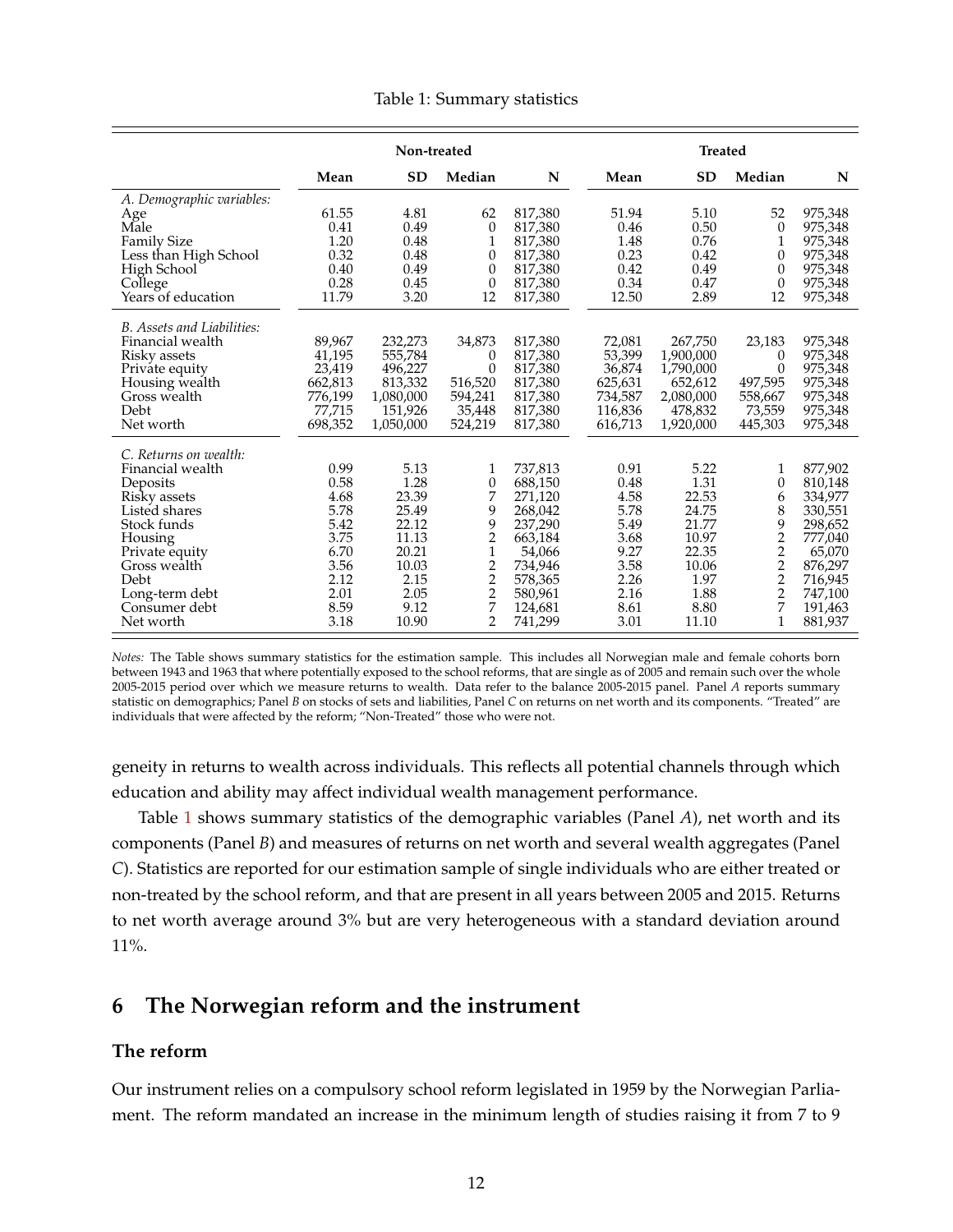Table 1: Summary statistics

| | Non-treated | | | | Treated | | | |
|---|---|---|---|---|---|---|---|---|
| | **Mean** | **SD** | **Median** | **N** | **Mean** | **SD** | **Median** | **N** |
| *A. Demographic variables:* | | | | | | | | |
| Age | 61.55 | 4.81 | 62 | 817,380 | 51.94 | 5.10 | 52 | 975,348 |
| Male | 0.41 | 0.49 | 0 | 817,380 | 0.46 | 0.50 | 0 | 975,348 |
| Family Size | 1.20 | 0.48 | 1 | 817,380 | 1.48 | 0.76 | 1 | 975,348 |
| Less than High School | 0.32 | 0.48 | 0 | 817,380 | 0.23 | 0.42 | 0 | 975,348 |
| High School | 0.40 | 0.49 | 0 | 817,380 | 0.42 | 0.49 | 0 | 975,348 |
| College | 0.28 | 0.45 | 0 | 817,380 | 0.34 | 0.47 | 0 | 975,348 |
| Years of education | 11.79 | 3.20 | 12 | 817,380 | 12.50 | 2.89 | 12 | 975,348 |
| *B. Assets and Liabilities:* | | | | | | | | |
| Financial wealth | 89,967 | 232,273 | 34,873 | 817,380 | 72,081 | 267,750 | 23,183 | 975,348 |
| Risky assets | 41,195 | 555,784 | 0 | 817,380 | 53,399 | 1,900,000 | 0 | 975,348 |
| Private equity | 23,419 | 496,227 | 0 | 817,380 | 36,874 | 1,790,000 | 0 | 975,348 |
| Housing wealth | 662,813 | 813,332 | 516,520 | 817,380 | 625,631 | 652,612 | 497,595 | 975,348 |
| Gross wealth | 776,199 | 1,080,000 | 594,241 | 817,380 | 734,587 | 2,080,000 | 558,667 | 975,348 |
| Debt | 77,715 | 151,926 | 35,448 | 817,380 | 116,836 | 478,832 | 73,559 | 975,348 |
| Net worth | 698,352 | 1,050,000 | 524,219 | 817,380 | 616,713 | 1,920,000 | 445,303 | 975,348 |
| *C. Returns on wealth:* | | | | | | | | |
| Financial wealth | 0.99 | 5.13 | 1 | 737,813 | 0.91 | 5.22 | 1 | 877,902 |
| Deposits | 0.58 | 1.28 | 0 | 688,150 | 0.48 | 1.31 | 0 | 810,148 |
| Risky assets | 4.68 | 23.39 | 7 | 271,120 | 4.58 | 22.53 | 6 | 334,977 |
| Listed shares | 5.78 | 25.49 | 9 | 268,042 | 5.78 | 24.75 | 8 | 330,551 |
| Stock funds | 5.42 | 22.12 | 9 | 237,290 | 5.49 | 21.77 | 9 | 298,652 |
| Housing | 3.75 | 11.13 | 2 | 663,184 | 3.68 | 10.97 | 2 | 777,040 |
| Private equity | 6.70 | 20.21 | 1 | 54,066 | 9.27 | 22.35 | 2 | 65,070 |
| Gross wealth | 3.56 | 10.03 | 2 | 734,946 | 3.58 | 10.06 | 2 | 876,297 |
| Debt | 2.12 | 2.15 | 2 | 578,365 | 2.26 | 1.97 | 2 | 716,945 |
| Long-term debt | 2.01 | 2.05 | 2 | 580,961 | 2.16 | 1.88 | 2 | 747,100 |
| Consumer debt | 8.59 | 9.12 | 7 | 124,681 | 8.61 | 8.80 | 7 | 191,463 |
| Net worth | 3.18 | 10.90 | 2 | 741,299 | 3.01 | 11.10 | 1 | 881,937 |

*Notes:* The Table shows summary statistics for the estimation sample. This includes all Norwegian male and female cohorts born between 1943 and 1963 that where potentially exposed to the school reforms, that are single as of 2005 and remain such over the whole 2005-2015 period over which we measure returns to wealth. Data refer to the balance 2005-2015 panel. Panel *A* reports summary statistic on demographics; Panel *B* on stocks of sets and liabilities, Panel *C* on returns on net worth and its components. "Treated" are individuals that were affected by the reform; "Non-Treated" those who were not.

geneity in returns to wealth across individuals. This reflects all potential channels through which education and ability may affect individual wealth management performance.

Table 1 shows summary statistics of the demographic variables (Panel *A*), net worth and its components (Panel *B*) and measures of returns on net worth and several wealth aggregates (Panel *C*). Statistics are reported for our estimation sample of single individuals who are either treated or non-treated by the school reform, and that are present in all years between 2005 and 2015. Returns to net worth average around 3% but are very heterogeneous with a standard deviation around 11%.

## 6 The Norwegian reform and the instrument

### The reform

Our instrument relies on a compulsory school reform legislated in 1959 by the Norwegian Parliament. The reform mandated an increase in the minimum length of studies raising it from 7 to 9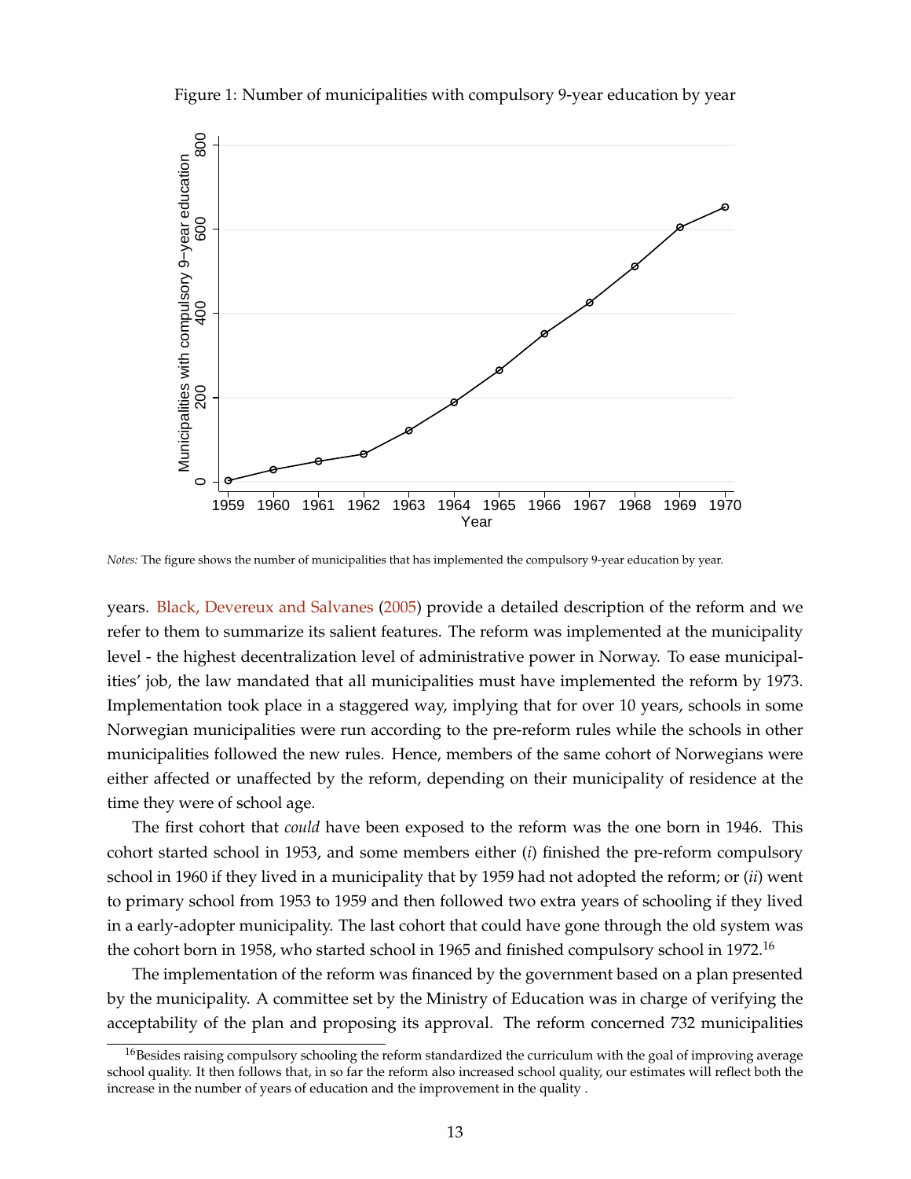Figure 1: Number of municipalities with compulsory 9-year education by year

*Notes:* The figure shows the number of municipalities that has implemented the compulsory 9-year education by year.

years. Black, Devereux and Salvanes (2005) provide a detailed description of the reform and we refer to them to summarize its salient features. The reform was implemented at the municipality level - the highest decentralization level of administrative power in Norway. To ease municipalities' job, the law mandated that all municipalities must have implemented the reform by 1973. Implementation took place in a staggered way, implying that for over 10 years, schools in some Norwegian municipalities were run according to the pre-reform rules while the schools in other municipalities followed the new rules. Hence, members of the same cohort of Norwegians were either affected or unaffected by the reform, depending on their municipality of residence at the time they were of school age.

The first cohort that *could* have been exposed to the reform was the one born in 1946. This cohort started school in 1953, and some members either (*i*) finished the pre-reform compulsory school in 1960 if they lived in a municipality that by 1959 had not adopted the reform; or (*ii*) went to primary school from 1953 to 1959 and then followed two extra years of schooling if they lived in a early-adopter municipality. The last cohort that could have gone through the old system was the cohort born in 1958, who started school in 1965 and finished compulsory school in 1972.[16]

The implementation of the reform was financed by the government based on a plan presented by the municipality. A committee set by the Ministry of Education was in charge of verifying the acceptability of the plan and proposing its approval. The reform concerned 732 municipalities

[16] Besides raising compulsory schooling the reform standardized the curriculum with the goal of improving average school quality. It then follows that, in so far the reform also increased school quality, our estimates will reflect both the increase in the number of years of education and the improvement in the quality .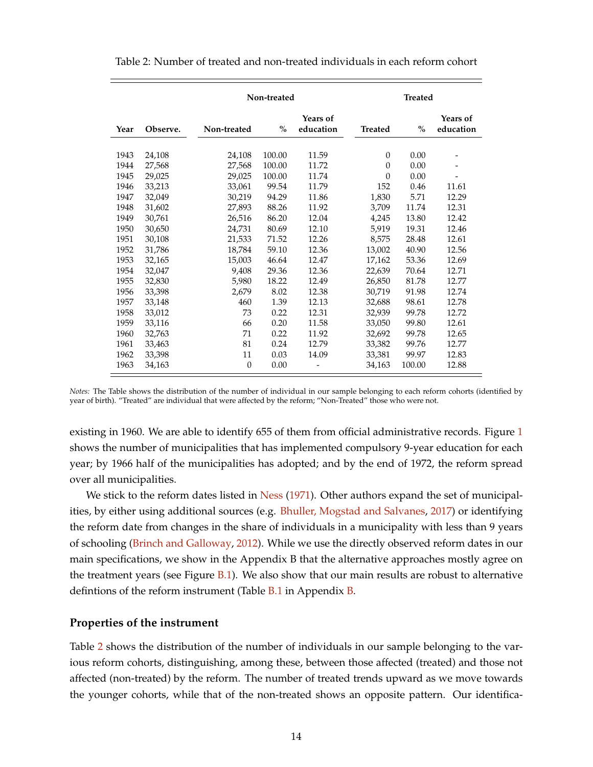Table 2: Number of treated and non-treated individuals in each reform cohort

| | | Non-treated | | | Treated | | |
|---|---|---|---|---|---|---|---|
| **Year** | **Observe.** | **Non-treated** | **%** | **Years of education** | **Treated** | **%** | **Years of education** |
| 1943 | 24,108 | 24,108 | 100.00 | 11.59 | 0 | 0.00 | - |
| 1944 | 27,568 | 27,568 | 100.00 | 11.72 | 0 | 0.00 | - |
| 1945 | 29,025 | 29,025 | 100.00 | 11.74 | 0 | 0.00 | - |
| 1946 | 33,213 | 33,061 | 99.54 | 11.79 | 152 | 0.46 | 11.61 |
| 1947 | 32,049 | 30,219 | 94.29 | 11.86 | 1,830 | 5.71 | 12.29 |
| 1948 | 31,602 | 27,893 | 88.26 | 11.92 | 3,709 | 11.74 | 12.31 |
| 1949 | 30,761 | 26,516 | 86.20 | 12.04 | 4,245 | 13.80 | 12.42 |
| 1950 | 30,650 | 24,731 | 80.69 | 12.10 | 5,919 | 19.31 | 12.46 |
| 1951 | 30,108 | 21,533 | 71.52 | 12.26 | 8,575 | 28.48 | 12.61 |
| 1952 | 31,786 | 18,784 | 59.10 | 12.36 | 13,002 | 40.90 | 12.56 |
| 1953 | 32,165 | 15,003 | 46.64 | 12.47 | 17,162 | 53.36 | 12.69 |
| 1954 | 32,047 | 9,408 | 29.36 | 12.36 | 22,639 | 70.64 | 12.71 |
| 1955 | 32,830 | 5,980 | 18.22 | 12.49 | 26,850 | 81.78 | 12.77 |
| 1956 | 33,398 | 2,679 | 8.02 | 12.38 | 30,719 | 91.98 | 12.74 |
| 1957 | 33,148 | 460 | 1.39 | 12.13 | 32,688 | 98.61 | 12.78 |
| 1958 | 33,012 | 73 | 0.22 | 12.31 | 32,939 | 99.78 | 12.72 |
| 1959 | 33,116 | 66 | 0.20 | 11.58 | 33,050 | 99.80 | 12.61 |
| 1960 | 32,763 | 71 | 0.22 | 11.92 | 32,692 | 99.78 | 12.65 |
| 1961 | 33,463 | 81 | 0.24 | 12.79 | 33,382 | 99.76 | 12.77 |
| 1962 | 33,398 | 11 | 0.03 | 14.09 | 33,381 | 99.97 | 12.83 |
| 1963 | 34,163 | 0 | 0.00 | - | 34,163 | 100.00 | 12.88 |

*Notes:* The Table shows the distribution of the number of individual in our sample belonging to each reform cohorts (identified by year of birth). "Treated" are individual that were affected by the reform; "Non-Treated" those who were not.

existing in 1960. We are able to identify 655 of them from official administrative records. Figure 1 shows the number of municipalities that has implemented compulsory 9-year education for each year; by 1966 half of the municipalities has adopted; and by the end of 1972, the reform spread over all municipalities.

We stick to the reform dates listed in Ness (1971). Other authors expand the set of municipalities, by either using additional sources (e.g. Bhuller, Mogstad and Salvanes, 2017) or identifying the reform date from changes in the share of individuals in a municipality with less than 9 years of schooling (Brinch and Galloway, 2012). While we use the directly observed reform dates in our main specifications, we show in the Appendix B that the alternative approaches mostly agree on the treatment years (see Figure B.1). We also show that our main results are robust to alternative defintions of the reform instrument (Table B.1 in Appendix B.

**Properties of the instrument**

Table 2 shows the distribution of the number of individuals in our sample belonging to the various reform cohorts, distinguishing, among these, between those affected (treated) and those not affected (non-treated) by the reform. The number of treated trends upward as we move towards the younger cohorts, while that of the non-treated shows an opposite pattern. Our identifica-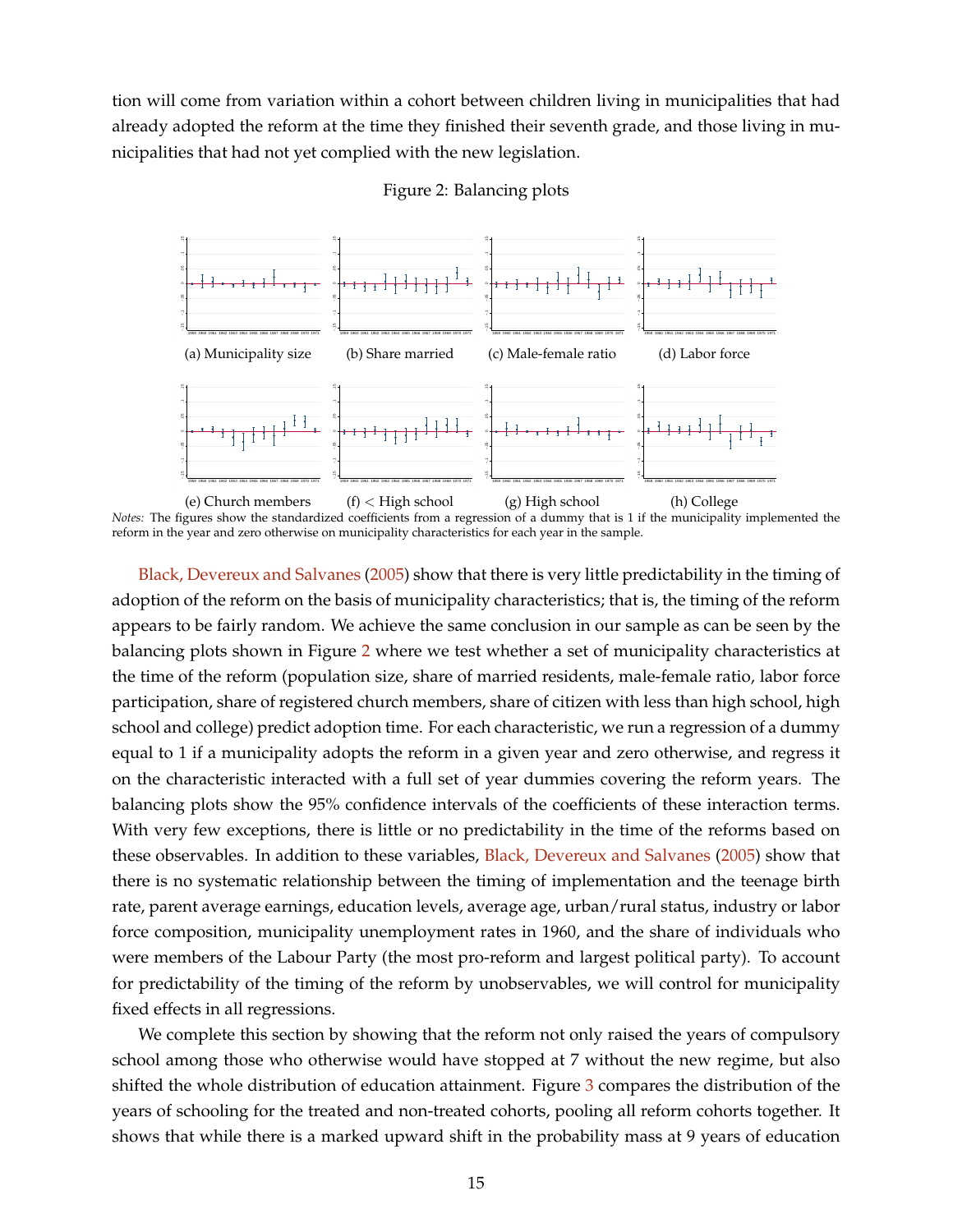tion will come from variation within a cohort between children living in municipalities that had already adopted the reform at the time they finished their seventh grade, and those living in municipalities that had not yet complied with the new legislation.

Figure 2: Balancing plots

(a) Municipality size (b) Share married (c) Male-female ratio (d) Labor force

(e) Church members (f) < High school (g) High school (h) College

*Notes:* The figures show the standardized coefficients from a regression of a dummy that is 1 if the municipality implemented the reform in the year and zero otherwise on municipality characteristics for each year in the sample.

Black, Devereux and Salvanes (2005) show that there is very little predictability in the timing of adoption of the reform on the basis of municipality characteristics; that is, the timing of the reform appears to be fairly random. We achieve the same conclusion in our sample as can be seen by the balancing plots shown in Figure 2 where we test whether a set of municipality characteristics at the time of the reform (population size, share of married residents, male-female ratio, labor force participation, share of registered church members, share of citizen with less than high school, high school and college) predict adoption time. For each characteristic, we run a regression of a dummy equal to 1 if a municipality adopts the reform in a given year and zero otherwise, and regress it on the characteristic interacted with a full set of year dummies covering the reform years. The balancing plots show the 95% confidence intervals of the coefficients of these interaction terms. With very few exceptions, there is little or no predictability in the time of the reforms based on these observables. In addition to these variables, Black, Devereux and Salvanes (2005) show that there is no systematic relationship between the timing of implementation and the teenage birth rate, parent average earnings, education levels, average age, urban/rural status, industry or labor force composition, municipality unemployment rates in 1960, and the share of individuals who were members of the Labour Party (the most pro-reform and largest political party). To account for predictability of the timing of the reform by unobservables, we will control for municipality fixed effects in all regressions.

We complete this section by showing that the reform not only raised the years of compulsory school among those who otherwise would have stopped at 7 without the new regime, but also shifted the whole distribution of education attainment. Figure 3 compares the distribution of the years of schooling for the treated and non-treated cohorts, pooling all reform cohorts together. It shows that while there is a marked upward shift in the probability mass at 9 years of education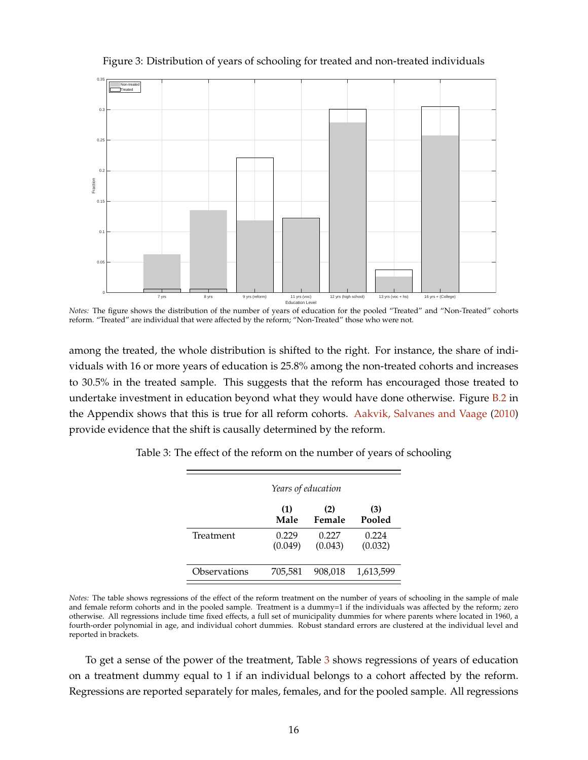Figure 3: Distribution of years of schooling for treated and non-treated individuals

*Notes:* The figure shows the distribution of the number of years of education for the pooled "Treated" and "Non-Treated" cohorts reform. "Treated" are individual that were affected by the reform; "Non-Treated" those who were not.

among the treated, the whole distribution is shifted to the right. For instance, the share of individuals with 16 or more years of education is 25.8% among the non-treated cohorts and increases to 30.5% in the treated sample. This suggests that the reform has encouraged those treated to undertake investment in education beyond what they would have done otherwise. Figure B.2 in the Appendix shows that this is true for all reform cohorts. Aakvik, Salvanes and Vaage (2010) provide evidence that the shift is causally determined by the reform.

Table 3: The effect of the reform on the number of years of schooling

| | *Years of education* | | |
|---|---|---|---|
| | **(1) Male** | **(2) Female** | **(3) Pooled** |
| Treatment | 0.229 (0.049) | 0.227 (0.043) | 0.224 (0.032) |
| Observations | 705,581 | 908,018 | 1,613,599 |

*Notes:* The table shows regressions of the effect of the reform treatment on the number of years of schooling in the sample of male and female reform cohorts and in the pooled sample. Treatment is a dummy=1 if the individuals was affected by the reform; zero otherwise. All regressions include time fixed effects, a full set of municipality dummies for where parents where located in 1960, a fourth-order polynomial in age, and individual cohort dummies. Robust standard errors are clustered at the individual level and reported in brackets.

To get a sense of the power of the treatment, Table 3 shows regressions of years of education on a treatment dummy equal to 1 if an individual belongs to a cohort affected by the reform. Regressions are reported separately for males, females, and for the pooled sample. All regressions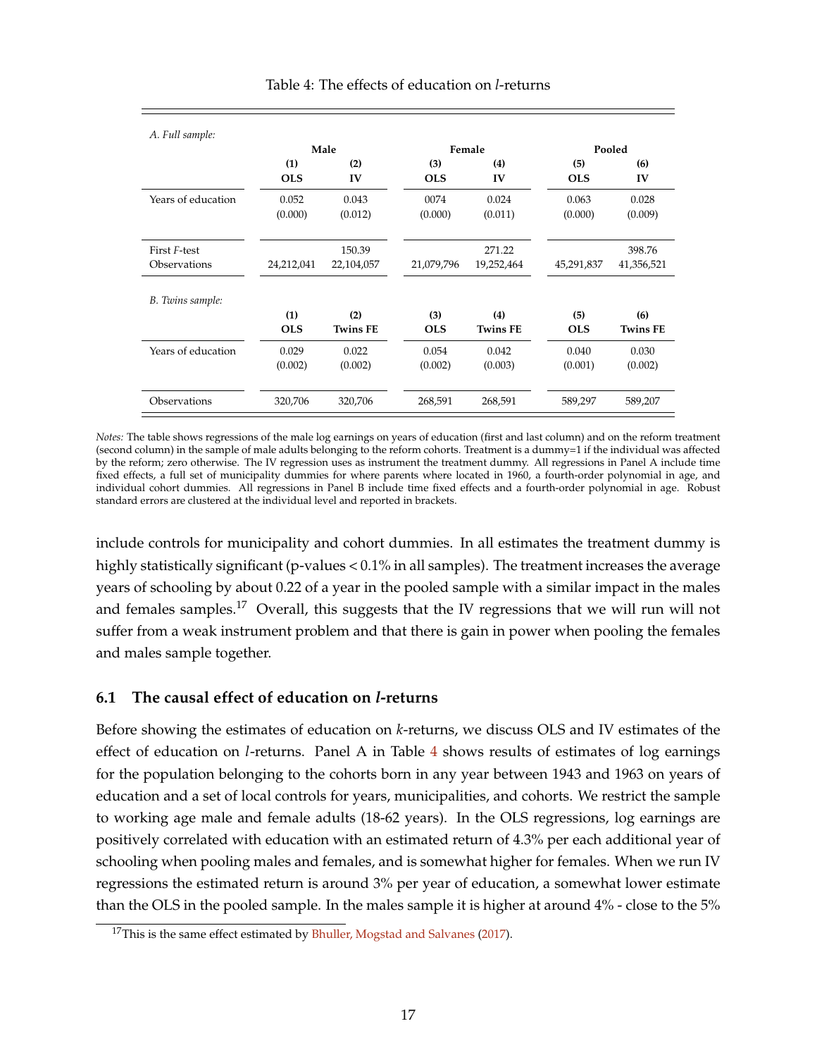Table 4: The effects of education on *l*-returns

| *A. Full sample:* | Male | | Female | | Pooled | |
|---|---|---|---|---|---|---|
| | (1) | (2) | (3) | (4) | (5) | (6) |
| | OLS | IV | OLS | IV | OLS | IV |
| Years of education | 0.052 | 0.043 | 0074 | 0.024 | 0.063 | 0.028 |
| | (0.000) | (0.012) | (0.000) | (0.011) | (0.000) | (0.009) |
| First *F*-test | | 150.39 | | 271.22 | | 398.76 |
| Observations | 24,212,041 | 22,104,057 | 21,079,796 | 19,252,464 | 45,291,837 | 41,356,521 |

| *B. Twins sample:* | | | | | | |
|---|---|---|---|---|---|---|
| | (1) | (2) | (3) | (4) | (5) | (6) |
| | OLS | Twins FE | OLS | Twins FE | OLS | Twins FE |
| Years of education | 0.029 | 0.022 | 0.054 | 0.042 | 0.040 | 0.030 |
| | (0.002) | (0.002) | (0.002) | (0.003) | (0.001) | (0.002) |
| Observations | 320,706 | 320,706 | 268,591 | 268,591 | 589,297 | 589,207 |

*Notes:* The table shows regressions of the male log earnings on years of education (first and last column) and on the reform treatment (second column) in the sample of male adults belonging to the reform cohorts. Treatment is a dummy=1 if the individual was affected by the reform; zero otherwise. The IV regression uses as instrument the treatment dummy. All regressions in Panel A include time fixed effects, a full set of municipality dummies for where parents where located in 1960, a fourth-order polynomial in age, and individual cohort dummies. All regressions in Panel B include time fixed effects and a fourth-order polynomial in age. Robust standard errors are clustered at the individual level and reported in brackets.

include controls for municipality and cohort dummies. In all estimates the treatment dummy is highly statistically significant (p-values < 0.1% in all samples). The treatment increases the average years of schooling by about 0.22 of a year in the pooled sample with a similar impact in the males and females samples.[17] Overall, this suggests that the IV regressions that we will run will not suffer from a weak instrument problem and that there is gain in power when pooling the females and males sample together.

## 6.1 The causal effect of education on *l*-returns

Before showing the estimates of education on *k*-returns, we discuss OLS and IV estimates of the effect of education on *l*-returns. Panel A in Table 4 shows results of estimates of log earnings for the population belonging to the cohorts born in any year between 1943 and 1963 on years of education and a set of local controls for years, municipalities, and cohorts. We restrict the sample to working age male and female adults (18-62 years). In the OLS regressions, log earnings are positively correlated with education with an estimated return of 4.3% per each additional year of schooling when pooling males and females, and is somewhat higher for females. When we run IV regressions the estimated return is around 3% per year of education, a somewhat lower estimate than the OLS in the pooled sample. In the males sample it is higher at around 4% - close to the 5%

[17] This is the same effect estimated by Bhuller, Mogstad and Salvanes (2017).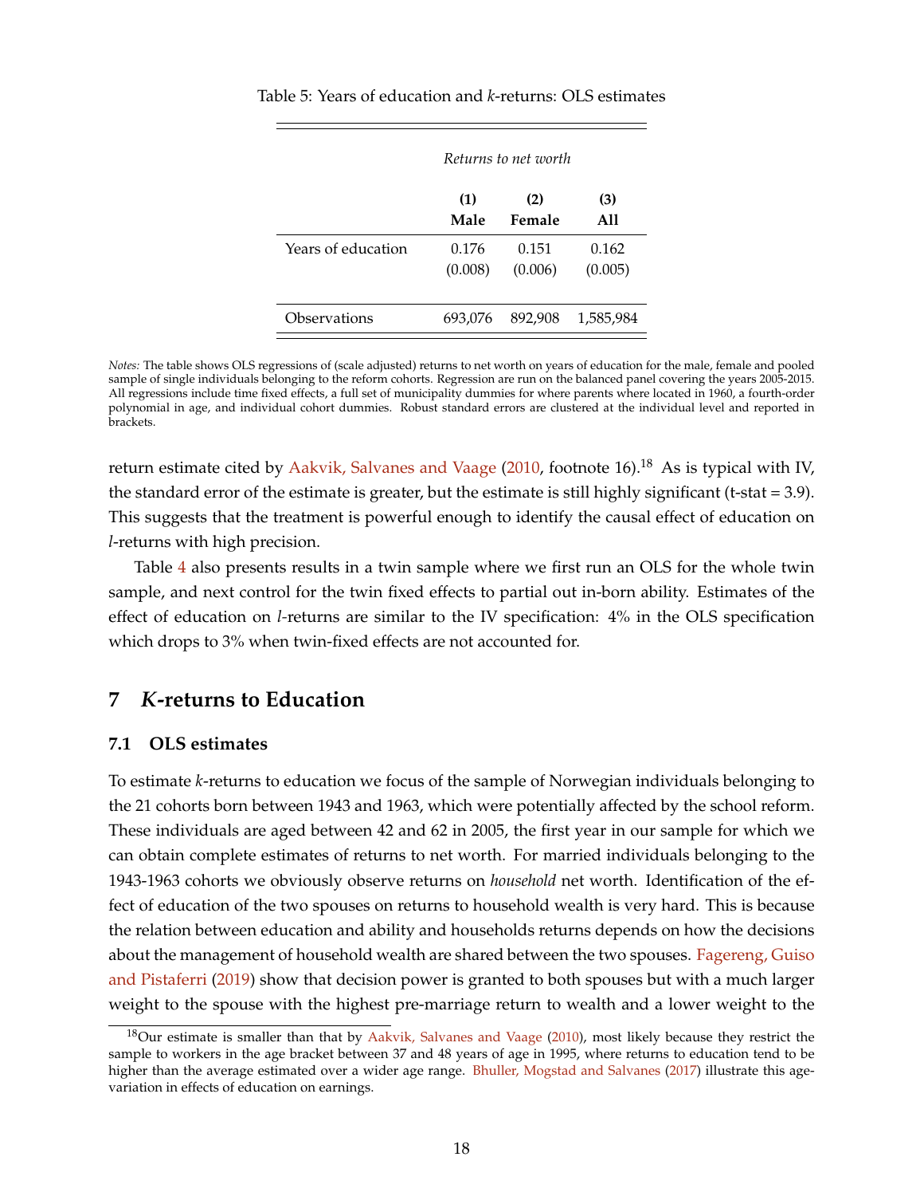Table 5: Years of education and *k*-returns: OLS estimates

| | *Returns to net worth* | | |
|---|---|---|---|
| | **(1)** **Male** | **(2)** **Female** | **(3)** **All** |
| Years of education | 0.176 (0.008) | 0.151 (0.006) | 0.162 (0.005) |
| Observations | 693,076 | 892,908 | 1,585,984 |

*Notes:* The table shows OLS regressions of (scale adjusted) returns to net worth on years of education for the male, female and pooled sample of single individuals belonging to the reform cohorts. Regression are run on the balanced panel covering the years 2005-2015. All regressions include time fixed effects, a full set of municipality dummies for where parents where located in 1960, a fourth-order polynomial in age, and individual cohort dummies. Robust standard errors are clustered at the individual level and reported in brackets.

return estimate cited by Aakvik, Salvanes and Vaage (2010, footnote 16).[18] As is typical with IV, the standard error of the estimate is greater, but the estimate is still highly significant (t-stat = 3.9). This suggests that the treatment is powerful enough to identify the causal effect of education on *l*-returns with high precision.

Table 4 also presents results in a twin sample where we first run an OLS for the whole twin sample, and next control for the twin fixed effects to partial out in-born ability. Estimates of the effect of education on *l*-returns are similar to the IV specification: 4% in the OLS specification which drops to 3% when twin-fixed effects are not accounted for.

## 7 *K*-returns to Education

### 7.1 OLS estimates

To estimate *k*-returns to education we focus of the sample of Norwegian individuals belonging to the 21 cohorts born between 1943 and 1963, which were potentially affected by the school reform. These individuals are aged between 42 and 62 in 2005, the first year in our sample for which we can obtain complete estimates of returns to net worth. For married individuals belonging to the 1943-1963 cohorts we obviously observe returns on *household* net worth. Identification of the effect of education of the two spouses on returns to household wealth is very hard. This is because the relation between education and ability and households returns depends on how the decisions about the management of household wealth are shared between the two spouses. Fagereng, Guiso and Pistaferri (2019) show that decision power is granted to both spouses but with a much larger weight to the spouse with the highest pre-marriage return to wealth and a lower weight to the

[18] Our estimate is smaller than that by Aakvik, Salvanes and Vaage (2010), most likely because they restrict the sample to workers in the age bracket between 37 and 48 years of age in 1995, where returns to education tend to be higher than the average estimated over a wider age range. Bhuller, Mogstad and Salvanes (2017) illustrate this age-variation in effects of education on earnings.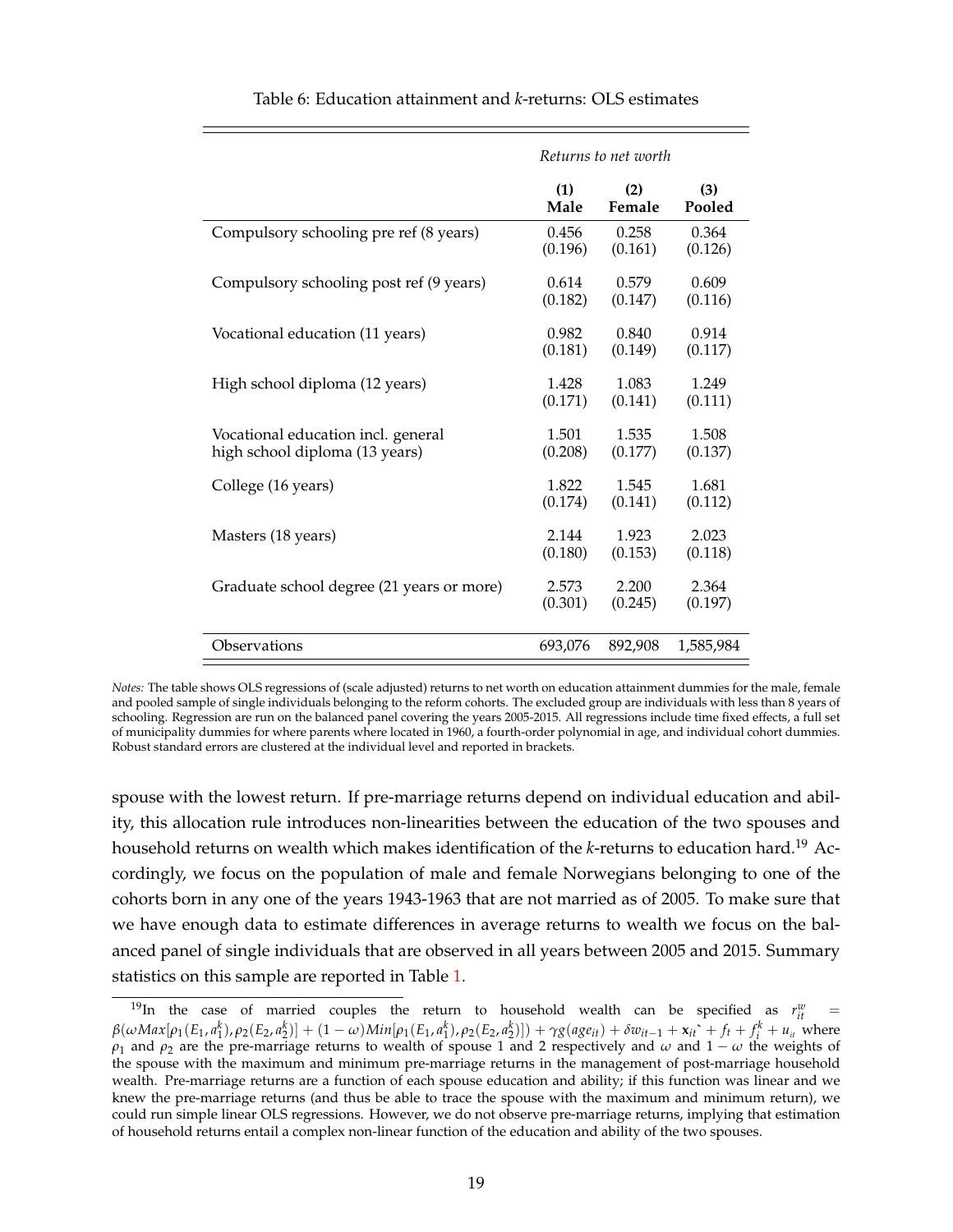Table 6: Education attainment and *k*-returns: OLS estimates

| | *Returns to net worth* | | |
|---|---|---|---|
| | **(1) Male** | **(2) Female** | **(3) Pooled** |
| Compulsory schooling pre ref (8 years) | 0.456 | 0.258 | 0.364 |
| | (0.196) | (0.161) | (0.126) |
| Compulsory schooling post ref (9 years) | 0.614 | 0.579 | 0.609 |
| | (0.182) | (0.147) | (0.116) |
| Vocational education (11 years) | 0.982 | 0.840 | 0.914 |
| | (0.181) | (0.149) | (0.117) |
| High school diploma (12 years) | 1.428 | 1.083 | 1.249 |
| | (0.171) | (0.141) | (0.111) |
| Vocational education incl. general high school diploma (13 years) | 1.501 | 1.535 | 1.508 |
| | (0.208) | (0.177) | (0.137) |
| College (16 years) | 1.822 | 1.545 | 1.681 |
| | (0.174) | (0.141) | (0.112) |
| Masters (18 years) | 2.144 | 1.923 | 2.023 |
| | (0.180) | (0.153) | (0.118) |
| Graduate school degree (21 years or more) | 2.573 | 2.200 | 2.364 |
| | (0.301) | (0.245) | (0.197) |
| Observations | 693,076 | 892,908 | 1,585,984 |

*Notes:* The table shows OLS regressions of (scale adjusted) returns to net worth on education attainment dummies for the male, female and pooled sample of single individuals belonging to the reform cohorts. The excluded group are individuals with less than 8 years of schooling. Regression are run on the balanced panel covering the years 2005-2015. All regressions include time fixed effects, a full set of municipality dummies for where parents where located in 1960, a fourth-order polynomial in age, and individual cohort dummies. Robust standard errors are clustered at the individual level and reported in brackets.

spouse with the lowest return. If pre-marriage returns depend on individual education and ability, this allocation rule introduces non-linearities between the education of the two spouses and household returns on wealth which makes identification of the *k*-returns to education hard.[19] Accordingly, we focus on the population of male and female Norwegians belonging to one of the cohorts born in any one of the years 1943-1963 that are not married as of 2005. To make sure that we have enough data to estimate differences in average returns to wealth we focus on the balanced panel of single individuals that are observed in all years between 2005 and 2015. Summary statistics on this sample are reported in Table 1.

[19] In the case of married couples the return to household wealth can be specified as $r^{w}_{it} = \beta(\omega Max[\rho_1(E_1, a^k_1), \rho_2(E_2, a^k_2)] + (1-\omega)Min[\rho_1(E_1, a^k_1), \rho_2(E_2, a^k_2)]) + \gamma g(age_{it}) + \delta w_{it-1} + \mathbf{x}_{it}\grave{} + f_t + f^k_i + u_{it}$ where $\rho_1$ and $\rho_2$ are the pre-marriage returns to wealth of spouse 1 and 2 respectively and $\omega$ and $1-\omega$ the weights of the spouse with the maximum and minimum pre-marriage returns in the management of post-marriage household wealth. Pre-marriage returns are a function of each spouse education and ability; if this function was linear and we knew the pre-marriage returns (and thus be able to trace the spouse with the maximum and minimum return), we could run simple linear OLS regressions. However, we do not observe pre-marriage returns, implying that estimation of household returns entail a complex non-linear function of the education and ability of the two spouses.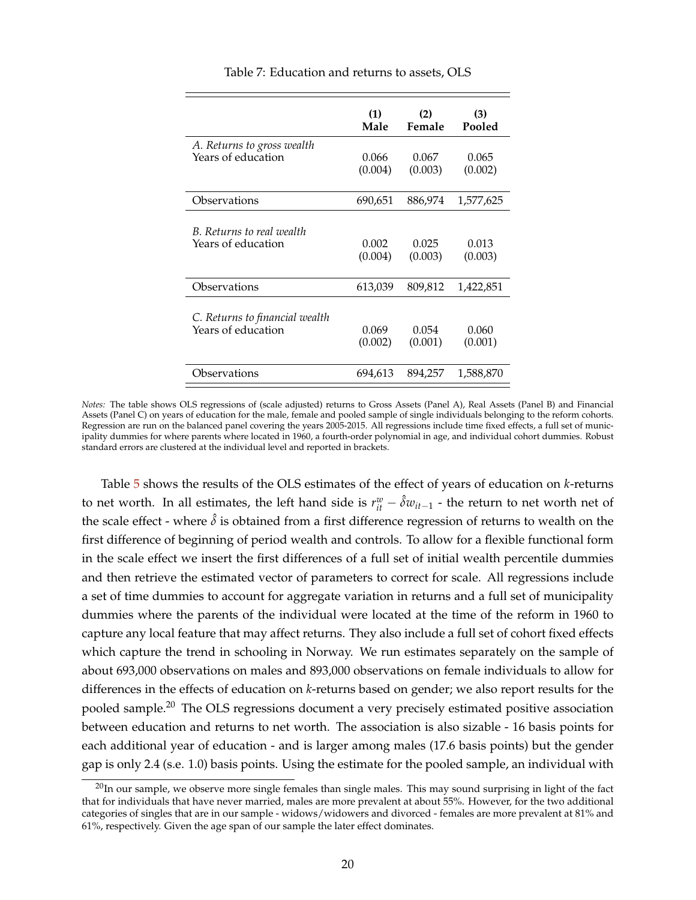Table 7: Education and returns to assets, OLS

| | (1) Male | (2) Female | (3) Pooled |
|---|---|---|---|
| *A. Returns to gross wealth* | | | |
| Years of education | 0.066 | 0.067 | 0.065 |
| | (0.004) | (0.003) | (0.002) |
| Observations | 690,651 | 886,974 | 1,577,625 |
| *B. Returns to real wealth* | | | |
| Years of education | 0.002 | 0.025 | 0.013 |
| | (0.004) | (0.003) | (0.003) |
| Observations | 613,039 | 809,812 | 1,422,851 |
| *C. Returns to financial wealth* | | | |
| Years of education | 0.069 | 0.054 | 0.060 |
| | (0.002) | (0.001) | (0.001) |
| Observations | 694,613 | 894,257 | 1,588,870 |

*Notes:* The table shows OLS regressions of (scale adjusted) returns to Gross Assets (Panel A), Real Assets (Panel B) and Financial Assets (Panel C) on years of education for the male, female and pooled sample of single individuals belonging to the reform cohorts. Regression are run on the balanced panel covering the years 2005-2015. All regressions include time fixed effects, a full set of municipality dummies for where parents where located in 1960, a fourth-order polynomial in age, and individual cohort dummies. Robust standard errors are clustered at the individual level and reported in brackets.

Table 5 shows the results of the OLS estimates of the effect of years of education on *k*-returns to net worth. In all estimates, the left hand side is $r_{it}^{w} - \hat{\delta} w_{it-1}$ - the return to net worth net of the scale effect - where $\hat{\delta}$ is obtained from a first difference regression of returns to wealth on the first difference of beginning of period wealth and controls. To allow for a flexible functional form in the scale effect we insert the first differences of a full set of initial wealth percentile dummies and then retrieve the estimated vector of parameters to correct for scale. All regressions include a set of time dummies to account for aggregate variation in returns and a full set of municipality dummies where the parents of the individual were located at the time of the reform in 1960 to capture any local feature that may affect returns. They also include a full set of cohort fixed effects which capture the trend in schooling in Norway. We run estimates separately on the sample of about 693,000 observations on males and 893,000 observations on female individuals to allow for differences in the effects of education on *k*-returns based on gender; we also report results for the pooled sample.[20] The OLS regressions document a very precisely estimated positive association between education and returns to net worth. The association is also sizable - 16 basis points for each additional year of education - and is larger among males (17.6 basis points) but the gender gap is only 2.4 (s.e. 1.0) basis points. Using the estimate for the pooled sample, an individual with

[20] In our sample, we observe more single females than single males. This may sound surprising in light of the fact that for individuals that have never married, males are more prevalent at about 55%. However, for the two additional categories of singles that are in our sample - widows/widowers and divorced - females are more prevalent at 81% and 61%, respectively. Given the age span of our sample the later effect dominates.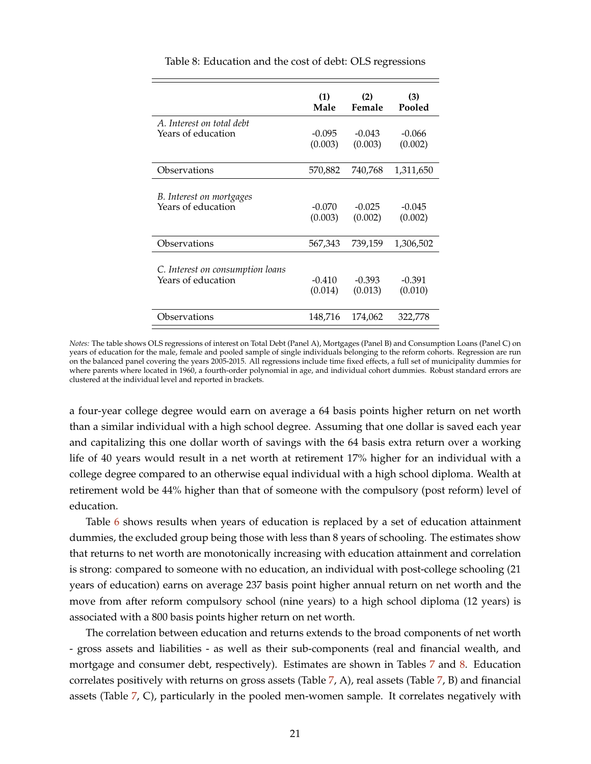Table 8: Education and the cost of debt: OLS regressions

| | (1) Male | (2) Female | (3) Pooled |
|---|---|---|---|
| *A. Interest on total debt* | | | |
| Years of education | -0.095 | -0.043 | -0.066 |
| | (0.003) | (0.003) | (0.002) |
| Observations | 570,882 | 740,768 | 1,311,650 |
| *B. Interest on mortgages* | | | |
| Years of education | -0.070 | -0.025 | -0.045 |
| | (0.003) | (0.002) | (0.002) |
| Observations | 567,343 | 739,159 | 1,306,502 |
| *C. Interest on consumption loans* | | | |
| Years of education | -0.410 | -0.393 | -0.391 |
| | (0.014) | (0.013) | (0.010) |
| Observations | 148,716 | 174,062 | 322,778 |

*Notes:* The table shows OLS regressions of interest on Total Debt (Panel A), Mortgages (Panel B) and Consumption Loans (Panel C) on years of education for the male, female and pooled sample of single individuals belonging to the reform cohorts. Regression are run on the balanced panel covering the years 2005-2015. All regressions include time fixed effects, a full set of municipality dummies for where parents where located in 1960, a fourth-order polynomial in age, and individual cohort dummies. Robust standard errors are clustered at the individual level and reported in brackets.

a four-year college degree would earn on average a 64 basis points higher return on net worth than a similar individual with a high school degree. Assuming that one dollar is saved each year and capitalizing this one dollar worth of savings with the 64 basis extra return over a working life of 40 years would result in a net worth at retirement 17% higher for an individual with a college degree compared to an otherwise equal individual with a high school diploma. Wealth at retirement wold be 44% higher than that of someone with the compulsory (post reform) level of education.

Table 6 shows results when years of education is replaced by a set of education attainment dummies, the excluded group being those with less than 8 years of schooling. The estimates show that returns to net worth are monotonically increasing with education attainment and correlation is strong: compared to someone with no education, an individual with post-college schooling (21 years of education) earns on average 237 basis point higher annual return on net worth and the move from after reform compulsory school (nine years) to a high school diploma (12 years) is associated with a 800 basis points higher return on net worth.

The correlation between education and returns extends to the broad components of net worth - gross assets and liabilities - as well as their sub-components (real and financial wealth, and mortgage and consumer debt, respectively). Estimates are shown in Tables 7 and 8. Education correlates positively with returns on gross assets (Table 7, A), real assets (Table 7, B) and financial assets (Table 7, C), particularly in the pooled men-women sample. It correlates negatively with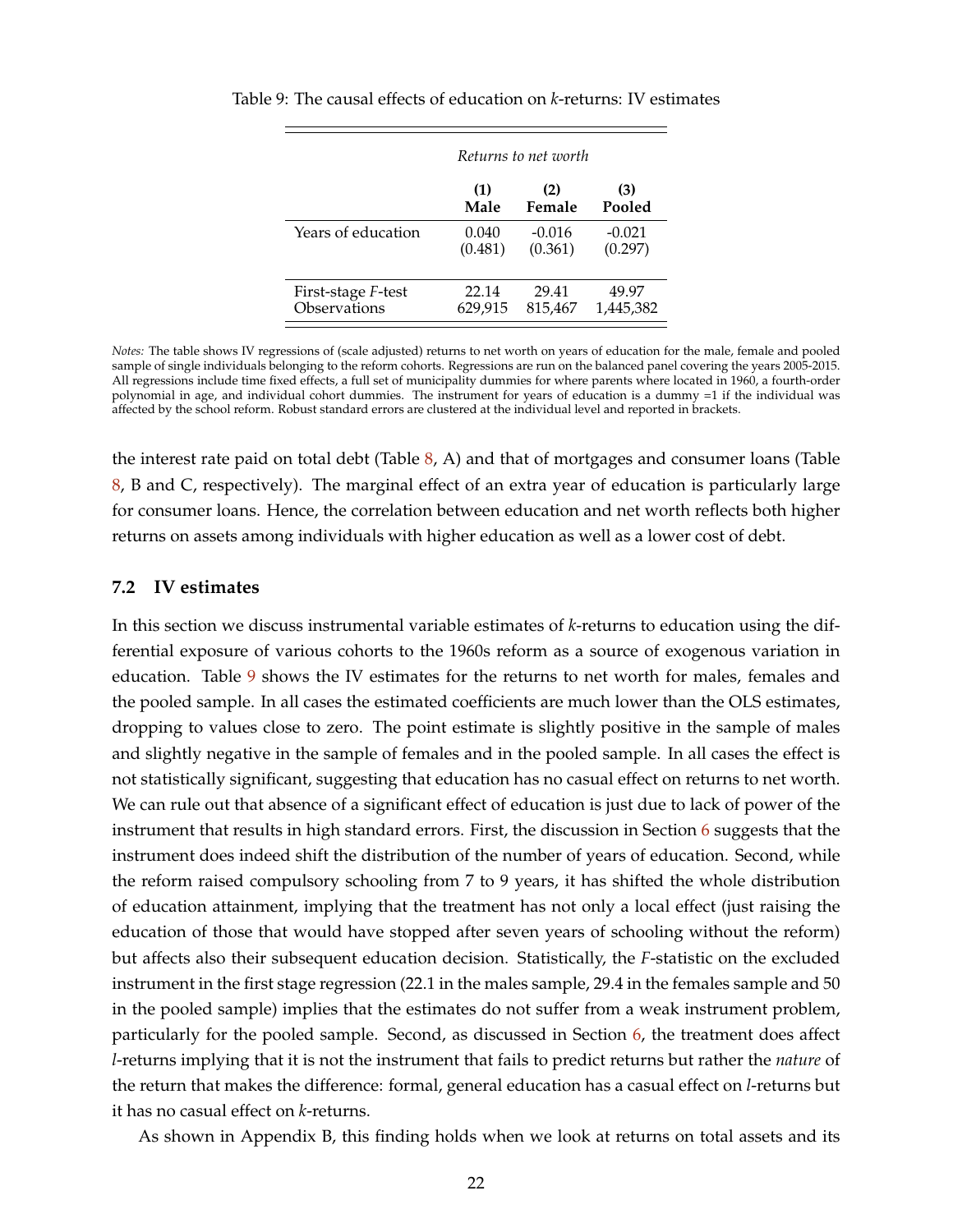Table 9: The causal effects of education on *k*-returns: IV estimates

| | *Returns to net worth* | | |
|---|---|---|---|
| | **(1) Male** | **(2) Female** | **(3) Pooled** |
| Years of education | 0.040 | -0.016 | -0.021 |
| | (0.481) | (0.361) | (0.297) |
| First-stage *F*-test | 22.14 | 29.41 | 49.97 |
| Observations | 629,915 | 815,467 | 1,445,382 |

*Notes:* The table shows IV regressions of (scale adjusted) returns to net worth on years of education for the male, female and pooled sample of single individuals belonging to the reform cohorts. Regressions are run on the balanced panel covering the years 2005-2015. All regressions include time fixed effects, a full set of municipality dummies for where parents where located in 1960, a fourth-order polynomial in age, and individual cohort dummies. The instrument for years of education is a dummy =1 if the individual was affected by the school reform. Robust standard errors are clustered at the individual level and reported in brackets.

the interest rate paid on total debt (Table 8, A) and that of mortgages and consumer loans (Table 8, B and C, respectively). The marginal effect of an extra year of education is particularly large for consumer loans. Hence, the correlation between education and net worth reflects both higher returns on assets among individuals with higher education as well as a lower cost of debt.

### 7.2 IV estimates

In this section we discuss instrumental variable estimates of *k*-returns to education using the differential exposure of various cohorts to the 1960s reform as a source of exogenous variation in education. Table 9 shows the IV estimates for the returns to net worth for males, females and the pooled sample. In all cases the estimated coefficients are much lower than the OLS estimates, dropping to values close to zero. The point estimate is slightly positive in the sample of males and slightly negative in the sample of females and in the pooled sample. In all cases the effect is not statistically significant, suggesting that education has no casual effect on returns to net worth. We can rule out that absence of a significant effect of education is just due to lack of power of the instrument that results in high standard errors. First, the discussion in Section 6 suggests that the instrument does indeed shift the distribution of the number of years of education. Second, while the reform raised compulsory schooling from 7 to 9 years, it has shifted the whole distribution of education attainment, implying that the treatment has not only a local effect (just raising the education of those that would have stopped after seven years of schooling without the reform) but affects also their subsequent education decision. Statistically, the *F*-statistic on the excluded instrument in the first stage regression (22.1 in the males sample, 29.4 in the females sample and 50 in the pooled sample) implies that the estimates do not suffer from a weak instrument problem, particularly for the pooled sample. Second, as discussed in Section 6, the treatment does affect *l*-returns implying that it is not the instrument that fails to predict returns but rather the *nature* of the return that makes the difference: formal, general education has a casual effect on *l*-returns but it has no casual effect on *k*-returns.

As shown in Appendix B, this finding holds when we look at returns on total assets and its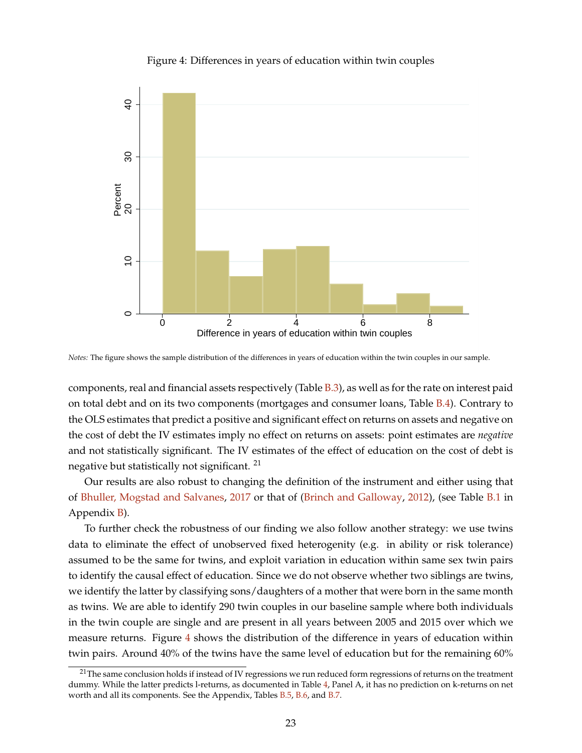Figure 4: Differences in years of education within twin couples

*Notes:* The figure shows the sample distribution of the differences in years of education within the twin couples in our sample.

components, real and financial assets respectively (Table B.3), as well as for the rate on interest paid on total debt and on its two components (mortgages and consumer loans, Table B.4). Contrary to the OLS estimates that predict a positive and significant effect on returns on assets and negative on the cost of debt the IV estimates imply no effect on returns on assets: point estimates are *negative* and not statistically significant. The IV estimates of the effect of education on the cost of debt is negative but statistically not significant. [21]

Our results are also robust to changing the definition of the instrument and either using that of Bhuller, Mogstad and Salvanes, 2017 or that of (Brinch and Galloway, 2012), (see Table B.1 in Appendix B).

To further check the robustness of our finding we also follow another strategy: we use twins data to eliminate the effect of unobserved fixed heterogenity (e.g. in ability or risk tolerance) assumed to be the same for twins, and exploit variation in education within same sex twin pairs to identify the causal effect of education. Since we do not observe whether two siblings are twins, we identify the latter by classifying sons/daughters of a mother that were born in the same month as twins. We are able to identify 290 twin couples in our baseline sample where both individuals in the twin couple are single and are present in all years between 2005 and 2015 over which we measure returns. Figure 4 shows the distribution of the difference in years of education within twin pairs. Around 40% of the twins have the same level of education but for the remaining 60%

[21] The same conclusion holds if instead of IV regressions we run reduced form regressions of returns on the treatment dummy. While the latter predicts l-returns, as documented in Table 4, Panel A, it has no prediction on k-returns on net worth and all its components. See the Appendix, Tables B.5, B.6, and B.7.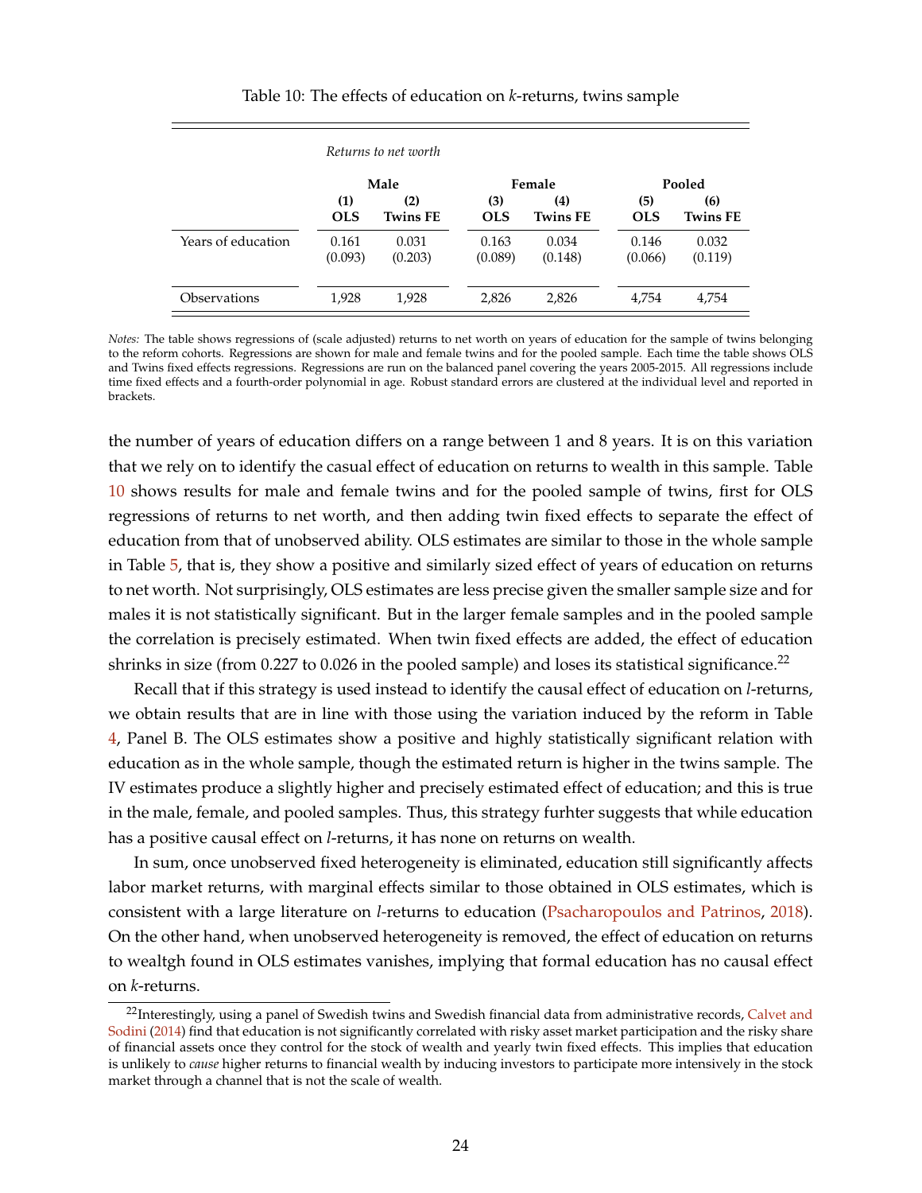Table 10: The effects of education on *k*-returns, twins sample

| | *Returns to net worth* | | | | | |
|---|---|---|---|---|---|---|
| | **Male** | | **Female** | | **Pooled** | |
| | **(1)** **OLS** | **(2)** **Twins FE** | **(3)** **OLS** | **(4)** **Twins FE** | **(5)** **OLS** | **(6)** **Twins FE** |
| Years of education | 0.161 (0.093) | 0.031 (0.203) | 0.163 (0.089) | 0.034 (0.148) | 0.146 (0.066) | 0.032 (0.119) |
| Observations | 1,928 | 1,928 | 2,826 | 2,826 | 4,754 | 4,754 |

*Notes:* The table shows regressions of (scale adjusted) returns to net worth on years of education for the sample of twins belonging to the reform cohorts. Regressions are shown for male and female twins and for the pooled sample. Each time the table shows OLS and Twins fixed effects regressions. Regressions are run on the balanced panel covering the years 2005-2015. All regressions include time fixed effects and a fourth-order polynomial in age. Robust standard errors are clustered at the individual level and reported in brackets.

the number of years of education differs on a range between 1 and 8 years. It is on this variation that we rely on to identify the casual effect of education on returns to wealth in this sample. Table 10 shows results for male and female twins and for the pooled sample of twins, first for OLS regressions of returns to net worth, and then adding twin fixed effects to separate the effect of education from that of unobserved ability. OLS estimates are similar to those in the whole sample in Table 5, that is, they show a positive and similarly sized effect of years of education on returns to net worth. Not surprisingly, OLS estimates are less precise given the smaller sample size and for males it is not statistically significant. But in the larger female samples and in the pooled sample the correlation is precisely estimated. When twin fixed effects are added, the effect of education shrinks in size (from 0.227 to 0.026 in the pooled sample) and loses its statistical significance.[22]

Recall that if this strategy is used instead to identify the causal effect of education on *l*-returns, we obtain results that are in line with those using the variation induced by the reform in Table 4, Panel B. The OLS estimates show a positive and highly statistically significant relation with education as in the whole sample, though the estimated return is higher in the twins sample. The IV estimates produce a slightly higher and precisely estimated effect of education; and this is true in the male, female, and pooled samples. Thus, this strategy furhter suggests that while education has a positive causal effect on *l*-returns, it has none on returns on wealth.

In sum, once unobserved fixed heterogeneity is eliminated, education still significantly affects labor market returns, with marginal effects similar to those obtained in OLS estimates, which is consistent with a large literature on *l*-returns to education (Psacharopoulos and Patrinos, 2018). On the other hand, when unobserved heterogeneity is removed, the effect of education on returns to wealtgh found in OLS estimates vanishes, implying that formal education has no causal effect on *k*-returns.

[22] Interestingly, using a panel of Swedish twins and Swedish financial data from administrative records, Calvet and Sodini (2014) find that education is not significantly correlated with risky asset market participation and the risky share of financial assets once they control for the stock of wealth and yearly twin fixed effects. This implies that education is unlikely to *cause* higher returns to financial wealth by inducing investors to participate more intensively in the stock market through a channel that is not the scale of wealth.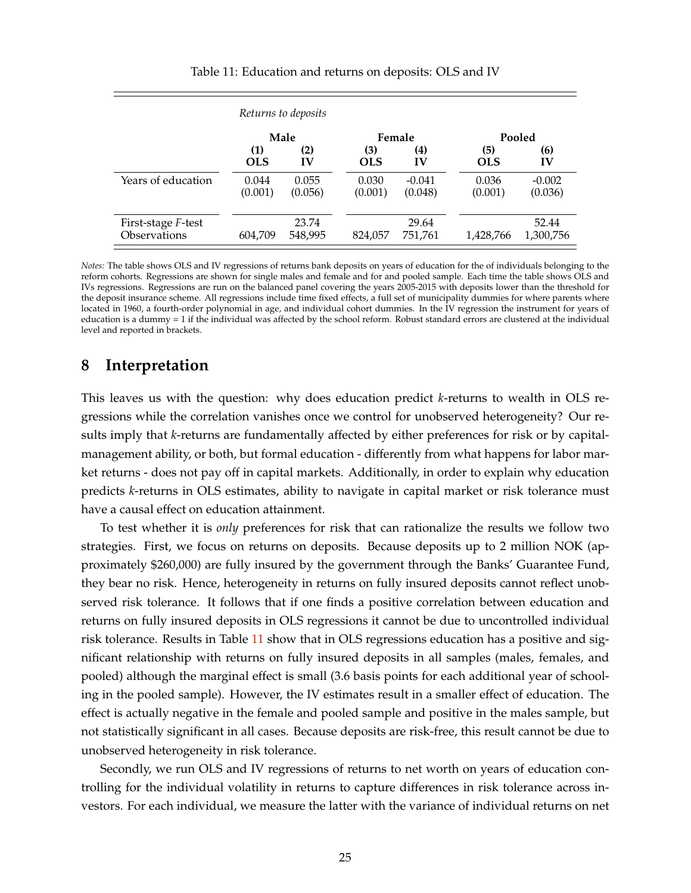Table 11: Education and returns on deposits: OLS and IV

| | *Returns to deposits* | | | | | |
|---|---|---|---|---|---|---|
| | **Male** | | **Female** | | **Pooled** | |
| | **(1) OLS** | **(2) IV** | **(3) OLS** | **(4) IV** | **(5) OLS** | **(6) IV** |
| Years of education | 0.044 | 0.055 | 0.030 | -0.041 | 0.036 | -0.002 |
| | (0.001) | (0.056) | (0.001) | (0.048) | (0.001) | (0.036) |
| First-stage *F*-test | | 23.74 | | 29.64 | | 52.44 |
| Observations | 604,709 | 548,995 | 824,057 | 751,761 | 1,428,766 | 1,300,756 |

*Notes:* The table shows OLS and IV regressions of returns bank deposits on years of education for the of individuals belonging to the reform cohorts. Regressions are shown for single males and female and for and pooled sample. Each time the table shows OLS and IVs regressions. Regressions are run on the balanced panel covering the years 2005-2015 with deposits lower than the threshold for the deposit insurance scheme. All regressions include time fixed effects, a full set of municipality dummies for where parents where located in 1960, a fourth-order polynomial in age, and individual cohort dummies. In the IV regression the instrument for years of education is a dummy = 1 if the individual was affected by the school reform. Robust standard errors are clustered at the individual level and reported in brackets.

## 8 Interpretation

This leaves us with the question: why does education predict *k*-returns to wealth in OLS regressions while the correlation vanishes once we control for unobserved heterogeneity? Our results imply that *k*-returns are fundamentally affected by either preferences for risk or by capital-management ability, or both, but formal education - differently from what happens for labor market returns - does not pay off in capital markets. Additionally, in order to explain why education predicts *k*-returns in OLS estimates, ability to navigate in capital market or risk tolerance must have a causal effect on education attainment.

To test whether it is *only* preferences for risk that can rationalize the results we follow two strategies. First, we focus on returns on deposits. Because deposits up to 2 million NOK (approximately $260,000) are fully insured by the government through the Banks' Guarantee Fund, they bear no risk. Hence, heterogeneity in returns on fully insured deposits cannot reflect unobserved risk tolerance. It follows that if one finds a positive correlation between education and returns on fully insured deposits in OLS regressions it cannot be due to uncontrolled individual risk tolerance. Results in Table 11 show that in OLS regressions education has a positive and significant relationship with returns on fully insured deposits in all samples (males, females, and pooled) although the marginal effect is small (3.6 basis points for each additional year of schooling in the pooled sample). However, the IV estimates result in a smaller effect of education. The effect is actually negative in the female and pooled sample and positive in the males sample, but not statistically significant in all cases. Because deposits are risk-free, this result cannot be due to unobserved heterogeneity in risk tolerance.

Secondly, we run OLS and IV regressions of returns to net worth on years of education controlling for the individual volatility in returns to capture differences in risk tolerance across investors. For each individual, we measure the latter with the variance of individual returns on net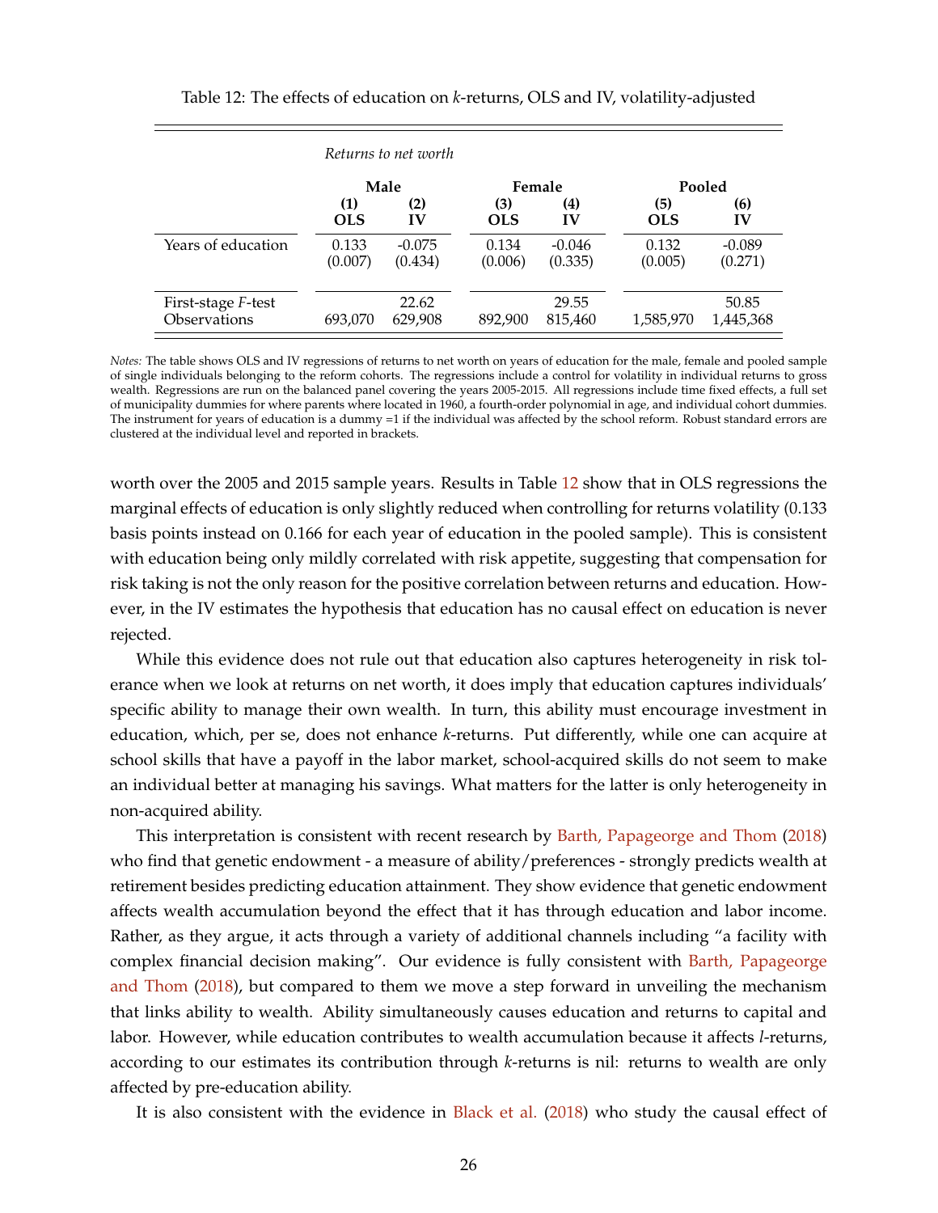Table 12: The effects of education on *k*-returns, OLS and IV, volatility-adjusted

| | *Returns to net worth* | | | | | |
|---|---|---|---|---|---|---|
| | **Male** | | **Female** | | **Pooled** | |
| | **(1) OLS** | **(2) IV** | **(3) OLS** | **(4) IV** | **(5) OLS** | **(6) IV** |
| Years of education | 0.133 | -0.075 | 0.134 | -0.046 | 0.132 | -0.089 |
| | (0.007) | (0.434) | (0.006) | (0.335) | (0.005) | (0.271) |
| First-stage *F*-test | | 22.62 | | 29.55 | | 50.85 |
| Observations | 693,070 | 629,908 | 892,900 | 815,460 | 1,585,970 | 1,445,368 |

*Notes:* The table shows OLS and IV regressions of returns to net worth on years of education for the male, female and pooled sample of single individuals belonging to the reform cohorts. The regressions include a control for volatility in individual returns to gross wealth. Regressions are run on the balanced panel covering the years 2005-2015. All regressions include time fixed effects, a full set of municipality dummies for where parents where located in 1960, a fourth-order polynomial in age, and individual cohort dummies. The instrument for years of education is a dummy =1 if the individual was affected by the school reform. Robust standard errors are clustered at the individual level and reported in brackets.

worth over the 2005 and 2015 sample years. Results in Table 12 show that in OLS regressions the marginal effects of education is only slightly reduced when controlling for returns volatility (0.133 basis points instead on 0.166 for each year of education in the pooled sample). This is consistent with education being only mildly correlated with risk appetite, suggesting that compensation for risk taking is not the only reason for the positive correlation between returns and education. However, in the IV estimates the hypothesis that education has no causal effect on education is never rejected.

While this evidence does not rule out that education also captures heterogeneity in risk tolerance when we look at returns on net worth, it does imply that education captures individuals' specific ability to manage their own wealth. In turn, this ability must encourage investment in education, which, per se, does not enhance *k*-returns. Put differently, while one can acquire at school skills that have a payoff in the labor market, school-acquired skills do not seem to make an individual better at managing his savings. What matters for the latter is only heterogeneity in non-acquired ability.

This interpretation is consistent with recent research by Barth, Papageorge and Thom (2018) who find that genetic endowment - a measure of ability/preferences - strongly predicts wealth at retirement besides predicting education attainment. They show evidence that genetic endowment affects wealth accumulation beyond the effect that it has through education and labor income. Rather, as they argue, it acts through a variety of additional channels including "a facility with complex financial decision making". Our evidence is fully consistent with Barth, Papageorge and Thom (2018), but compared to them we move a step forward in unveiling the mechanism that links ability to wealth. Ability simultaneously causes education and returns to capital and labor. However, while education contributes to wealth accumulation because it affects *l*-returns, according to our estimates its contribution through *k*-returns is nil: returns to wealth are only affected by pre-education ability.

It is also consistent with the evidence in Black et al. (2018) who study the causal effect of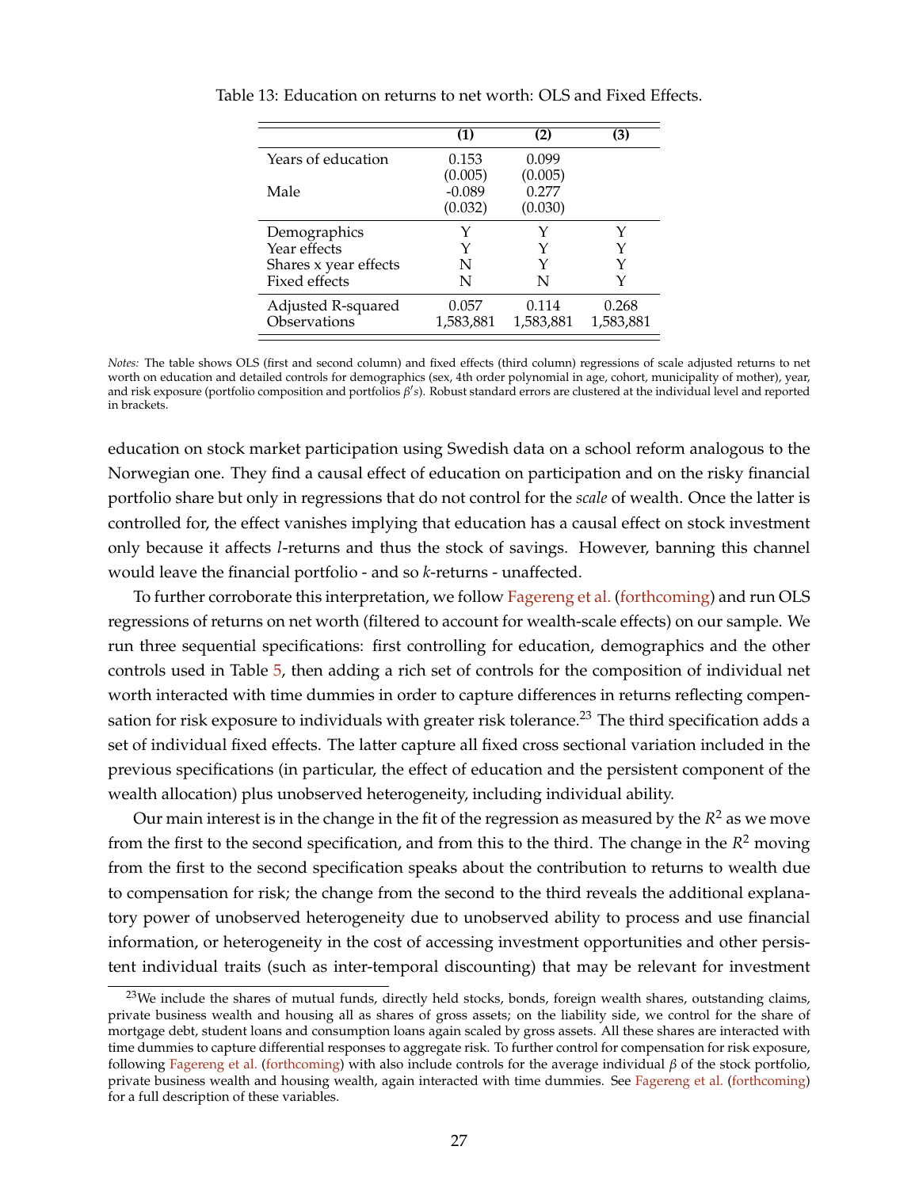Table 13: Education on returns to net worth: OLS and Fixed Effects.

| | (1) | (2) | (3) |
|---|---|---|---|
| Years of education | 0.153 | 0.099 | |
| | (0.005) | (0.005) | |
| Male | -0.089 | 0.277 | |
| | (0.032) | (0.030) | |
| Demographics | Y | Y | Y |
| Year effects | Y | Y | Y |
| Shares x year effects | N | Y | Y |
| Fixed effects | N | N | Y |
| Adjusted R-squared | 0.057 | 0.114 | 0.268 |
| Observations | 1,583,881 | 1,583,881 | 1,583,881 |

*Notes:* The table shows OLS (first and second column) and fixed effects (third column) regressions of scale adjusted returns to net worth on education and detailed controls for demographics (sex, 4th order polynomial in age, cohort, municipality of mother), year, and risk exposure (portfolio composition and portfolios $\beta'$s). Robust standard errors are clustered at the individual level and reported in brackets.

education on stock market participation using Swedish data on a school reform analogous to the Norwegian one. They find a causal effect of education on participation and on the risky financial portfolio share but only in regressions that do not control for the *scale* of wealth. Once the latter is controlled for, the effect vanishes implying that education has a causal effect on stock investment only because it affects *l*-returns and thus the stock of savings. However, banning this channel would leave the financial portfolio - and so *k*-returns - unaffected.

To further corroborate this interpretation, we follow Fagereng et al. (forthcoming) and run OLS regressions of returns on net worth (filtered to account for wealth-scale effects) on our sample. We run three sequential specifications: first controlling for education, demographics and the other controls used in Table 5, then adding a rich set of controls for the composition of individual net worth interacted with time dummies in order to capture differences in returns reflecting compensation for risk exposure to individuals with greater risk tolerance.[23] The third specification adds a set of individual fixed effects. The latter capture all fixed cross sectional variation included in the previous specifications (in particular, the effect of education and the persistent component of the wealth allocation) plus unobserved heterogeneity, including individual ability.

Our main interest is in the change in the fit of the regression as measured by the $R^2$ as we move from the first to the second specification, and from this to the third. The change in the $R^2$ moving from the first to the second specification speaks about the contribution to returns to wealth due to compensation for risk; the change from the second to the third reveals the additional explanatory power of unobserved heterogeneity due to unobserved ability to process and use financial information, or heterogeneity in the cost of accessing investment opportunities and other persistent individual traits (such as inter-temporal discounting) that may be relevant for investment

[23] We include the shares of mutual funds, directly held stocks, bonds, foreign wealth shares, outstanding claims, private business wealth and housing all as shares of gross assets; on the liability side, we control for the share of mortgage debt, student loans and consumption loans again scaled by gross assets. All these shares are interacted with time dummies to capture differential responses to aggregate risk. To further control for compensation for risk exposure, following Fagereng et al. (forthcoming) with also include controls for the average individual $\beta$ of the stock portfolio, private business wealth and housing wealth, again interacted with time dummies. See Fagereng et al. (forthcoming) for a full description of these variables.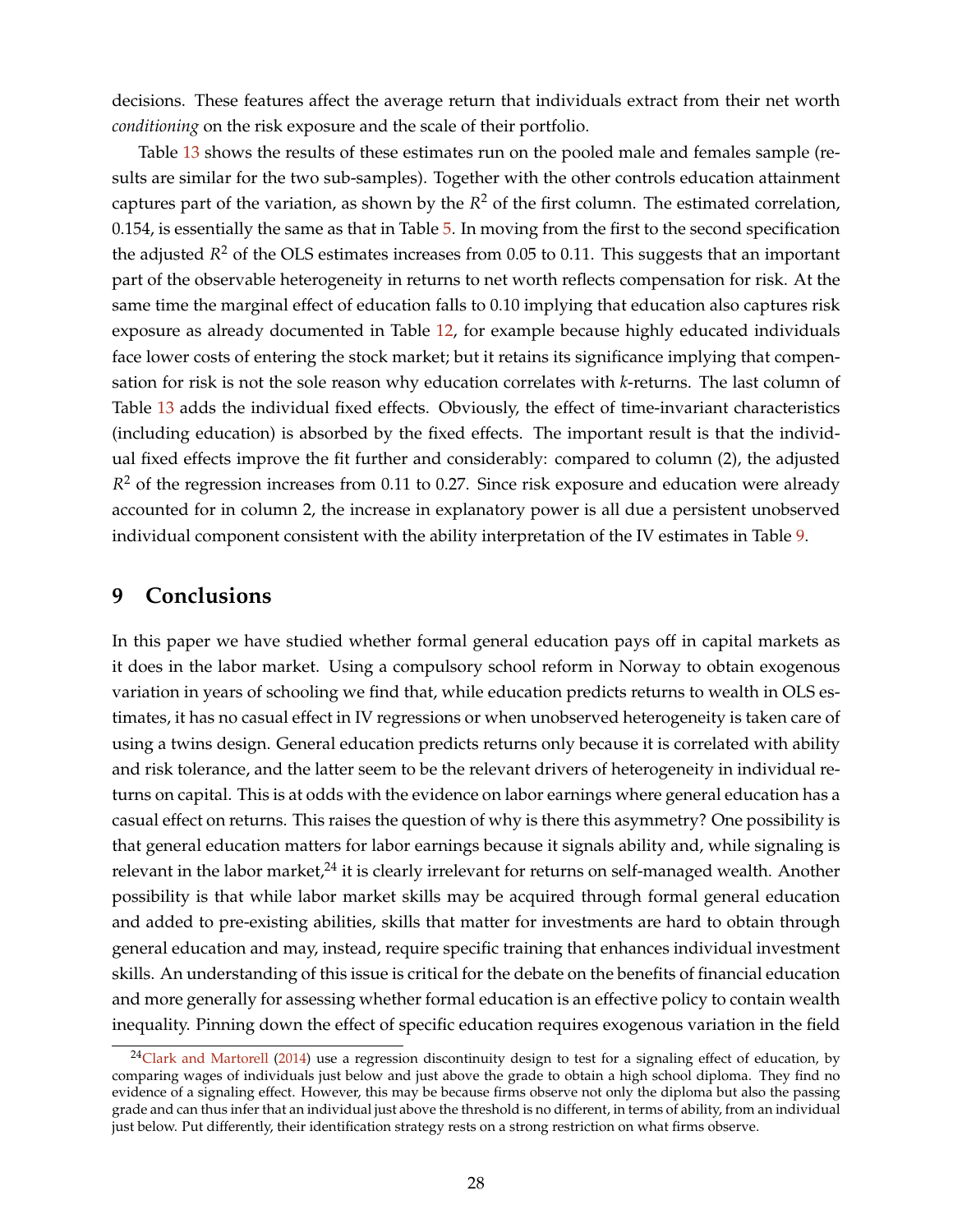decisions. These features affect the average return that individuals extract from their net worth *conditioning* on the risk exposure and the scale of their portfolio.

Table 13 shows the results of these estimates run on the pooled male and females sample (results are similar for the two sub-samples). Together with the other controls education attainment captures part of the variation, as shown by the $R^2$ of the first column. The estimated correlation, 0.154, is essentially the same as that in Table 5. In moving from the first to the second specification the adjusted $R^2$ of the OLS estimates increases from 0.05 to 0.11. This suggests that an important part of the observable heterogeneity in returns to net worth reflects compensation for risk. At the same time the marginal effect of education falls to 0.10 implying that education also captures risk exposure as already documented in Table 12, for example because highly educated individuals face lower costs of entering the stock market; but it retains its significance implying that compensation for risk is not the sole reason why education correlates with $k$-returns. The last column of Table 13 adds the individual fixed effects. Obviously, the effect of time-invariant characteristics (including education) is absorbed by the fixed effects. The important result is that the individual fixed effects improve the fit further and considerably: compared to column (2), the adjusted $R^2$ of the regression increases from 0.11 to 0.27. Since risk exposure and education were already accounted for in column 2, the increase in explanatory power is all due a persistent unobserved individual component consistent with the ability interpretation of the IV estimates in Table 9.

# 9 Conclusions

In this paper we have studied whether formal general education pays off in capital markets as it does in the labor market. Using a compulsory school reform in Norway to obtain exogenous variation in years of schooling we find that, while education predicts returns to wealth in OLS estimates, it has no casual effect in IV regressions or when unobserved heterogeneity is taken care of using a twins design. General education predicts returns only because it is correlated with ability and risk tolerance, and the latter seem to be the relevant drivers of heterogeneity in individual returns on capital. This is at odds with the evidence on labor earnings where general education has a casual effect on returns. This raises the question of why is there this asymmetry? One possibility is that general education matters for labor earnings because it signals ability and, while signaling is relevant in the labor market,[24] it is clearly irrelevant for returns on self-managed wealth. Another possibility is that while labor market skills may be acquired through formal general education and added to pre-existing abilities, skills that matter for investments are hard to obtain through general education and may, instead, require specific training that enhances individual investment skills. An understanding of this issue is critical for the debate on the benefits of financial education and more generally for assessing whether formal education is an effective policy to contain wealth inequality. Pinning down the effect of specific education requires exogenous variation in the field

[24] Clark and Martorell (2014) use a regression discontinuity design to test for a signaling effect of education, by comparing wages of individuals just below and just above the grade to obtain a high school diploma. They find no evidence of a signaling effect. However, this may be because firms observe not only the diploma but also the passing grade and can thus infer that an individual just above the threshold is no different, in terms of ability, from an individual just below. Put differently, their identification strategy rests on a strong restriction on what firms observe.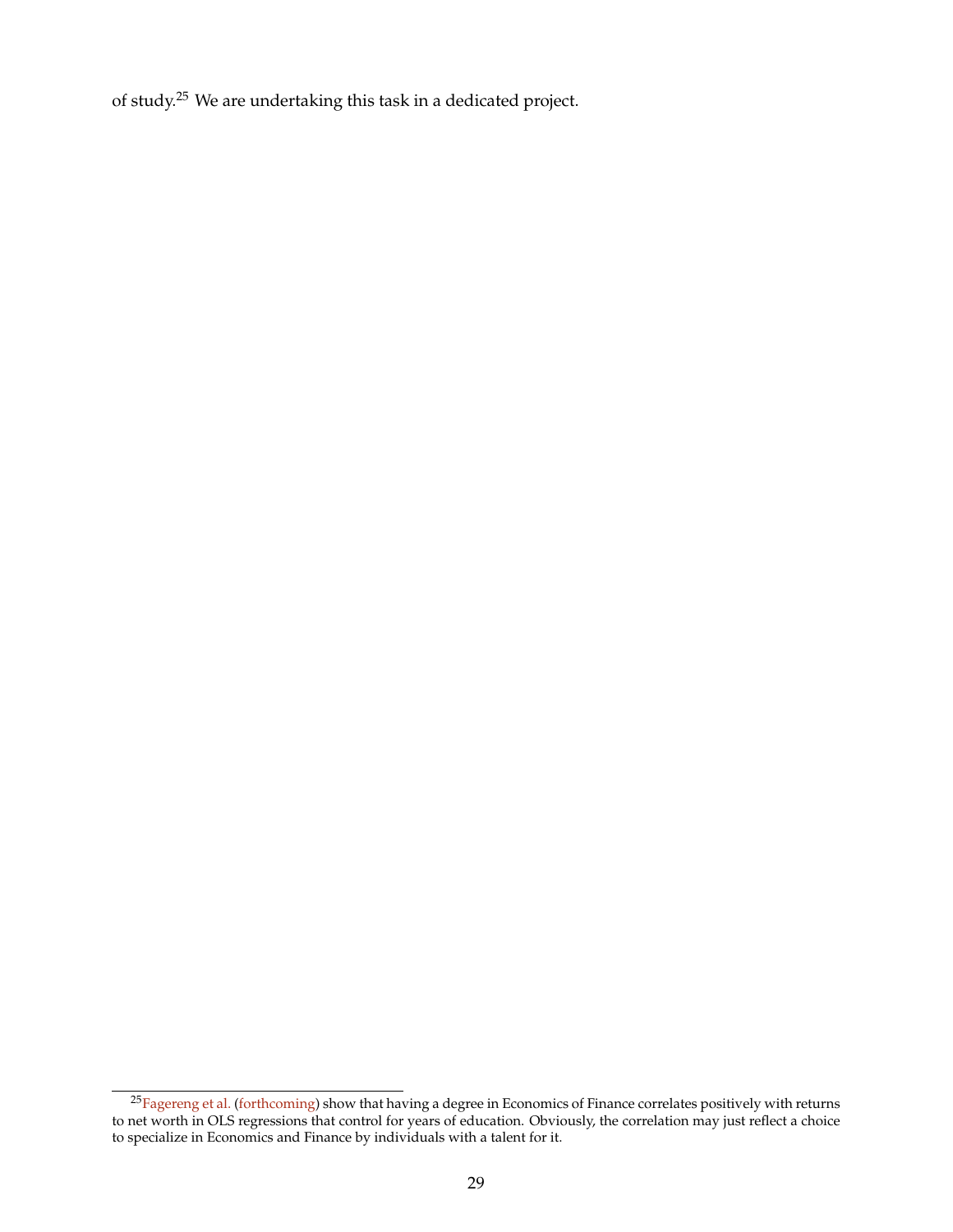of study.[25] We are undertaking this task in a dedicated project.

[25] Fagereng et al. (forthcoming) show that having a degree in Economics of Finance correlates positively with returns to net worth in OLS regressions that control for years of education. Obviously, the correlation may just reflect a choice to specialize in Economics and Finance by individuals with a talent for it.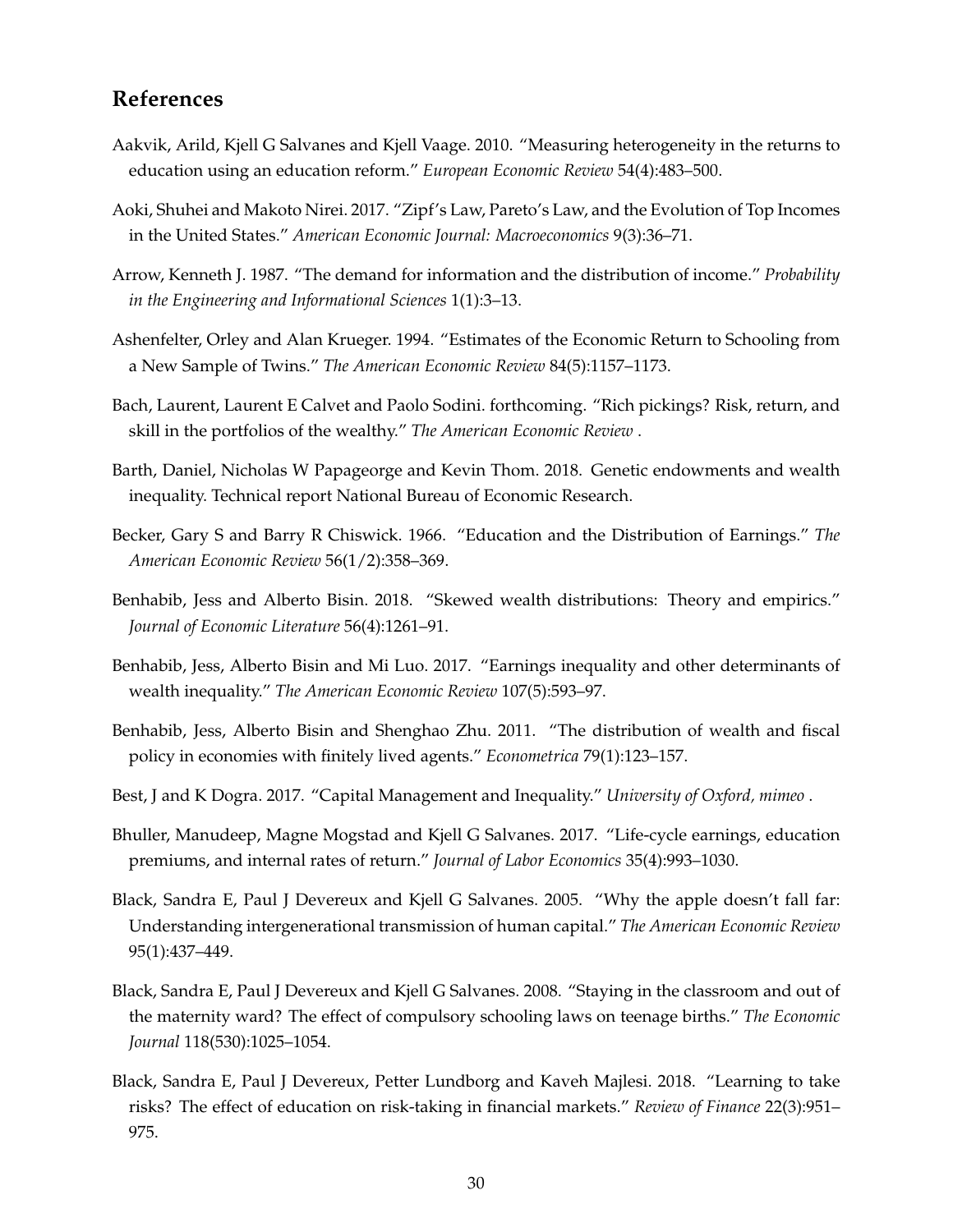## References

Aakvik, Arild, Kjell G Salvanes and Kjell Vaage. 2010. "Measuring heterogeneity in the returns to education using an education reform." *European Economic Review* 54(4):483–500.

Aoki, Shuhei and Makoto Nirei. 2017. "Zipf's Law, Pareto's Law, and the Evolution of Top Incomes in the United States." *American Economic Journal: Macroeconomics* 9(3):36–71.

Arrow, Kenneth J. 1987. "The demand for information and the distribution of income." *Probability in the Engineering and Informational Sciences* 1(1):3–13.

Ashenfelter, Orley and Alan Krueger. 1994. "Estimates of the Economic Return to Schooling from a New Sample of Twins." *The American Economic Review* 84(5):1157–1173.

Bach, Laurent, Laurent E Calvet and Paolo Sodini. forthcoming. "Rich pickings? Risk, return, and skill in the portfolios of the wealthy." *The American Economic Review* .

Barth, Daniel, Nicholas W Papageorge and Kevin Thom. 2018. Genetic endowments and wealth inequality. Technical report National Bureau of Economic Research.

Becker, Gary S and Barry R Chiswick. 1966. "Education and the Distribution of Earnings." *The American Economic Review* 56(1/2):358–369.

Benhabib, Jess and Alberto Bisin. 2018. "Skewed wealth distributions: Theory and empirics." *Journal of Economic Literature* 56(4):1261–91.

Benhabib, Jess, Alberto Bisin and Mi Luo. 2017. "Earnings inequality and other determinants of wealth inequality." *The American Economic Review* 107(5):593–97.

Benhabib, Jess, Alberto Bisin and Shenghao Zhu. 2011. "The distribution of wealth and fiscal policy in economies with finitely lived agents." *Econometrica* 79(1):123–157.

Best, J and K Dogra. 2017. "Capital Management and Inequality." *University of Oxford, mimeo* .

Bhuller, Manudeep, Magne Mogstad and Kjell G Salvanes. 2017. "Life-cycle earnings, education premiums, and internal rates of return." *Journal of Labor Economics* 35(4):993–1030.

Black, Sandra E, Paul J Devereux and Kjell G Salvanes. 2005. "Why the apple doesn't fall far: Understanding intergenerational transmission of human capital." *The American Economic Review* 95(1):437–449.

Black, Sandra E, Paul J Devereux and Kjell G Salvanes. 2008. "Staying in the classroom and out of the maternity ward? The effect of compulsory schooling laws on teenage births." *The Economic Journal* 118(530):1025–1054.

Black, Sandra E, Paul J Devereux, Petter Lundborg and Kaveh Majlesi. 2018. "Learning to take risks? The effect of education on risk-taking in financial markets." *Review of Finance* 22(3):951–975.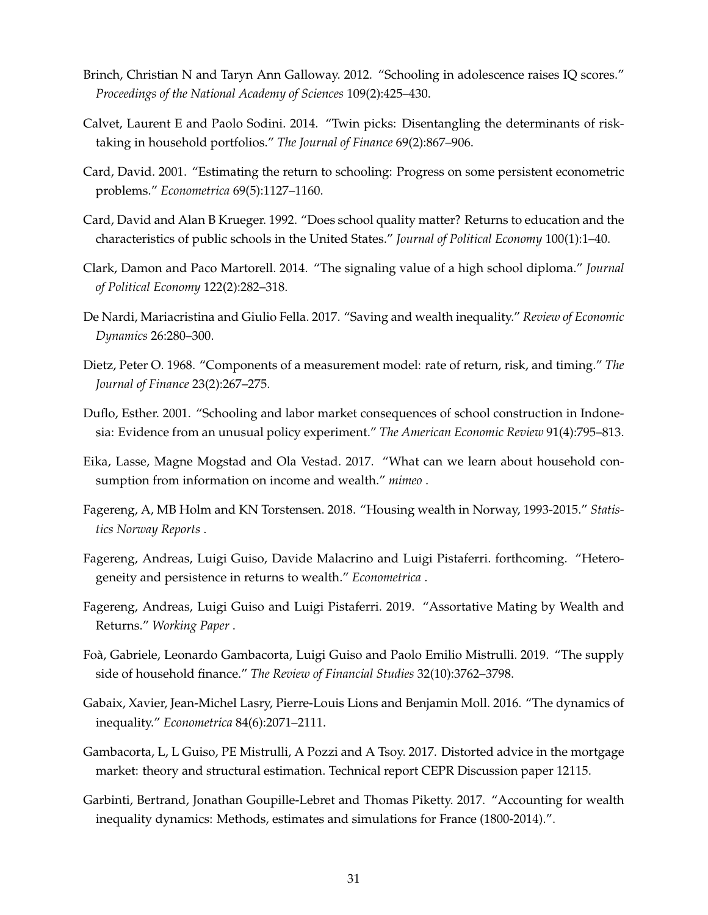Brinch, Christian N and Taryn Ann Galloway. 2012. "Schooling in adolescence raises IQ scores." *Proceedings of the National Academy of Sciences* 109(2):425–430.

Calvet, Laurent E and Paolo Sodini. 2014. "Twin picks: Disentangling the determinants of risk-taking in household portfolios." *The Journal of Finance* 69(2):867–906.

Card, David. 2001. "Estimating the return to schooling: Progress on some persistent econometric problems." *Econometrica* 69(5):1127–1160.

Card, David and Alan B Krueger. 1992. "Does school quality matter? Returns to education and the characteristics of public schools in the United States." *Journal of Political Economy* 100(1):1–40.

Clark, Damon and Paco Martorell. 2014. "The signaling value of a high school diploma." *Journal of Political Economy* 122(2):282–318.

De Nardi, Mariacristina and Giulio Fella. 2017. "Saving and wealth inequality." *Review of Economic Dynamics* 26:280–300.

Dietz, Peter O. 1968. "Components of a measurement model: rate of return, risk, and timing." *The Journal of Finance* 23(2):267–275.

Duflo, Esther. 2001. "Schooling and labor market consequences of school construction in Indonesia: Evidence from an unusual policy experiment." *The American Economic Review* 91(4):795–813.

Eika, Lasse, Magne Mogstad and Ola Vestad. 2017. "What can we learn about household consumption from information on income and wealth." *mimeo* .

Fagereng, A, MB Holm and KN Torstensen. 2018. "Housing wealth in Norway, 1993-2015." *Statistics Norway Reports* .

Fagereng, Andreas, Luigi Guiso, Davide Malacrino and Luigi Pistaferri. forthcoming. "Heterogeneity and persistence in returns to wealth." *Econometrica* .

Fagereng, Andreas, Luigi Guiso and Luigi Pistaferri. 2019. "Assortative Mating by Wealth and Returns." *Working Paper* .

Foà, Gabriele, Leonardo Gambacorta, Luigi Guiso and Paolo Emilio Mistrulli. 2019. "The supply side of household finance." *The Review of Financial Studies* 32(10):3762–3798.

Gabaix, Xavier, Jean-Michel Lasry, Pierre-Louis Lions and Benjamin Moll. 2016. "The dynamics of inequality." *Econometrica* 84(6):2071–2111.

Gambacorta, L, L Guiso, PE Mistrulli, A Pozzi and A Tsoy. 2017. Distorted advice in the mortgage market: theory and structural estimation. Technical report CEPR Discussion paper 12115.

Garbinti, Bertrand, Jonathan Goupille-Lebret and Thomas Piketty. 2017. "Accounting for wealth inequality dynamics: Methods, estimates and simulations for France (1800-2014).".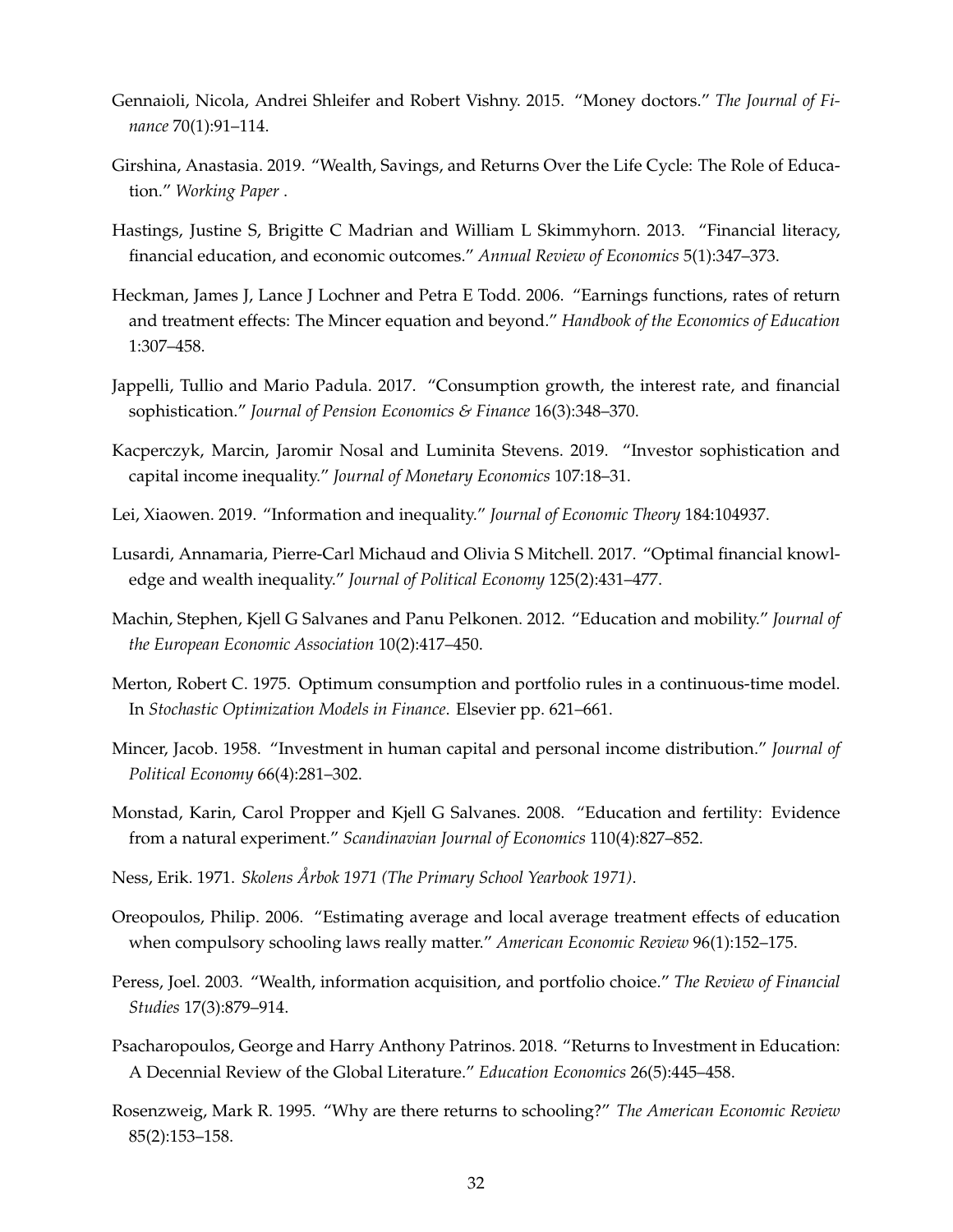Gennaioli, Nicola, Andrei Shleifer and Robert Vishny. 2015. "Money doctors." *The Journal of Finance* 70(1):91–114.

Girshina, Anastasia. 2019. "Wealth, Savings, and Returns Over the Life Cycle: The Role of Education." *Working Paper* .

Hastings, Justine S, Brigitte C Madrian and William L Skimmyhorn. 2013. "Financial literacy, financial education, and economic outcomes." *Annual Review of Economics* 5(1):347–373.

Heckman, James J, Lance J Lochner and Petra E Todd. 2006. "Earnings functions, rates of return and treatment effects: The Mincer equation and beyond." *Handbook of the Economics of Education* 1:307–458.

Jappelli, Tullio and Mario Padula. 2017. "Consumption growth, the interest rate, and financial sophistication." *Journal of Pension Economics & Finance* 16(3):348–370.

Kacperczyk, Marcin, Jaromir Nosal and Luminita Stevens. 2019. "Investor sophistication and capital income inequality." *Journal of Monetary Economics* 107:18–31.

Lei, Xiaowen. 2019. "Information and inequality." *Journal of Economic Theory* 184:104937.

Lusardi, Annamaria, Pierre-Carl Michaud and Olivia S Mitchell. 2017. "Optimal financial knowledge and wealth inequality." *Journal of Political Economy* 125(2):431–477.

Machin, Stephen, Kjell G Salvanes and Panu Pelkonen. 2012. "Education and mobility." *Journal of the European Economic Association* 10(2):417–450.

Merton, Robert C. 1975. Optimum consumption and portfolio rules in a continuous-time model. In *Stochastic Optimization Models in Finance*. Elsevier pp. 621–661.

Mincer, Jacob. 1958. "Investment in human capital and personal income distribution." *Journal of Political Economy* 66(4):281–302.

Monstad, Karin, Carol Propper and Kjell G Salvanes. 2008. "Education and fertility: Evidence from a natural experiment." *Scandinavian Journal of Economics* 110(4):827–852.

Ness, Erik. 1971. *Skolens Årbok 1971 (The Primary School Yearbook 1971)*.

Oreopoulos, Philip. 2006. "Estimating average and local average treatment effects of education when compulsory schooling laws really matter." *American Economic Review* 96(1):152–175.

Peress, Joel. 2003. "Wealth, information acquisition, and portfolio choice." *The Review of Financial Studies* 17(3):879–914.

Psacharopoulos, George and Harry Anthony Patrinos. 2018. "Returns to Investment in Education: A Decennial Review of the Global Literature." *Education Economics* 26(5):445–458.

Rosenzweig, Mark R. 1995. "Why are there returns to schooling?" *The American Economic Review* 85(2):153–158.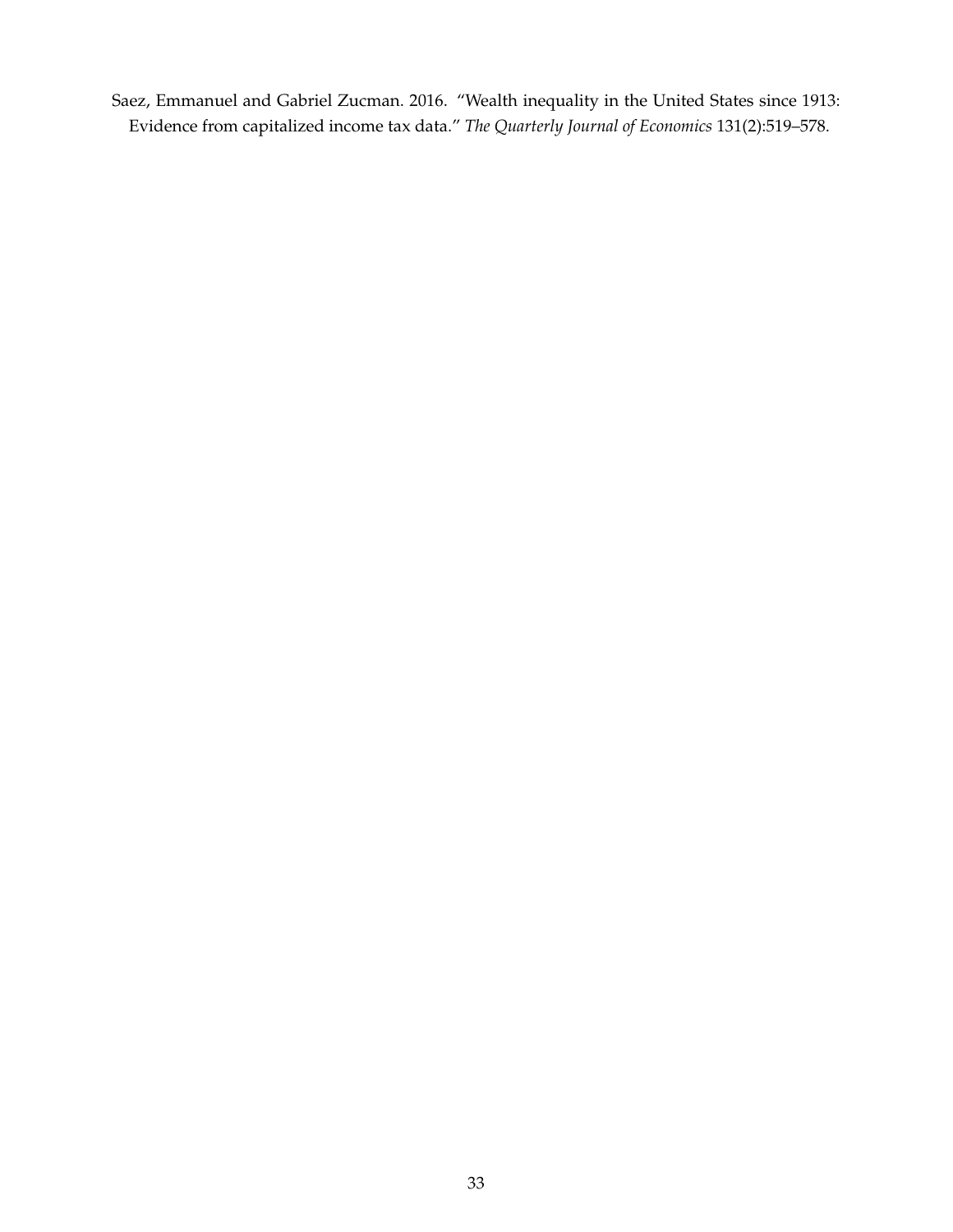Saez, Emmanuel and Gabriel Zucman. 2016. "Wealth inequality in the United States since 1913: Evidence from capitalized income tax data." *The Quarterly Journal of Economics* 131(2):519–578.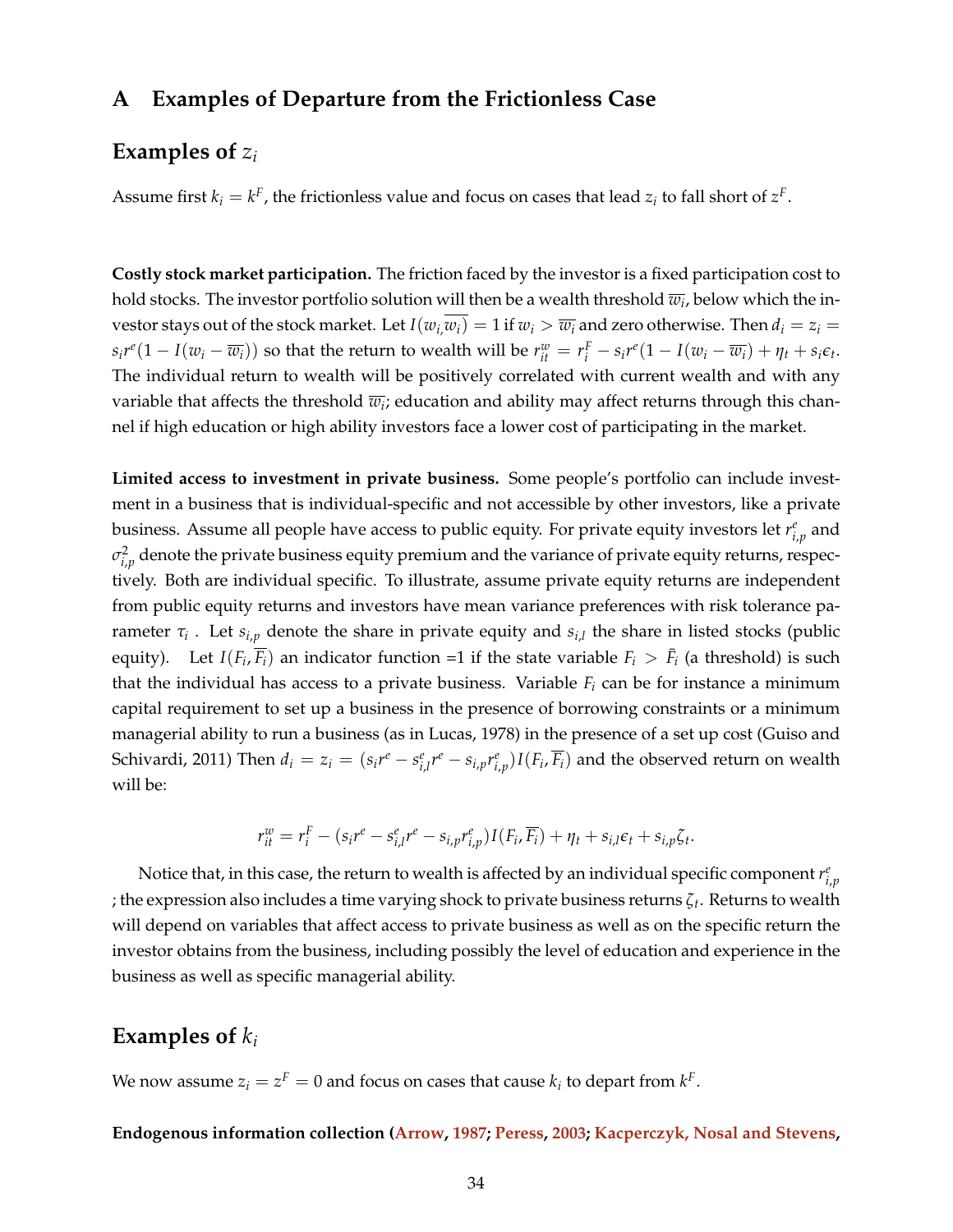# A Examples of Departure from the Frictionless Case

## Examples of $z_i$

Assume first $k_i = k^F$, the frictionless value and focus on cases that lead $z_i$ to fall short of $z^F$.

**Costly stock market participation.** The friction faced by the investor is a fixed participation cost to hold stocks. The investor portfolio solution will then be a wealth threshold $\overline{w_i}$, below which the investor stays out of the stock market. Let $I(w_{i,}\overline{w_i}) = 1$ if $w_i > \overline{w_i}$ and zero otherwise. Then $d_i = z_i = s_i r^e(1 - I(w_i - \overline{w_i}))$ so that the return to wealth will be $r^w_{it} = r^F_i - s_i r^e(1 - I(w_i - \overline{w_i}) + \eta_t + s_i \epsilon_t$. The individual return to wealth will be positively correlated with current wealth and with any variable that affects the threshold $\overline{w_i}$; education and ability may affect returns through this channel if high education or high ability investors face a lower cost of participating in the market.

**Limited access to investment in private business.** Some people's portfolio can include investment in a business that is individual-specific and not accessible by other investors, like a private business. Assume all people have access to public equity. For private equity investors let $r^e_{i,p}$ and $\sigma^2_{i,p}$ denote the private business equity premium and the variance of private equity returns, respectively. Both are individual specific. To illustrate, assume private equity returns are independent from public equity returns and investors have mean variance preferences with risk tolerance parameter $\tau_i$ . Let $s_{i,p}$ denote the share in private equity and $s_{i,l}$ the share in listed stocks (public equity). Let $I(F_i, \overline{F_i})$ an indicator function =1 if the state variable $F_i > \bar{F_i}$ (a threshold) is such that the individual has access to a private business. Variable $F_i$ can be for instance a minimum capital requirement to set up a business in the presence of borrowing constraints or a minimum managerial ability to run a business (as in Lucas, 1978) in the presence of a set up cost (Guiso and Schivardi, 2011) Then $d_i = z_i = (s_i r^e - s^e_{i,l} r^e - s_{i,p} r^e_{i,p}) I(F_i, \overline{F_i})$ and the observed return on wealth will be:

$$r^w_{it} = r^F_i - (s_i r^e - s^e_{i,l} r^e - s_{i,p} r^e_{i,p}) I(F_i, \overline{F_i}) + \eta_t + s_{i,l}\epsilon_t + s_{i,p}\zeta_t.$$

Notice that, in this case, the return to wealth is affected by an individual specific component $r^e_{i,p}$ ; the expression also includes a time varying shock to private business returns $\zeta_t$. Returns to wealth will depend on variables that affect access to private business as well as on the specific return the investor obtains from the business, including possibly the level of education and experience in the business as well as specific managerial ability.

## Examples of $k_i$

We now assume $z_i = z^F = 0$ and focus on cases that cause $k_i$ to depart from $k^F$.

**Endogenous information collection (Arrow, 1987; Peress, 2003; Kacperczyk, Nosal and Stevens,**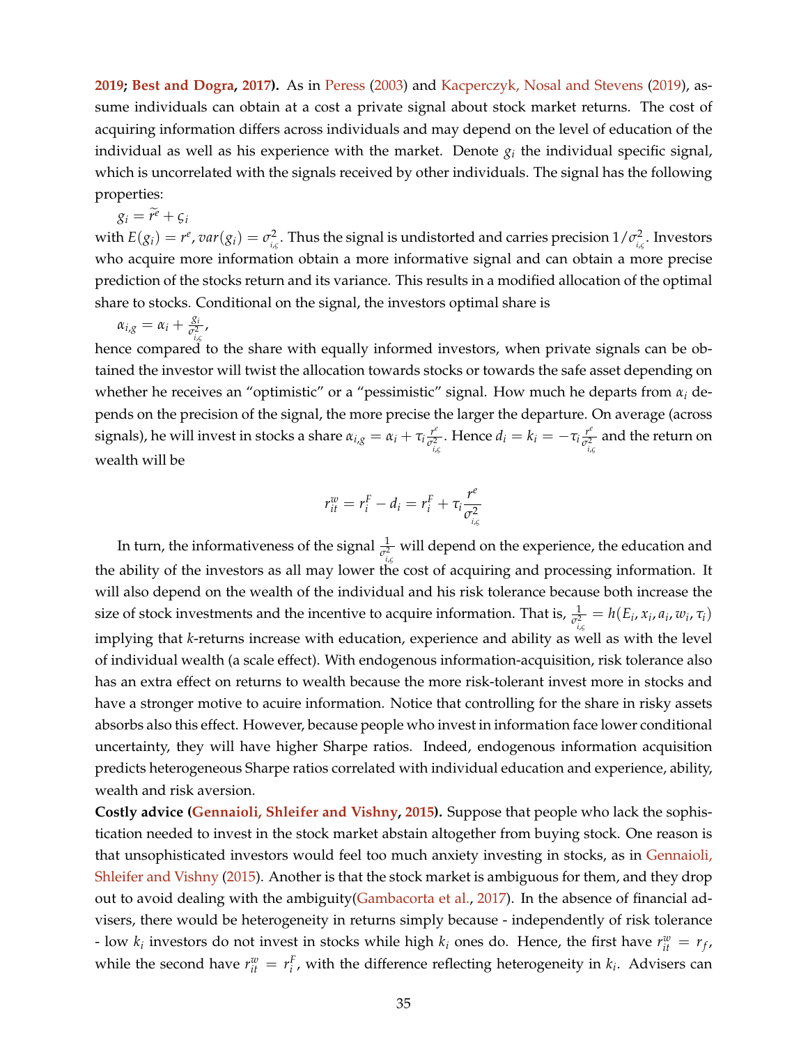2019; Best and Dogra, 2017). As in Peress (2003) and Kacperczyk, Nosal and Stevens (2019), assume individuals can obtain at a cost a private signal about stock market returns. The cost of acquiring information differs across individuals and may depend on the level of education of the individual as well as his experience with the market. Denote $g_i$ the individual specific signal, which is uncorrelated with the signals received by other individuals. The signal has the following properties:

$g_i = \widetilde{r^e} + \varsigma_i$

with $E(g_i) = r^e$, $var(g_i) = \sigma^2_{i,\varsigma}$. Thus the signal is undistorted and carries precision $1/\sigma^2_{i,\varsigma}$. Investors who acquire more information obtain a more informative signal and can obtain a more precise prediction of the stocks return and its variance. This results in a modified allocation of the optimal share to stocks. Conditional on the signal, the investors optimal share is

$\alpha_{i,g} = \alpha_i + \frac{g_i}{\sigma^2_{i,\varsigma}}$,

hence compared to the share with equally informed investors, when private signals can be obtained the investor will twist the allocation towards stocks or towards the safe asset depending on whether he receives an "optimistic" or a "pessimistic" signal. How much he departs from $\alpha_i$ depends on the precision of the signal, the more precise the larger the departure. On average (across signals), he will invest in stocks a share $\alpha_{i,g} = \alpha_i + \tau_i \frac{r^e}{\sigma^2_{i,\varsigma}}$. Hence $d_i = k_i = -\tau_i \frac{r^e}{\sigma^2_{i,\varsigma}}$ and the return on wealth will be

$$r^w_{it} = r^F_i - d_i = r^F_i + \tau_i \frac{r^e}{\sigma^2_{i,\varsigma}}$$

In turn, the informativeness of the signal $\frac{1}{\sigma^2_{i,\varsigma}}$ will depend on the experience, the education and the ability of the investors as all may lower the cost of acquiring and processing information. It will also depend on the wealth of the individual and his risk tolerance because both increase the size of stock investments and the incentive to acquire information. That is, $\frac{1}{\sigma^2_{i,\varsigma}} = h(E_i, x_i, a_i, w_i, \tau_i)$ implying that $k$-returns increase with education, experience and ability as well as with the level of individual wealth (a scale effect). With endogenous information-acquisition, risk tolerance also has an extra effect on returns to wealth because the more risk-tolerant invest more in stocks and have a stronger motive to acuire information. Notice that controlling for the share in risky assets absorbs also this effect. However, because people who invest in information face lower conditional uncertainty, they will have higher Sharpe ratios. Indeed, endogenous information acquisition predicts heterogeneous Sharpe ratios correlated with individual education and experience, ability, wealth and risk aversion.

**Costly advice (Gennaioli, Shleifer and Vishny, 2015).** Suppose that people who lack the sophistication needed to invest in the stock market abstain altogether from buying stock. One reason is that unsophisticated investors would feel too much anxiety investing in stocks, as in Gennaioli, Shleifer and Vishny (2015). Another is that the stock market is ambiguous for them, and they drop out to avoid dealing with the ambiguity(Gambacorta et al., 2017). In the absence of financial advisers, there would be heterogeneity in returns simply because - independently of risk tolerance - low $k_i$ investors do not invest in stocks while high $k_i$ ones do. Hence, the first have $r^w_{it} = r_f$, while the second have $r^w_{it} = r^F_i$, with the difference reflecting heterogeneity in $k_i$. Advisers can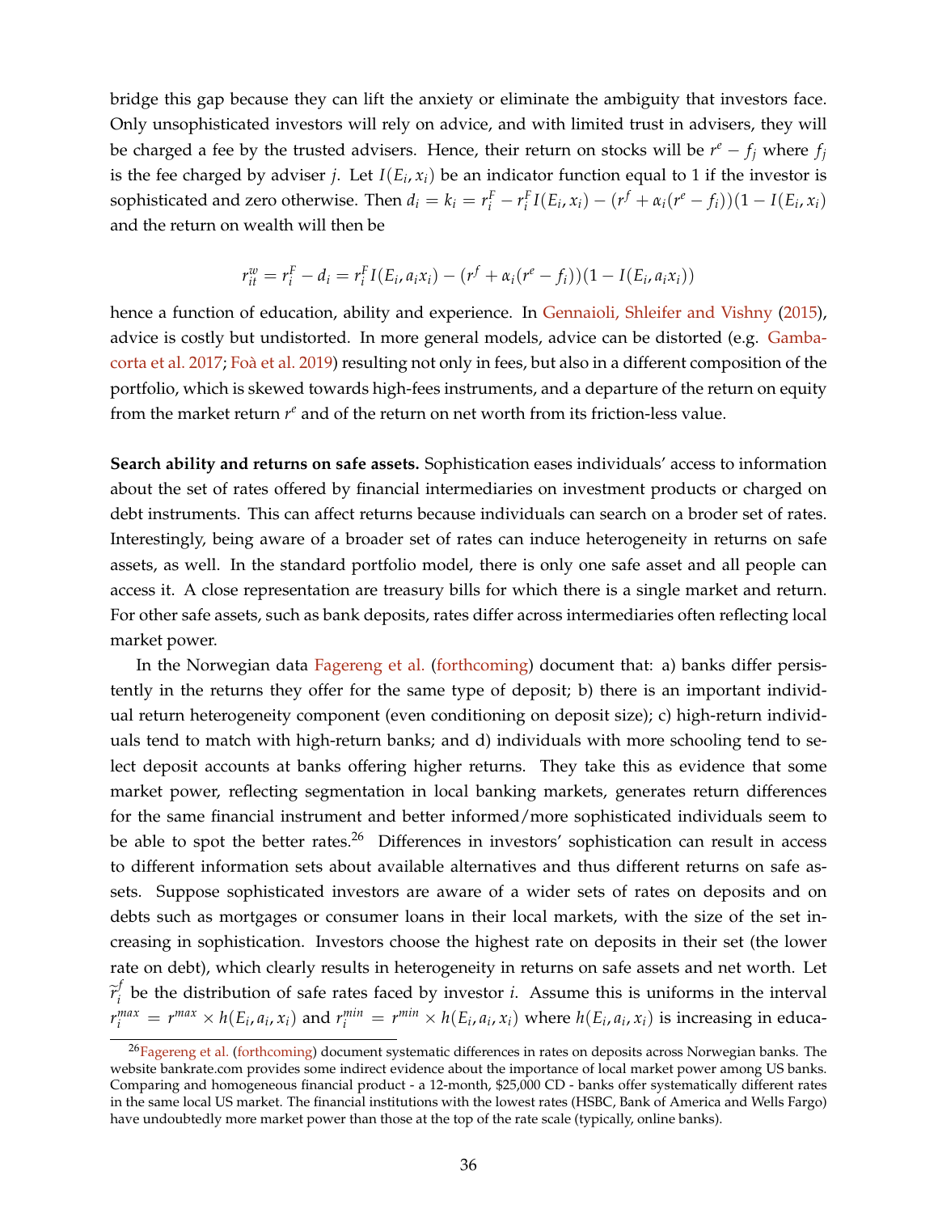bridge this gap because they can lift the anxiety or eliminate the ambiguity that investors face. Only unsophisticated investors will rely on advice, and with limited trust in advisers, they will be charged a fee by the trusted advisers. Hence, their return on stocks will be $r^e - f_j$ where $f_j$ is the fee charged by adviser $j$. Let $I(E_i, x_i)$ be an indicator function equal to 1 if the investor is sophisticated and zero otherwise. Then $d_i = k_i = r_i^F - r_i^F I(E_i, x_i) - (r^f + \alpha_i(r^e - f_i))(1 - I(E_i, x_i)$ and the return on wealth will then be

$$r_{it}^w = r_i^F - d_i = r_i^F I(E_i, a_i x_i) - (r^f + \alpha_i(r^e - f_i))(1 - I(E_i, a_i x_i))$$

hence a function of education, ability and experience. In Gennaioli, Shleifer and Vishny (2015), advice is costly but undistorted. In more general models, advice can be distorted (e.g. Gambacorta et al. 2017; Foà et al. 2019) resulting not only in fees, but also in a different composition of the portfolio, which is skewed towards high-fees instruments, and a departure of the return on equity from the market return $r^e$ and of the return on net worth from its friction-less value.

**Search ability and returns on safe assets.** Sophistication eases individuals' access to information about the set of rates offered by financial intermediaries on investment products or charged on debt instruments. This can affect returns because individuals can search on a broder set of rates. Interestingly, being aware of a broader set of rates can induce heterogeneity in returns on safe assets, as well. In the standard portfolio model, there is only one safe asset and all people can access it. A close representation are treasury bills for which there is a single market and return. For other safe assets, such as bank deposits, rates differ across intermediaries often reflecting local market power.

In the Norwegian data Fagereng et al. (forthcoming) document that: a) banks differ persistently in the returns they offer for the same type of deposit; b) there is an important individual return heterogeneity component (even conditioning on deposit size); c) high-return individuals tend to match with high-return banks; and d) individuals with more schooling tend to select deposit accounts at banks offering higher returns. They take this as evidence that some market power, reflecting segmentation in local banking markets, generates return differences for the same financial instrument and better informed/more sophisticated individuals seem to be able to spot the better rates.[26] Differences in investors' sophistication can result in access to different information sets about available alternatives and thus different returns on safe assets. Suppose sophisticated investors are aware of a wider sets of rates on deposits and on debts such as mortgages or consumer loans in their local markets, with the size of the set increasing in sophistication. Investors choose the highest rate on deposits in their set (the lower rate on debt), which clearly results in heterogeneity in returns on safe assets and net worth. Let $\widetilde{r}_i^f$ be the distribution of safe rates faced by investor $i$. Assume this is uniforms in the interval $r_i^{max} = r^{max} \times h(E_i, a_i, x_i)$ and $r_i^{min} = r^{min} \times h(E_i, a_i, x_i)$ where $h(E_i, a_i, x_i)$ is increasing in educa-

[26] Fagereng et al. (forthcoming) document systematic differences in rates on deposits across Norwegian banks. The website bankrate.com provides some indirect evidence about the importance of local market power among US banks. Comparing and homogeneous financial product - a 12-month, \$25,000 CD - banks offer systematically different rates in the same local US market. The financial institutions with the lowest rates (HSBC, Bank of America and Wells Fargo) have undoubtedly more market power than those at the top of the rate scale (typically, online banks).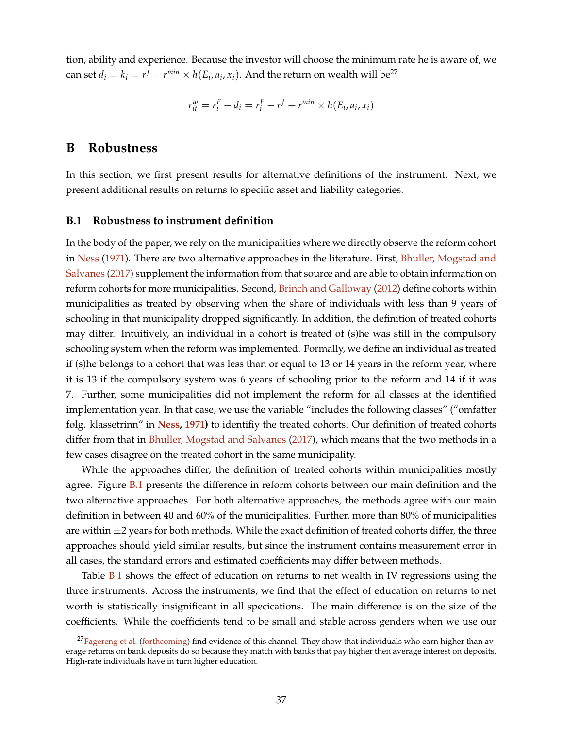tion, ability and experience. Because the investor will choose the minimum rate he is aware of, we can set $d_i = k_i = r^f - r^{min} \times h(E_i, a_i, x_i)$. And the return on wealth will be[27]

$$r^w_{it} = r^F_i - d_i = r^F_i - r^f + r^{min} \times h(E_i, a_i, x_i)$$

# B Robustness

In this section, we first present results for alternative definitions of the instrument. Next, we present additional results on returns to specific asset and liability categories.

## B.1 Robustness to instrument definition

In the body of the paper, we rely on the municipalities where we directly observe the reform cohort in Ness (1971). There are two alternative approaches in the literature. First, Bhuller, Mogstad and Salvanes (2017) supplement the information from that source and are able to obtain information on reform cohorts for more municipalities. Second, Brinch and Galloway (2012) define cohorts within municipalities as treated by observing when the share of individuals with less than 9 years of schooling in that municipality dropped significantly. In addition, the definition of treated cohorts may differ. Intuitively, an individual in a cohort is treated of (s)he was still in the compulsory schooling system when the reform was implemented. Formally, we define an individual as treated if (s)he belongs to a cohort that was less than or equal to 13 or 14 years in the reform year, where it is 13 if the compulsory system was 6 years of schooling prior to the reform and 14 if it was 7. Further, some municipalities did not implement the reform for all classes at the identified implementation year. In that case, we use the variable "includes the following classes" ("omfatter følg. klassetrinn" in **Ness, 1971)** to identifiy the treated cohorts. Our definition of treated cohorts differ from that in Bhuller, Mogstad and Salvanes (2017), which means that the two methods in a few cases disagree on the treated cohort in the same municipality.

While the approaches differ, the definition of treated cohorts within municipalities mostly agree. Figure B.1 presents the difference in reform cohorts between our main definition and the two alternative approaches. For both alternative approaches, the methods agree with our main definition in between 40 and 60% of the municipalities. Further, more than 80% of municipalities are within $\pm 2$ years for both methods. While the exact definition of treated cohorts differ, the three approaches should yield similar results, but since the instrument contains measurement error in all cases, the standard errors and estimated coefficients may differ between methods.

Table B.1 shows the effect of education on returns to net wealth in IV regressions using the three instruments. Across the instruments, we find that the effect of education on returns to net worth is statistically insignificant in all specications. The main difference is on the size of the coefficients. While the coefficients tend to be small and stable across genders when we use our

[27] Fagereng et al. (forthcoming) find evidence of this channel. They show that individuals who earn higher than average returns on bank deposits do so because they match with banks that pay higher then average interest on deposits. High-rate individuals have in turn higher education.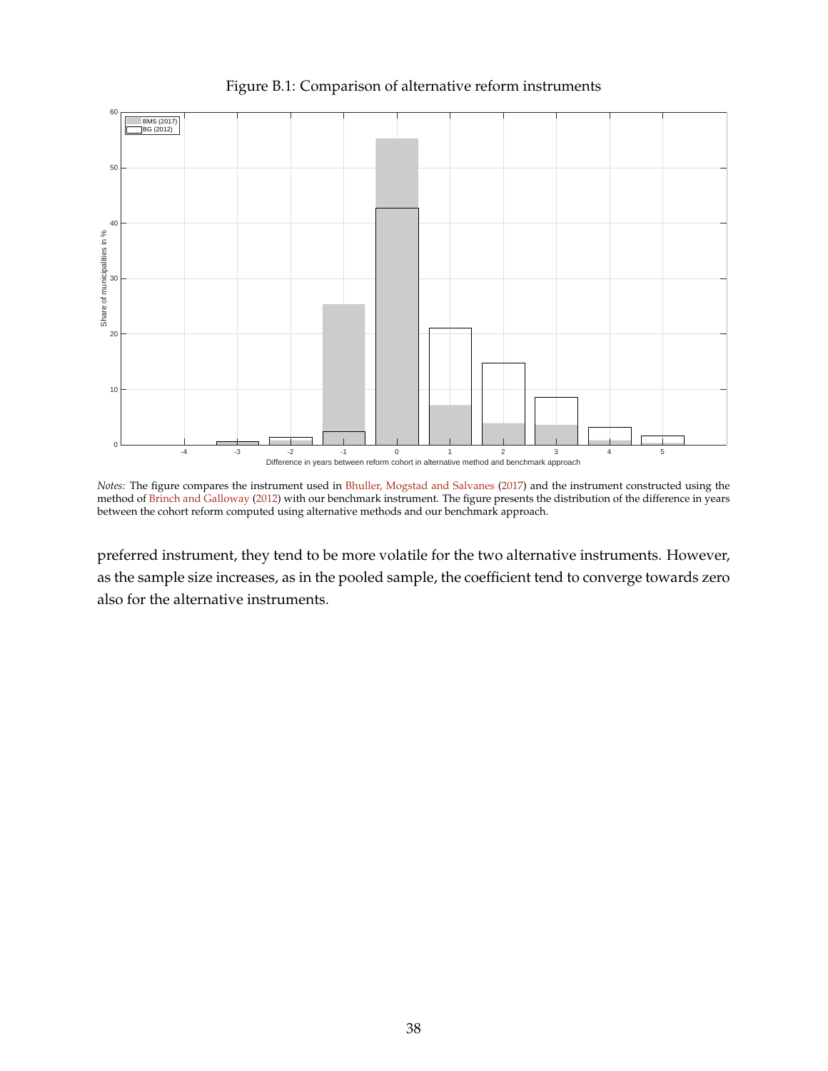Figure B.1: Comparison of alternative reform instruments

*Notes:* The figure compares the instrument used in Bhuller, Mogstad and Salvanes (2017) and the instrument constructed using the method of Brinch and Galloway (2012) with our benchmark instrument. The figure presents the distribution of the difference in years between the cohort reform computed using alternative methods and our benchmark approach.

preferred instrument, they tend to be more volatile for the two alternative instruments. However, as the sample size increases, as in the pooled sample, the coefficient tend to converge towards zero also for the alternative instruments.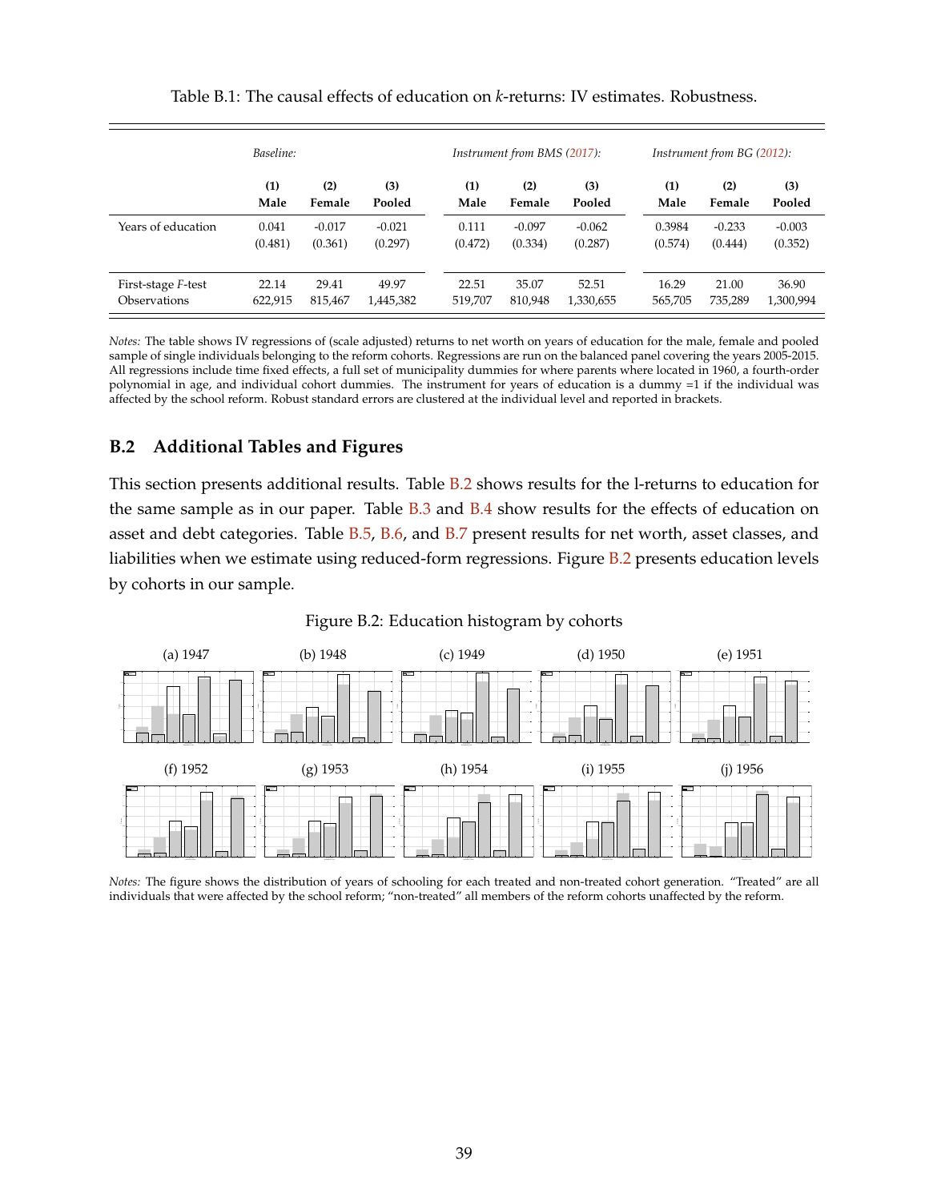Table B.1: The causal effects of education on *k*-returns: IV estimates. Robustness.

| | *Baseline:* | | | *Instrument from BMS (2017):* | | | *Instrument from BG (2012):* | | |
|---|---|---|---|---|---|---|---|---|---|
| | **(1) Male** | **(2) Female** | **(3) Pooled** | **(1) Male** | **(2) Female** | **(3) Pooled** | **(1) Male** | **(2) Female** | **(3) Pooled** |
| Years of education | 0.041 | -0.017 | -0.021 | 0.111 | -0.097 | -0.062 | 0.3984 | -0.233 | -0.003 |
| | (0.481) | (0.361) | (0.297) | (0.472) | (0.334) | (0.287) | (0.574) | (0.444) | (0.352) |
| First-stage *F*-test | 22.14 | 29.41 | 49.97 | 22.51 | 35.07 | 52.51 | 16.29 | 21.00 | 36.90 |
| Observations | 622,915 | 815,467 | 1,445,382 | 519,707 | 810,948 | 1,330,655 | 565,705 | 735,289 | 1,300,994 |

*Notes:* The table shows IV regressions of (scale adjusted) returns to net worth on years of education for the male, female and pooled sample of single individuals belonging to the reform cohorts. Regressions are run on the balanced panel covering the years 2005-2015. All regressions include time fixed effects, a full set of municipality dummies for where parents where located in 1960, a fourth-order polynomial in age, and individual cohort dummies. The instrument for years of education is a dummy =1 if the individual was affected by the school reform. Robust standard errors are clustered at the individual level and reported in brackets.

## B.2 Additional Tables and Figures

This section presents additional results. Table B.2 shows results for the l-returns to education for the same sample as in our paper. Table B.3 and B.4 show results for the effects of education on asset and debt categories. Table B.5, B.6, and B.7 present results for net worth, asset classes, and liabilities when we estimate using reduced-form regressions. Figure B.2 presents education levels by cohorts in our sample.

Figure B.2: Education histogram by cohorts

(a) 1947 (b) 1948 (c) 1949 (d) 1950 (e) 1951

(f) 1952 (g) 1953 (h) 1954 (i) 1955 (j) 1956

*Notes:* The figure shows the distribution of years of schooling for each treated and non-treated cohort generation. "Treated" are all individuals that were affected by the school reform; "non-treated" all members of the reform cohorts unaffected by the reform.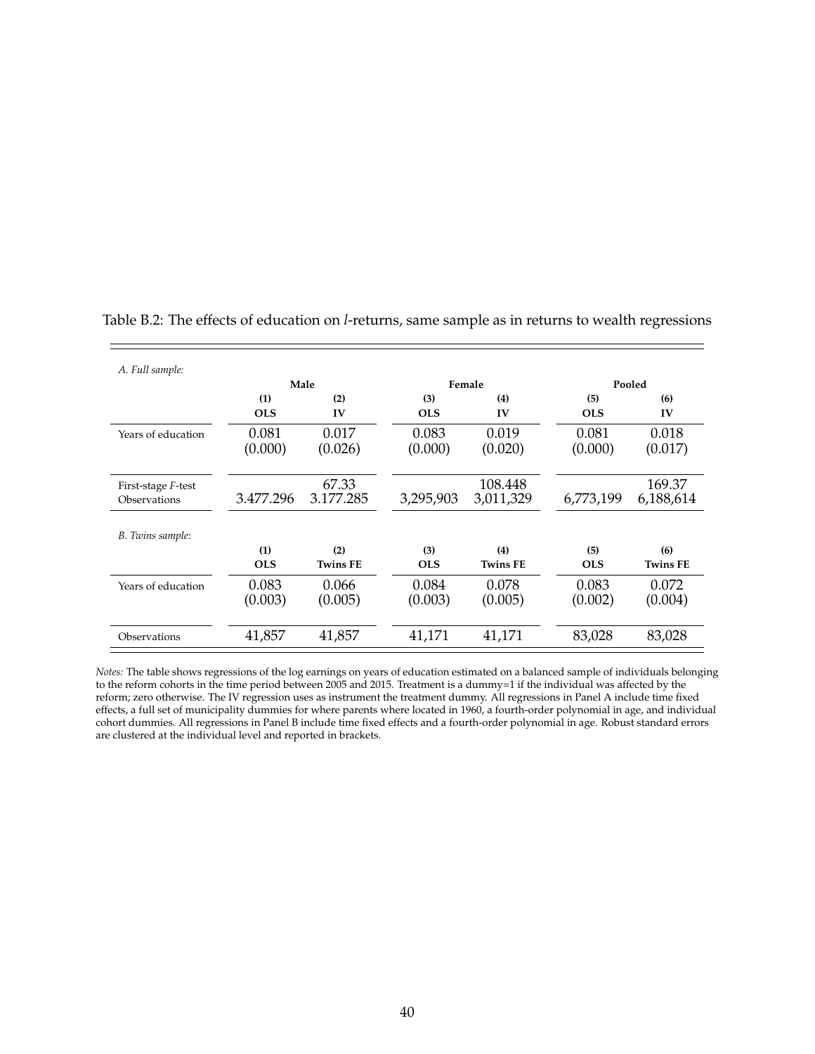Table B.2: The effects of education on *l*-returns, same sample as in returns to wealth regressions

| *A. Full sample:* | Male | | Female | | Pooled | |
|---|---|---|---|---|---|---|
| | (1) | (2) | (3) | (4) | (5) | (6) |
| | **OLS** | **IV** | **OLS** | **IV** | **OLS** | **IV** |
| Years of education | 0.081 | 0.017 | 0.083 | 0.019 | 0.081 | 0.018 |
| | (0.000) | (0.026) | (0.000) | (0.020) | (0.000) | (0.017) |
| First-stage *F*-test | | 67.33 | | 108.448 | | 169.37 |
| Observations | 3.477.296 | 3.177.285 | 3,295,903 | 3,011,329 | 6,773,199 | 6,188,614 |

| *B. Twins sample:* | (1) | (2) | (3) | (4) | (5) | (6) |
|---|---|---|---|---|---|---|
| | **OLS** | **Twins FE** | **OLS** | **Twins FE** | **OLS** | **Twins FE** |
| Years of education | 0.083 | 0.066 | 0.084 | 0.078 | 0.083 | 0.072 |
| | (0.003) | (0.005) | (0.003) | (0.005) | (0.002) | (0.004) |
| Observations | 41,857 | 41,857 | 41,171 | 41,171 | 83,028 | 83,028 |

*Notes:* The table shows regressions of the log earnings on years of education estimated on a balanced sample of individuals belonging to the reform cohorts in the time period between 2005 and 2015. Treatment is a dummy=1 if the individual was affected by the reform; zero otherwise. The IV regression uses as instrument the treatment dummy. All regressions in Panel A include time fixed effects, a full set of municipality dummies for where parents where located in 1960, a fourth-order polynomial in age, and individual cohort dummies. All regressions in Panel B include time fixed effects and a fourth-order polynomial in age. Robust standard errors are clustered at the individual level and reported in brackets.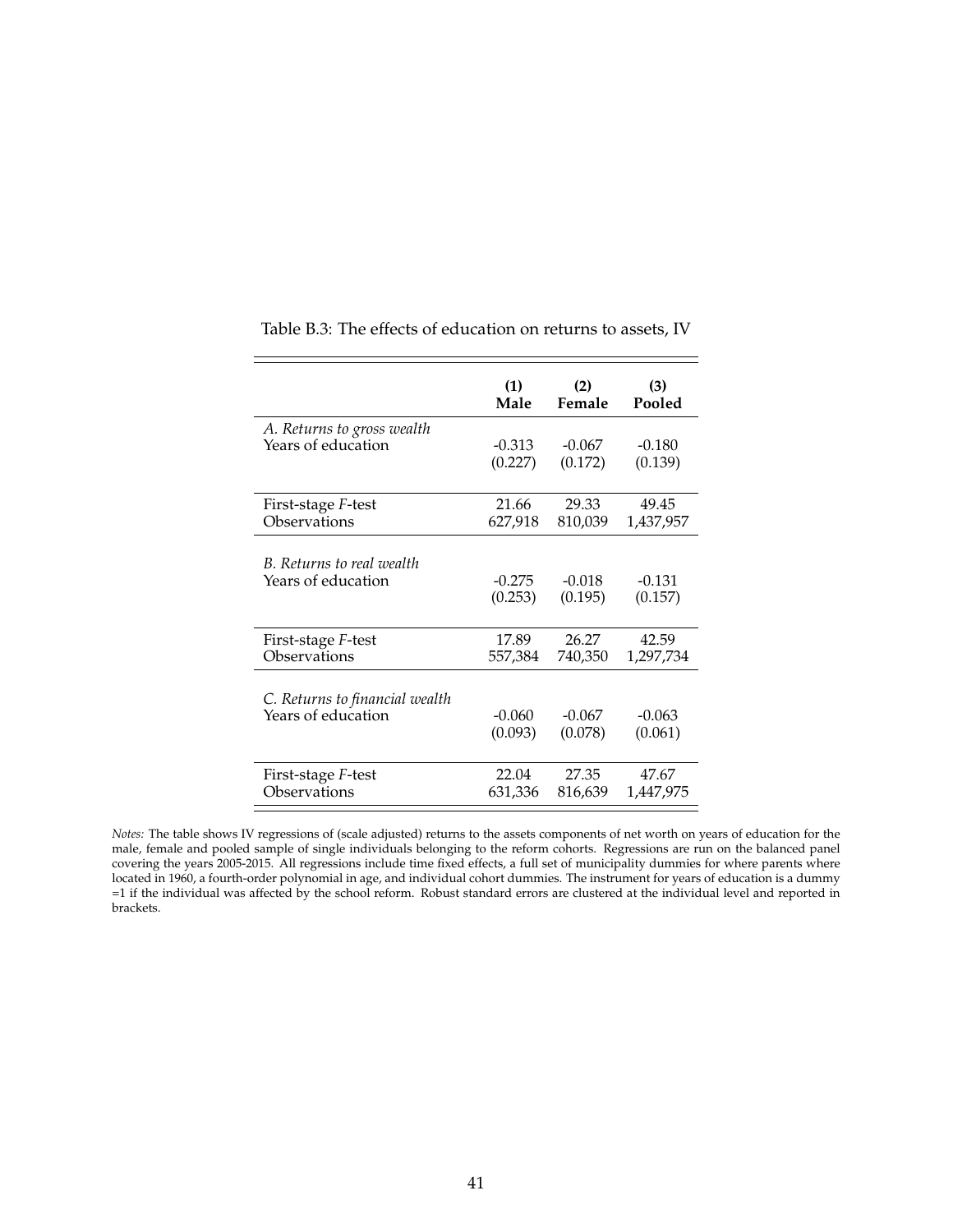Table B.3: The effects of education on returns to assets, IV

| | (1) **Male** | (2) **Female** | (3) **Pooled** |
|---|---|---|---|
| *A. Returns to gross wealth* | | | |
| Years of education | -0.313 | -0.067 | -0.180 |
| | (0.227) | (0.172) | (0.139) |
| First-stage *F*-test | 21.66 | 29.33 | 49.45 |
| Observations | 627,918 | 810,039 | 1,437,957 |
| *B. Returns to real wealth* | | | |
| Years of education | -0.275 | -0.018 | -0.131 |
| | (0.253) | (0.195) | (0.157) |
| First-stage *F*-test | 17.89 | 26.27 | 42.59 |
| Observations | 557,384 | 740,350 | 1,297,734 |
| *C. Returns to financial wealth* | | | |
| Years of education | -0.060 | -0.067 | -0.063 |
| | (0.093) | (0.078) | (0.061) |
| First-stage *F*-test | 22.04 | 27.35 | 47.67 |
| Observations | 631,336 | 816,639 | 1,447,975 |

*Notes:* The table shows IV regressions of (scale adjusted) returns to the assets components of net worth on years of education for the male, female and pooled sample of single individuals belonging to the reform cohorts. Regressions are run on the balanced panel covering the years 2005-2015. All regressions include time fixed effects, a full set of municipality dummies for where parents where located in 1960, a fourth-order polynomial in age, and individual cohort dummies. The instrument for years of education is a dummy =1 if the individual was affected by the school reform. Robust standard errors are clustered at the individual level and reported in brackets.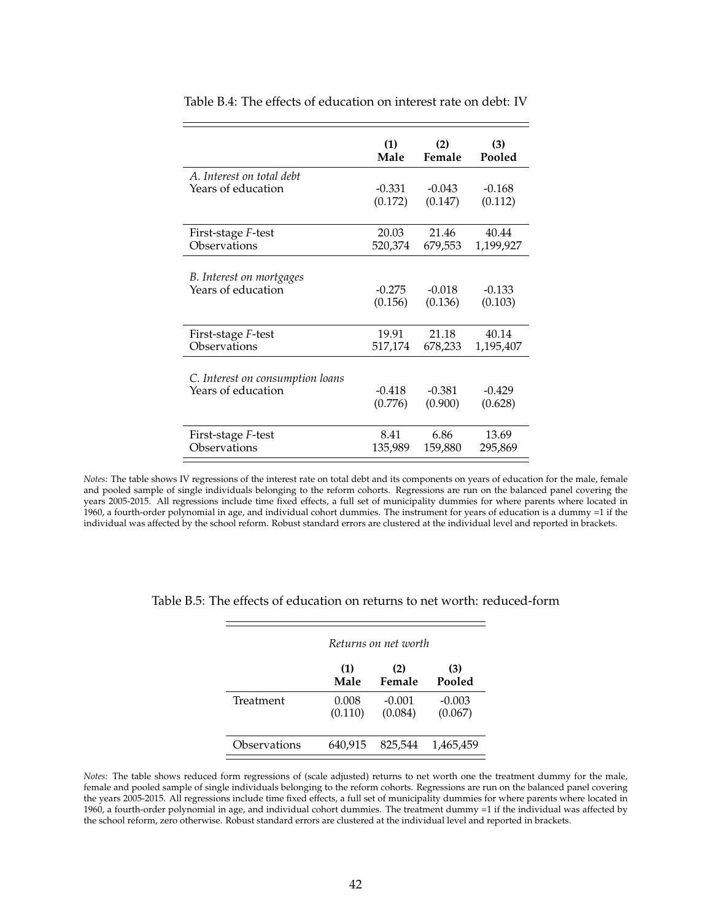Table B.4: The effects of education on interest rate on debt: IV

| | (1) Male | (2) Female | (3) Pooled |
|---|---|---|---|
| *A. Interest on total debt* | | | |
| Years of education | -0.331 | -0.043 | -0.168 |
| | (0.172) | (0.147) | (0.112) |
| First-stage *F*-test | 20.03 | 21.46 | 40.44 |
| Observations | 520,374 | 679,553 | 1,199,927 |
| *B. Interest on mortgages* | | | |
| Years of education | -0.275 | -0.018 | -0.133 |
| | (0.156) | (0.136) | (0.103) |
| First-stage *F*-test | 19.91 | 21.18 | 40.14 |
| Observations | 517,174 | 678,233 | 1,195,407 |
| *C. Interest on consumption loans* | | | |
| Years of education | -0.418 | -0.381 | -0.429 |
| | (0.776) | (0.900) | (0.628) |
| First-stage *F*-test | 8.41 | 6.86 | 13.69 |
| Observations | 135,989 | 159,880 | 295,869 |

*Notes:* The table shows IV regressions of the interest rate on total debt and its components on years of education for the male, female and pooled sample of single individuals belonging to the reform cohorts. Regressions are run on the balanced panel covering the years 2005-2015. All regressions include time fixed effects, a full set of municipality dummies for where parents where located in 1960, a fourth-order polynomial in age, and individual cohort dummies. The instrument for years of education is a dummy =1 if the individual was affected by the school reform. Robust standard errors are clustered at the individual level and reported in brackets.

Table B.5: The effects of education on returns to net worth: reduced-form

| | *Returns on net worth* | | |
|---|---|---|---|
| | (1) Male | (2) Female | (3) Pooled |
| Treatment | 0.008 | -0.001 | -0.003 |
| | (0.110) | (0.084) | (0.067) |
| Observations | 640,915 | 825,544 | 1,465,459 |

*Notes:* The table shows reduced form regressions of (scale adjusted) returns to net worth one the treatment dummy for the male, female and pooled sample of single individuals belonging to the reform cohorts. Regressions are run on the balanced panel covering the years 2005-2015. All regressions include time fixed effects, a full set of municipality dummies for where parents where located in 1960, a fourth-order polynomial in age, and individual cohort dummies. The treatment dummy =1 if the individual was affected by the school reform, zero otherwise. Robust standard errors are clustered at the individual level and reported in brackets.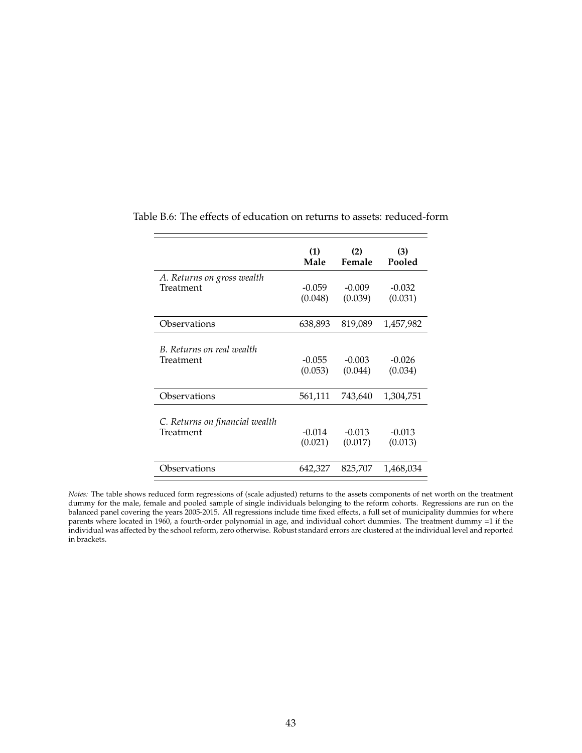Table B.6: The effects of education on returns to assets: reduced-form

| | (1)<br>**Male** | (2)<br>**Female** | (3)<br>**Pooled** |
|---|---|---|---|
| *A. Returns on gross wealth* | | | |
| Treatment | -0.059 | -0.009 | -0.032 |
| | (0.048) | (0.039) | (0.031) |
| Observations | 638,893 | 819,089 | 1,457,982 |
| *B. Returns on real wealth* | | | |
| Treatment | -0.055 | -0.003 | -0.026 |
| | (0.053) | (0.044) | (0.034) |
| Observations | 561,111 | 743,640 | 1,304,751 |
| *C. Returns on financial wealth* | | | |
| Treatment | -0.014 | -0.013 | -0.013 |
| | (0.021) | (0.017) | (0.013) |
| Observations | 642,327 | 825,707 | 1,468,034 |

*Notes:* The table shows reduced form regressions of (scale adjusted) returns to the assets components of net worth on the treatment dummy for the male, female and pooled sample of single individuals belonging to the reform cohorts. Regressions are run on the balanced panel covering the years 2005-2015. All regressions include time fixed effects, a full set of municipality dummies for where parents where located in 1960, a fourth-order polynomial in age, and individual cohort dummies. The treatment dummy =1 if the individual was affected by the school reform, zero otherwise. Robust standard errors are clustered at the individual level and reported in brackets.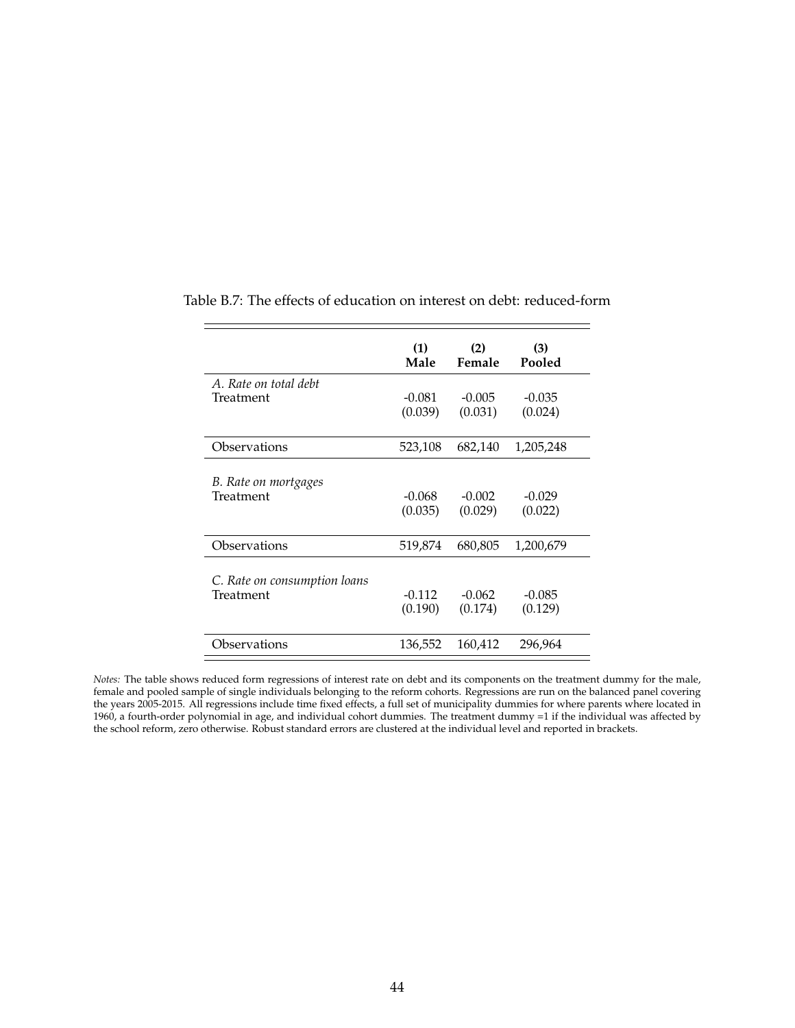Table B.7: The effects of education on interest on debt: reduced-form

| | (1) Male | (2) Female | (3) Pooled |
|---|---|---|---|
| *A. Rate on total debt* | | | |
| Treatment | -0.081 | -0.005 | -0.035 |
| | (0.039) | (0.031) | (0.024) |
| Observations | 523,108 | 682,140 | 1,205,248 |
| *B. Rate on mortgages* | | | |
| Treatment | -0.068 | -0.002 | -0.029 |
| | (0.035) | (0.029) | (0.022) |
| Observations | 519,874 | 680,805 | 1,200,679 |
| *C. Rate on consumption loans* | | | |
| Treatment | -0.112 | -0.062 | -0.085 |
| | (0.190) | (0.174) | (0.129) |
| Observations | 136,552 | 160,412 | 296,964 |

*Notes:* The table shows reduced form regressions of interest rate on debt and its components on the treatment dummy for the male, female and pooled sample of single individuals belonging to the reform cohorts. Regressions are run on the balanced panel covering the years 2005-2015. All regressions include time fixed effects, a full set of municipality dummies for where parents where located in 1960, a fourth-order polynomial in age, and individual cohort dummies. The treatment dummy =1 if the individual was affected by the school reform, zero otherwise. Robust standard errors are clustered at the individual level and reported in brackets.